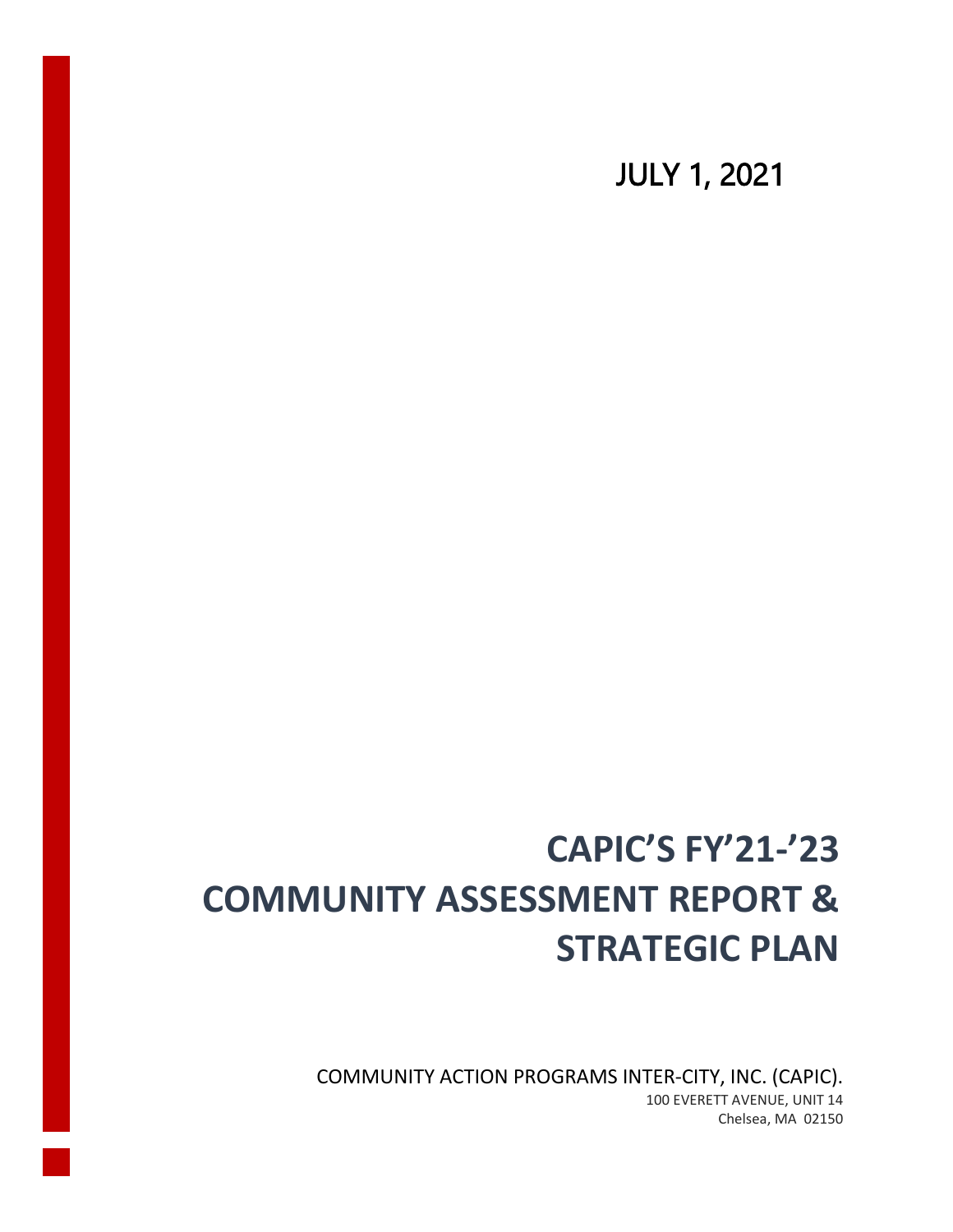JULY 1, 2021

# CAPIC'S FY'21-'23 COMMUNITY ASSESSMENT REPORT & STRATEGIC PLAN

COMMUNITY ACTION PROGRAMS INTER-CITY, INC. (CAPIC).

100 EVERETT AVENUE, UNIT 14

Chelsea, MA 02150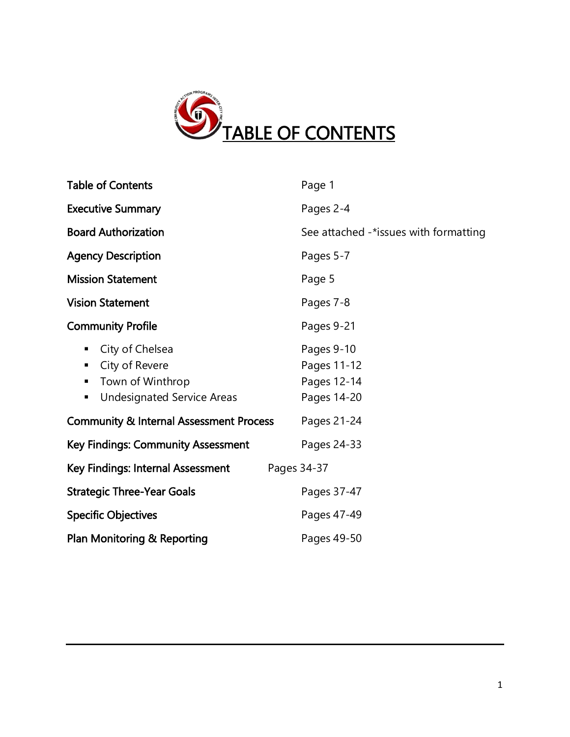# TABLE OF CONTENTS

| Section | Pages |
|---|---|
| **Table of Contents** | Page 1 |
| **Executive Summary** | Pages 2-4 |
| **Board Authorization** | See attached -*issues with formatting |
| **Agency Description** | Pages 5-7 |
| **Mission Statement** | Page 5 |
| **Vision Statement** | Pages 7-8 |
| **Community Profile** | Pages 9-21 |
| ▪ City of Chelsea | Pages 9-10 |
| ▪ City of Revere | Pages 11-12 |
| ▪ Town of Winthrop | Pages 12-14 |
| ▪ Undesignated Service Areas | Pages 14-20 |
| **Community & Internal Assessment Process** | Pages 21-24 |
| **Key Findings: Community Assessment** | Pages 24-33 |
| **Key Findings: Internal Assessment** | Pages 34-37 |
| **Strategic Three-Year Goals** | Pages 37-47 |
| **Specific Objectives** | Pages 47-49 |
| **Plan Monitoring & Reporting** | Pages 49-50 |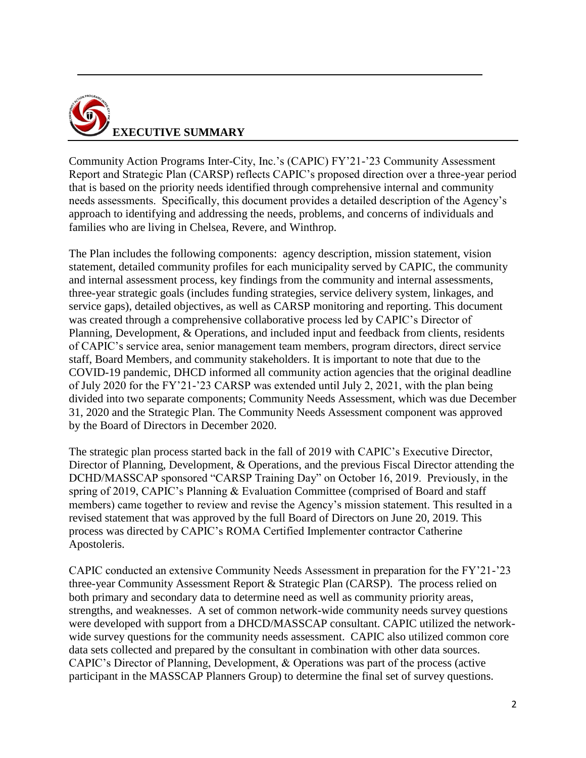# EXECUTIVE SUMMARY

Community Action Programs Inter-City, Inc.'s (CAPIC) FY'21-'23 Community Assessment Report and Strategic Plan (CARSP) reflects CAPIC's proposed direction over a three-year period that is based on the priority needs identified through comprehensive internal and community needs assessments. Specifically, this document provides a detailed description of the Agency's approach to identifying and addressing the needs, problems, and concerns of individuals and families who are living in Chelsea, Revere, and Winthrop.

The Plan includes the following components: agency description, mission statement, vision statement, detailed community profiles for each municipality served by CAPIC, the community and internal assessment process, key findings from the community and internal assessments, three-year strategic goals (includes funding strategies, service delivery system, linkages, and service gaps), detailed objectives, as well as CARSP monitoring and reporting. This document was created through a comprehensive collaborative process led by CAPIC's Director of Planning, Development, & Operations, and included input and feedback from clients, residents of CAPIC's service area, senior management team members, program directors, direct service staff, Board Members, and community stakeholders. It is important to note that due to the COVID-19 pandemic, DHCD informed all community action agencies that the original deadline of July 2020 for the FY'21-'23 CARSP was extended until July 2, 2021, with the plan being divided into two separate components; Community Needs Assessment, which was due December 31, 2020 and the Strategic Plan. The Community Needs Assessment component was approved by the Board of Directors in December 2020.

The strategic plan process started back in the fall of 2019 with CAPIC's Executive Director, Director of Planning, Development, & Operations, and the previous Fiscal Director attending the DCHD/MASSCAP sponsored "CARSP Training Day" on October 16, 2019. Previously, in the spring of 2019, CAPIC's Planning & Evaluation Committee (comprised of Board and staff members) came together to review and revise the Agency's mission statement. This resulted in a revised statement that was approved by the full Board of Directors on June 20, 2019. This process was directed by CAPIC's ROMA Certified Implementer contractor Catherine Apostoleris.

CAPIC conducted an extensive Community Needs Assessment in preparation for the FY'21-'23 three-year Community Assessment Report & Strategic Plan (CARSP). The process relied on both primary and secondary data to determine need as well as community priority areas, strengths, and weaknesses. A set of common network-wide community needs survey questions were developed with support from a DHCD/MASSCAP consultant. CAPIC utilized the network-wide survey questions for the community needs assessment. CAPIC also utilized common core data sets collected and prepared by the consultant in combination with other data sources. CAPIC's Director of Planning, Development, & Operations was part of the process (active participant in the MASSCAP Planners Group) to determine the final set of survey questions.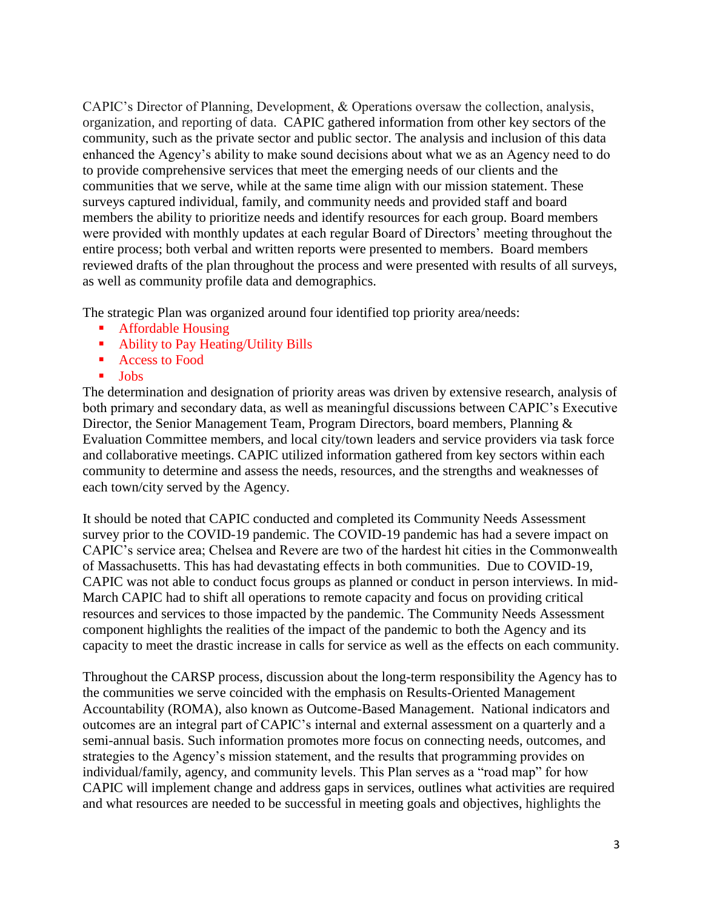CAPIC's Director of Planning, Development, & Operations oversaw the collection, analysis, organization, and reporting of data. CAPIC gathered information from other key sectors of the community, such as the private sector and public sector. The analysis and inclusion of this data enhanced the Agency's ability to make sound decisions about what we as an Agency need to do to provide comprehensive services that meet the emerging needs of our clients and the communities that we serve, while at the same time align with our mission statement. These surveys captured individual, family, and community needs and provided staff and board members the ability to prioritize needs and identify resources for each group. Board members were provided with monthly updates at each regular Board of Directors' meeting throughout the entire process; both verbal and written reports were presented to members. Board members reviewed drafts of the plan throughout the process and were presented with results of all surveys, as well as community profile data and demographics.

The strategic Plan was organized around four identified top priority area/needs:

- Affordable Housing
- Ability to Pay Heating/Utility Bills
- Access to Food
- Jobs

The determination and designation of priority areas was driven by extensive research, analysis of both primary and secondary data, as well as meaningful discussions between CAPIC's Executive Director, the Senior Management Team, Program Directors, board members, Planning & Evaluation Committee members, and local city/town leaders and service providers via task force and collaborative meetings. CAPIC utilized information gathered from key sectors within each community to determine and assess the needs, resources, and the strengths and weaknesses of each town/city served by the Agency.

It should be noted that CAPIC conducted and completed its Community Needs Assessment survey prior to the COVID-19 pandemic. The COVID-19 pandemic has had a severe impact on CAPIC's service area; Chelsea and Revere are two of the hardest hit cities in the Commonwealth of Massachusetts. This has had devastating effects in both communities. Due to COVID-19, CAPIC was not able to conduct focus groups as planned or conduct in person interviews. In mid-March CAPIC had to shift all operations to remote capacity and focus on providing critical resources and services to those impacted by the pandemic. The Community Needs Assessment component highlights the realities of the impact of the pandemic to both the Agency and its capacity to meet the drastic increase in calls for service as well as the effects on each community.

Throughout the CARSP process, discussion about the long-term responsibility the Agency has to the communities we serve coincided with the emphasis on Results-Oriented Management Accountability (ROMA), also known as Outcome-Based Management. National indicators and outcomes are an integral part of CAPIC's internal and external assessment on a quarterly and a semi-annual basis. Such information promotes more focus on connecting needs, outcomes, and strategies to the Agency's mission statement, and the results that programming provides on individual/family, agency, and community levels. This Plan serves as a "road map" for how CAPIC will implement change and address gaps in services, outlines what activities are required and what resources are needed to be successful in meeting goals and objectives, highlights the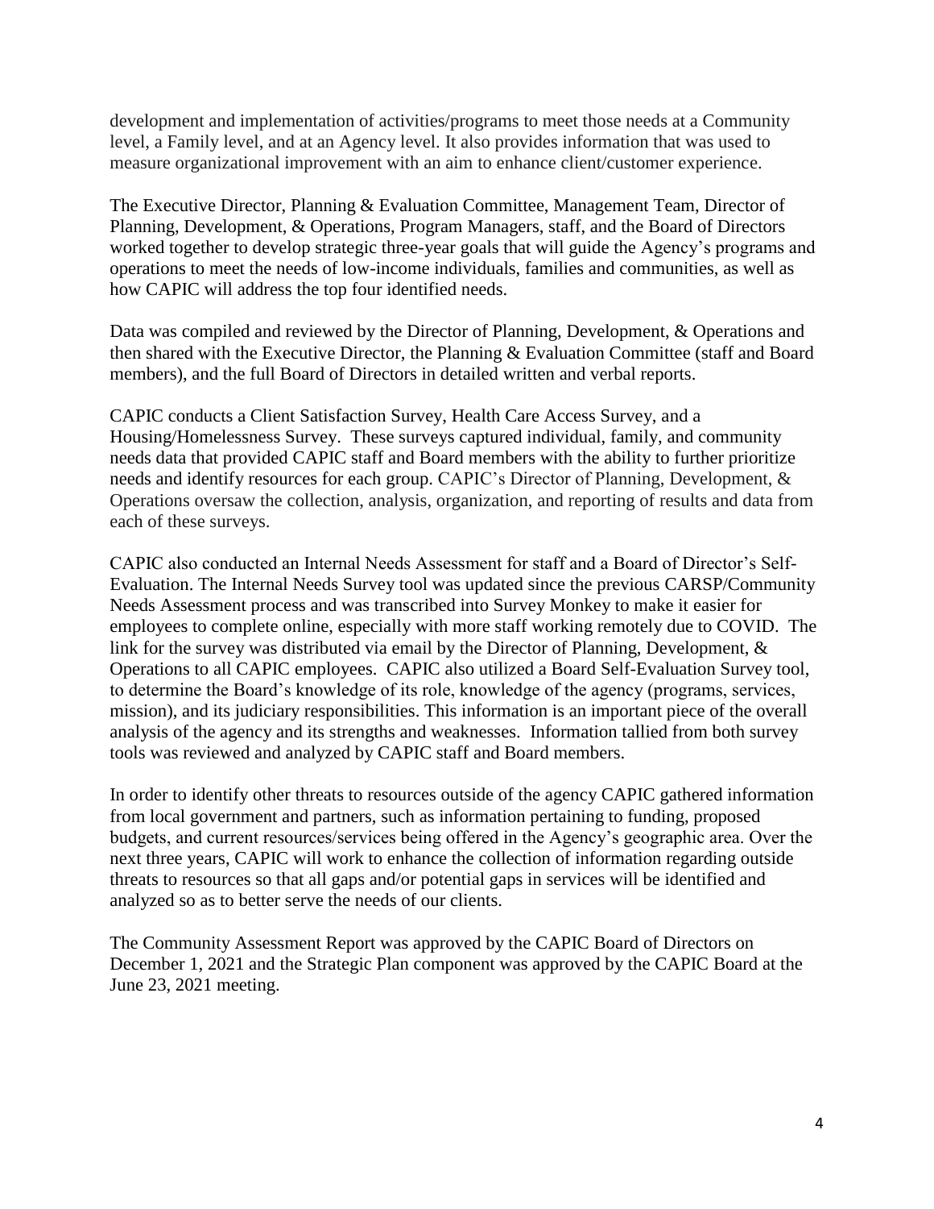development and implementation of activities/programs to meet those needs at a Community level, a Family level, and at an Agency level. It also provides information that was used to measure organizational improvement with an aim to enhance client/customer experience.

The Executive Director, Planning & Evaluation Committee, Management Team, Director of Planning, Development, & Operations, Program Managers, staff, and the Board of Directors worked together to develop strategic three-year goals that will guide the Agency's programs and operations to meet the needs of low-income individuals, families and communities, as well as how CAPIC will address the top four identified needs.

Data was compiled and reviewed by the Director of Planning, Development, & Operations and then shared with the Executive Director, the Planning & Evaluation Committee (staff and Board members), and the full Board of Directors in detailed written and verbal reports.

CAPIC conducts a Client Satisfaction Survey, Health Care Access Survey, and a Housing/Homelessness Survey. These surveys captured individual, family, and community needs data that provided CAPIC staff and Board members with the ability to further prioritize needs and identify resources for each group. CAPIC's Director of Planning, Development, & Operations oversaw the collection, analysis, organization, and reporting of results and data from each of these surveys.

CAPIC also conducted an Internal Needs Assessment for staff and a Board of Director's Self-Evaluation. The Internal Needs Survey tool was updated since the previous CARSP/Community Needs Assessment process and was transcribed into Survey Monkey to make it easier for employees to complete online, especially with more staff working remotely due to COVID. The link for the survey was distributed via email by the Director of Planning, Development, & Operations to all CAPIC employees. CAPIC also utilized a Board Self-Evaluation Survey tool, to determine the Board's knowledge of its role, knowledge of the agency (programs, services, mission), and its judiciary responsibilities. This information is an important piece of the overall analysis of the agency and its strengths and weaknesses. Information tallied from both survey tools was reviewed and analyzed by CAPIC staff and Board members.

In order to identify other threats to resources outside of the agency CAPIC gathered information from local government and partners, such as information pertaining to funding, proposed budgets, and current resources/services being offered in the Agency's geographic area. Over the next three years, CAPIC will work to enhance the collection of information regarding outside threats to resources so that all gaps and/or potential gaps in services will be identified and analyzed so as to better serve the needs of our clients.

The Community Assessment Report was approved by the CAPIC Board of Directors on December 1, 2021 and the Strategic Plan component was approved by the CAPIC Board at the June 23, 2021 meeting.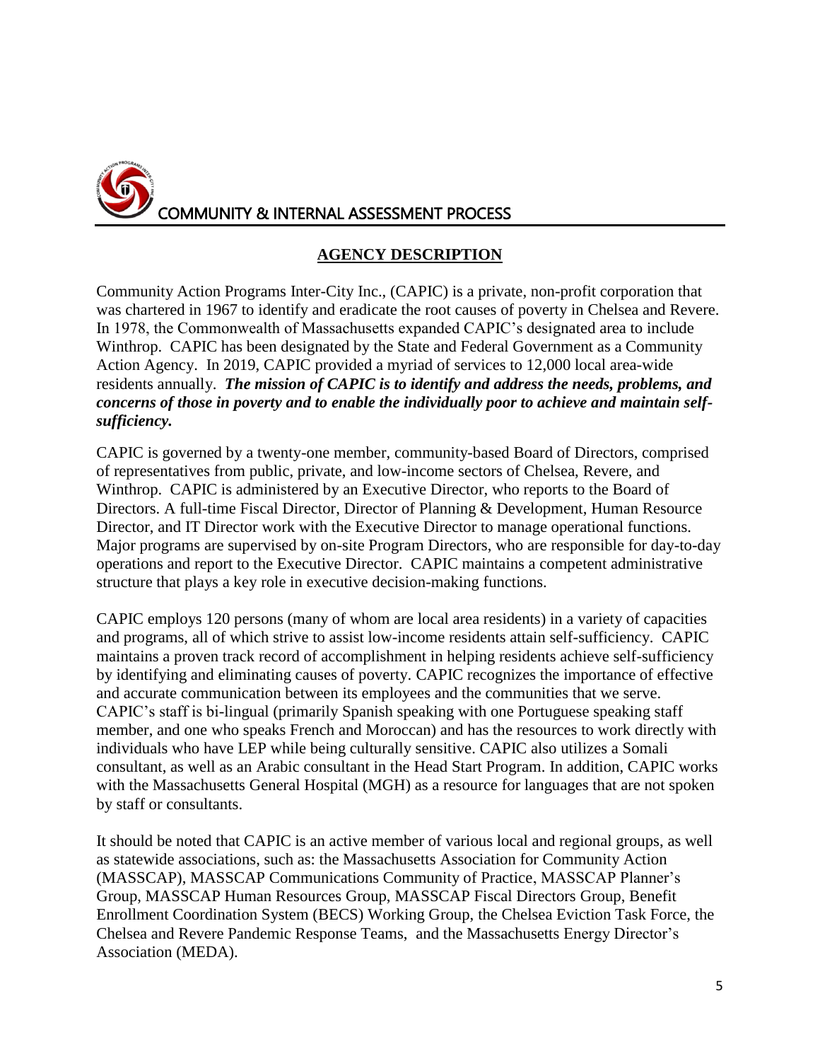COMMUNITY & INTERNAL ASSESSMENT PROCESS

## AGENCY DESCRIPTION

Community Action Programs Inter-City Inc., (CAPIC) is a private, non-profit corporation that was chartered in 1967 to identify and eradicate the root causes of poverty in Chelsea and Revere. In 1978, the Commonwealth of Massachusetts expanded CAPIC's designated area to include Winthrop. CAPIC has been designated by the State and Federal Government as a Community Action Agency. In 2019, CAPIC provided a myriad of services to 12,000 local area-wide residents annually. ***The mission of CAPIC is to identify and address the needs, problems, and concerns of those in poverty and to enable the individually poor to achieve and maintain self-sufficiency.***

CAPIC is governed by a twenty-one member, community-based Board of Directors, comprised of representatives from public, private, and low-income sectors of Chelsea, Revere, and Winthrop. CAPIC is administered by an Executive Director, who reports to the Board of Directors. A full-time Fiscal Director, Director of Planning & Development, Human Resource Director, and IT Director work with the Executive Director to manage operational functions. Major programs are supervised by on-site Program Directors, who are responsible for day-to-day operations and report to the Executive Director. CAPIC maintains a competent administrative structure that plays a key role in executive decision-making functions.

CAPIC employs 120 persons (many of whom are local area residents) in a variety of capacities and programs, all of which strive to assist low-income residents attain self-sufficiency. CAPIC maintains a proven track record of accomplishment in helping residents achieve self-sufficiency by identifying and eliminating causes of poverty. CAPIC recognizes the importance of effective and accurate communication between its employees and the communities that we serve. CAPIC's staff is bi-lingual (primarily Spanish speaking with one Portuguese speaking staff member, and one who speaks French and Moroccan) and has the resources to work directly with individuals who have LEP while being culturally sensitive. CAPIC also utilizes a Somali consultant, as well as an Arabic consultant in the Head Start Program. In addition, CAPIC works with the Massachusetts General Hospital (MGH) as a resource for languages that are not spoken by staff or consultants.

It should be noted that CAPIC is an active member of various local and regional groups, as well as statewide associations, such as: the Massachusetts Association for Community Action (MASSCAP), MASSCAP Communications Community of Practice, MASSCAP Planner's Group, MASSCAP Human Resources Group, MASSCAP Fiscal Directors Group, Benefit Enrollment Coordination System (BECS) Working Group, the Chelsea Eviction Task Force, the Chelsea and Revere Pandemic Response Teams, and the Massachusetts Energy Director's Association (MEDA).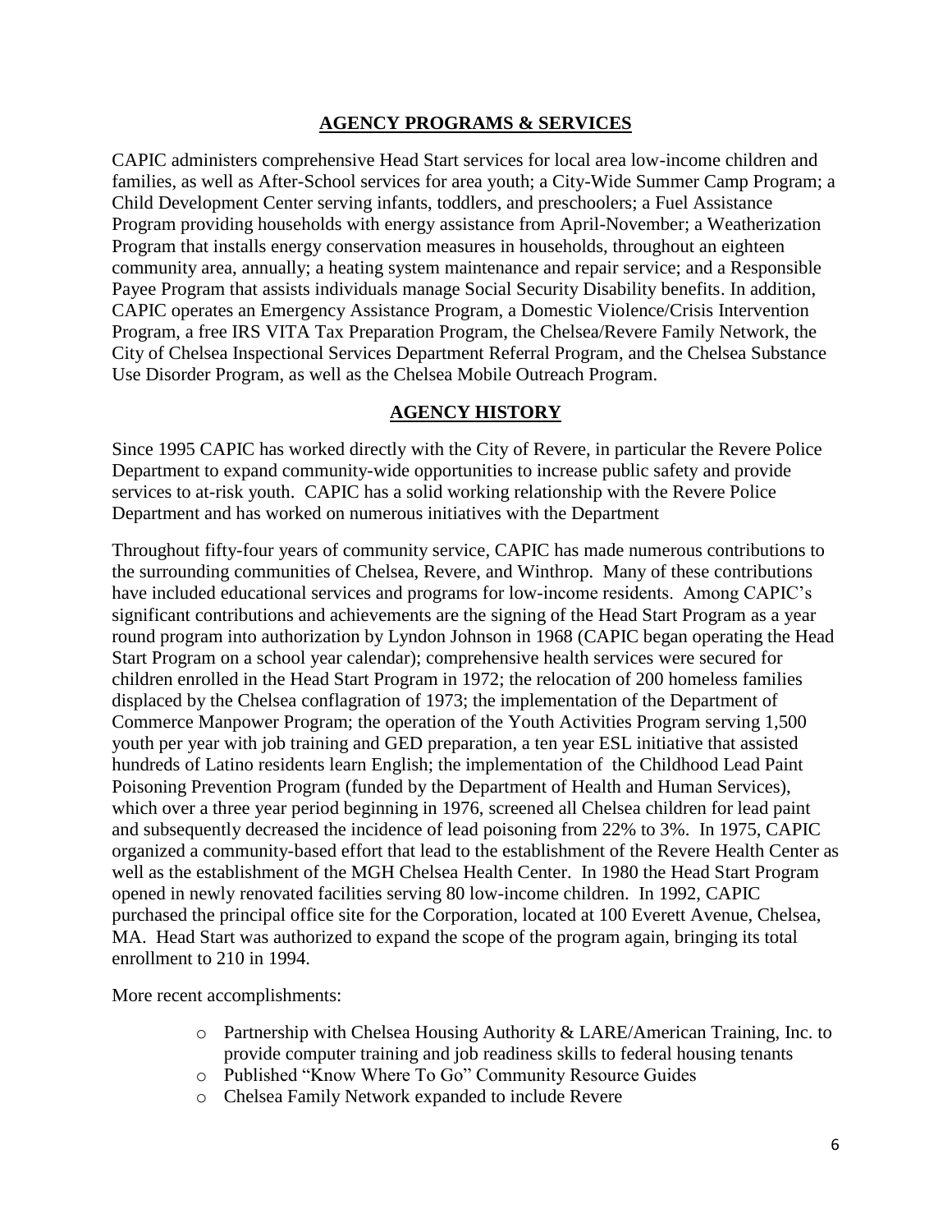## AGENCY PROGRAMS & SERVICES

CAPIC administers comprehensive Head Start services for local area low-income children and families, as well as After-School services for area youth; a City-Wide Summer Camp Program; a Child Development Center serving infants, toddlers, and preschoolers; a Fuel Assistance Program providing households with energy assistance from April-November; a Weatherization Program that installs energy conservation measures in households, throughout an eighteen community area, annually; a heating system maintenance and repair service; and a Responsible Payee Program that assists individuals manage Social Security Disability benefits. In addition, CAPIC operates an Emergency Assistance Program, a Domestic Violence/Crisis Intervention Program, a free IRS VITA Tax Preparation Program, the Chelsea/Revere Family Network, the City of Chelsea Inspectional Services Department Referral Program, and the Chelsea Substance Use Disorder Program, as well as the Chelsea Mobile Outreach Program.

## AGENCY HISTORY

Since 1995 CAPIC has worked directly with the City of Revere, in particular the Revere Police Department to expand community-wide opportunities to increase public safety and provide services to at-risk youth. CAPIC has a solid working relationship with the Revere Police Department and has worked on numerous initiatives with the Department

Throughout fifty-four years of community service, CAPIC has made numerous contributions to the surrounding communities of Chelsea, Revere, and Winthrop. Many of these contributions have included educational services and programs for low-income residents. Among CAPIC's significant contributions and achievements are the signing of the Head Start Program as a year round program into authorization by Lyndon Johnson in 1968 (CAPIC began operating the Head Start Program on a school year calendar); comprehensive health services were secured for children enrolled in the Head Start Program in 1972; the relocation of 200 homeless families displaced by the Chelsea conflagration of 1973; the implementation of the Department of Commerce Manpower Program; the operation of the Youth Activities Program serving 1,500 youth per year with job training and GED preparation, a ten year ESL initiative that assisted hundreds of Latino residents learn English; the implementation of the Childhood Lead Paint Poisoning Prevention Program (funded by the Department of Health and Human Services), which over a three year period beginning in 1976, screened all Chelsea children for lead paint and subsequently decreased the incidence of lead poisoning from 22% to 3%. In 1975, CAPIC organized a community-based effort that lead to the establishment of the Revere Health Center as well as the establishment of the MGH Chelsea Health Center. In 1980 the Head Start Program opened in newly renovated facilities serving 80 low-income children. In 1992, CAPIC purchased the principal office site for the Corporation, located at 100 Everett Avenue, Chelsea, MA. Head Start was authorized to expand the scope of the program again, bringing its total enrollment to 210 in 1994.

More recent accomplishments:

- Partnership with Chelsea Housing Authority & LARE/American Training, Inc. to provide computer training and job readiness skills to federal housing tenants
- Published "Know Where To Go" Community Resource Guides
- Chelsea Family Network expanded to include Revere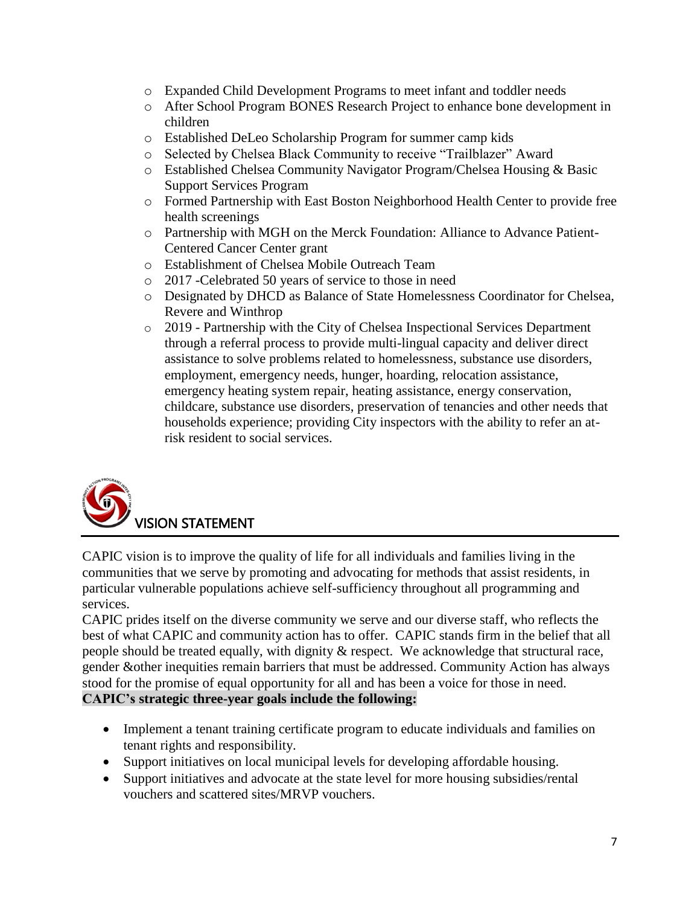- Expanded Child Development Programs to meet infant and toddler needs
- After School Program BONES Research Project to enhance bone development in children
- Established DeLeo Scholarship Program for summer camp kids
- Selected by Chelsea Black Community to receive "Trailblazer" Award
- Established Chelsea Community Navigator Program/Chelsea Housing & Basic Support Services Program
- Formed Partnership with East Boston Neighborhood Health Center to provide free health screenings
- Partnership with MGH on the Merck Foundation: Alliance to Advance Patient-Centered Cancer Center grant
- Establishment of Chelsea Mobile Outreach Team
- 2017 -Celebrated 50 years of service to those in need
- Designated by DHCD as Balance of State Homelessness Coordinator for Chelsea, Revere and Winthrop
- 2019 - Partnership with the City of Chelsea Inspectional Services Department through a referral process to provide multi-lingual capacity and deliver direct assistance to solve problems related to homelessness, substance use disorders, employment, emergency needs, hunger, hoarding, relocation assistance, emergency heating system repair, heating assistance, energy conservation, childcare, substance use disorders, preservation of tenancies and other needs that households experience; providing City inspectors with the ability to refer an at-risk resident to social services.

## VISION STATEMENT

CAPIC vision is to improve the quality of life for all individuals and families living in the communities that we serve by promoting and advocating for methods that assist residents, in particular vulnerable populations achieve self-sufficiency throughout all programming and services.

CAPIC prides itself on the diverse community we serve and our diverse staff, who reflects the best of what CAPIC and community action has to offer. CAPIC stands firm in the belief that all people should be treated equally, with dignity & respect. We acknowledge that structural race, gender &other inequities remain barriers that must be addressed. Community Action has always stood for the promise of equal opportunity for all and has been a voice for those in need.

**CAPIC's strategic three-year goals include the following:**

- Implement a tenant training certificate program to educate individuals and families on tenant rights and responsibility.
- Support initiatives on local municipal levels for developing affordable housing.
- Support initiatives and advocate at the state level for more housing subsidies/rental vouchers and scattered sites/MRVP vouchers.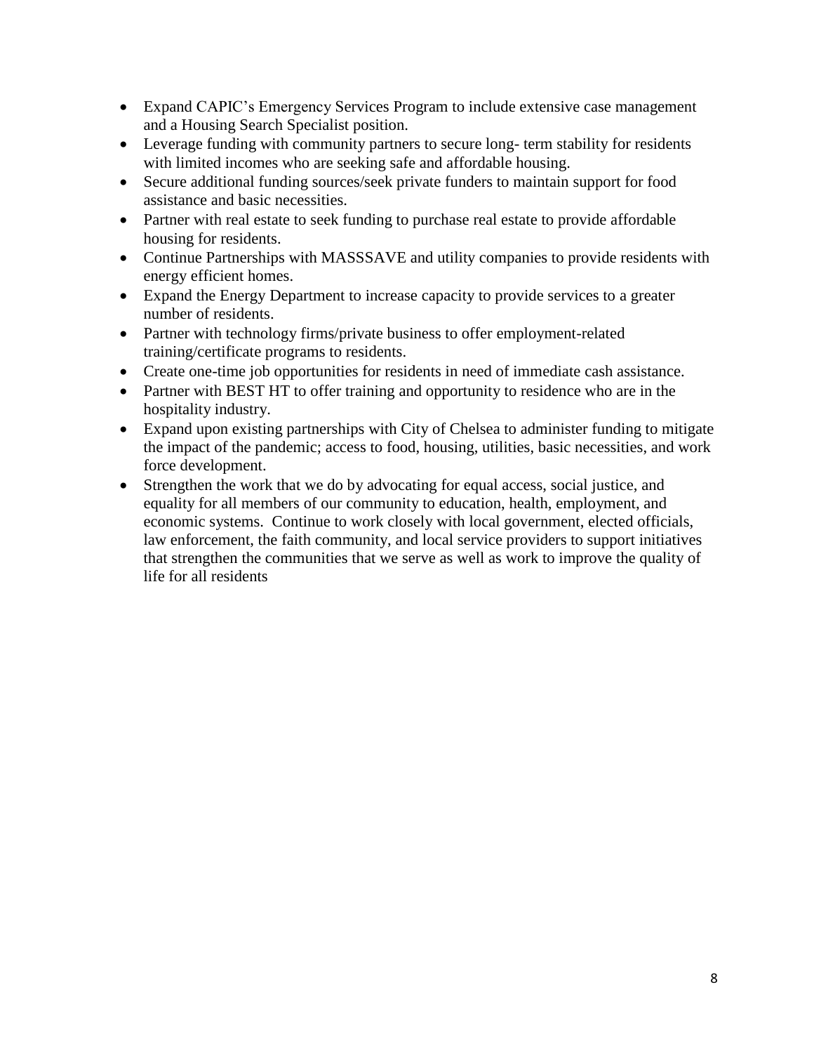- Expand CAPIC's Emergency Services Program to include extensive case management and a Housing Search Specialist position.
- Leverage funding with community partners to secure long- term stability for residents with limited incomes who are seeking safe and affordable housing.
- Secure additional funding sources/seek private funders to maintain support for food assistance and basic necessities.
- Partner with real estate to seek funding to purchase real estate to provide affordable housing for residents.
- Continue Partnerships with MASSSAVE and utility companies to provide residents with energy efficient homes.
- Expand the Energy Department to increase capacity to provide services to a greater number of residents.
- Partner with technology firms/private business to offer employment-related training/certificate programs to residents.
- Create one-time job opportunities for residents in need of immediate cash assistance.
- Partner with BEST HT to offer training and opportunity to residence who are in the hospitality industry.
- Expand upon existing partnerships with City of Chelsea to administer funding to mitigate the impact of the pandemic; access to food, housing, utilities, basic necessities, and work force development.
- Strengthen the work that we do by advocating for equal access, social justice, and equality for all members of our community to education, health, employment, and economic systems. Continue to work closely with local government, elected officials, law enforcement, the faith community, and local service providers to support initiatives that strengthen the communities that we serve as well as work to improve the quality of life for all residents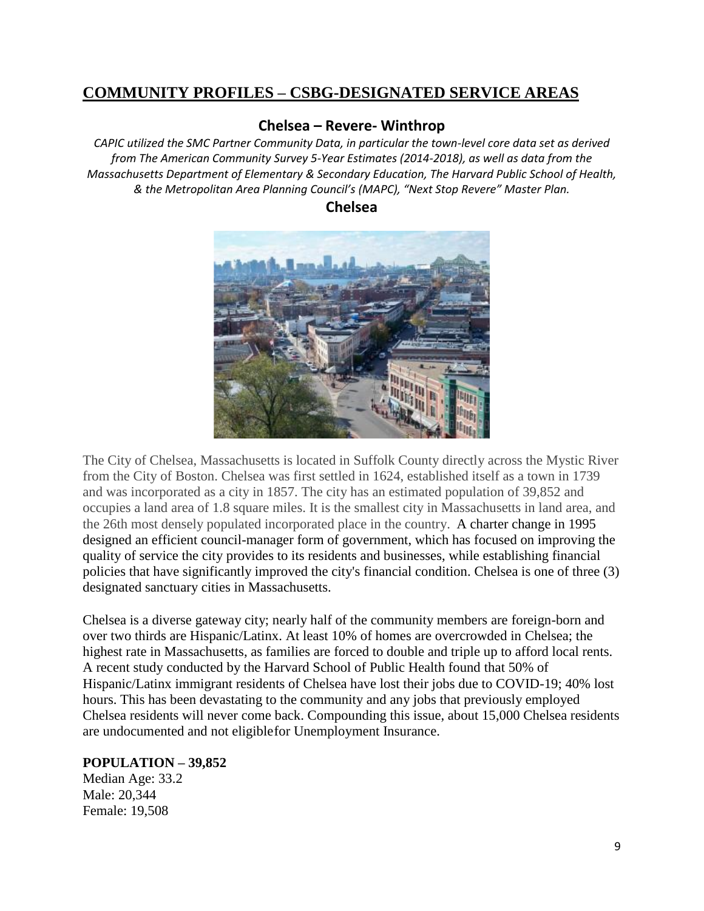## COMMUNITY PROFILES – CSBG-DESIGNATED SERVICE AREAS

### Chelsea – Revere- Winthrop

*CAPIC utilized the SMC Partner Community Data, in particular the town-level core data set as derived from The American Community Survey 5-Year Estimates (2014-2018), as well as data from the Massachusetts Department of Elementary & Secondary Education, The Harvard Public School of Health, & the Metropolitan Area Planning Council's (MAPC), "Next Stop Revere" Master Plan.*

### Chelsea

The City of Chelsea, Massachusetts is located in Suffolk County directly across the Mystic River from the City of Boston. Chelsea was first settled in 1624, established itself as a town in 1739 and was incorporated as a city in 1857. The city has an estimated population of 39,852 and occupies a land area of 1.8 square miles. It is the smallest city in Massachusetts in land area, and the 26th most densely populated incorporated place in the country. A charter change in 1995 designed an efficient council-manager form of government, which has focused on improving the quality of service the city provides to its residents and businesses, while establishing financial policies that have significantly improved the city's financial condition. Chelsea is one of three (3) designated sanctuary cities in Massachusetts.

Chelsea is a diverse gateway city; nearly half of the community members are foreign-born and over two thirds are Hispanic/Latinx. At least 10% of homes are overcrowded in Chelsea; the highest rate in Massachusetts, as families are forced to double and triple up to afford local rents. A recent study conducted by the Harvard School of Public Health found that 50% of Hispanic/Latinx immigrant residents of Chelsea have lost their jobs due to COVID-19; 40% lost hours. This has been devastating to the community and any jobs that previously employed Chelsea residents will never come back. Compounding this issue, about 15,000 Chelsea residents are undocumented and not eligiblefor Unemployment Insurance.

**POPULATION – 39,852**
Median Age: 33.2
Male: 20,344
Female: 19,508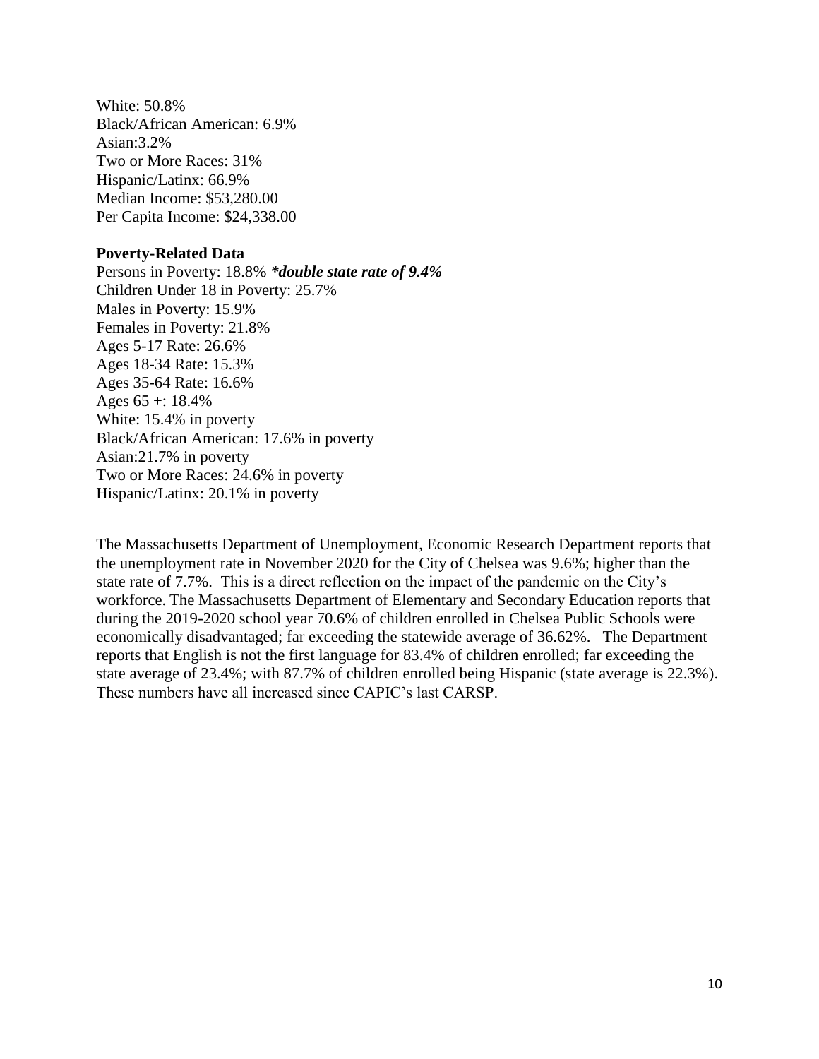White: 50.8%
Black/African American: 6.9%
Asian:3.2%
Two or More Races: 31%
Hispanic/Latinx: 66.9%
Median Income: $53,280.00
Per Capita Income: $24,338.00

**Poverty-Related Data**

Persons in Poverty: 18.8% ***double state rate of 9.4%***
Children Under 18 in Poverty: 25.7%
Males in Poverty: 15.9%
Females in Poverty: 21.8%
Ages 5-17 Rate: 26.6%
Ages 18-34 Rate: 15.3%
Ages 35-64 Rate: 16.6%
Ages 65 +: 18.4%
White: 15.4% in poverty
Black/African American: 17.6% in poverty
Asian:21.7% in poverty
Two or More Races: 24.6% in poverty
Hispanic/Latinx: 20.1% in poverty

The Massachusetts Department of Unemployment, Economic Research Department reports that the unemployment rate in November 2020 for the City of Chelsea was 9.6%; higher than the state rate of 7.7%. This is a direct reflection on the impact of the pandemic on the City's workforce. The Massachusetts Department of Elementary and Secondary Education reports that during the 2019-2020 school year 70.6% of children enrolled in Chelsea Public Schools were economically disadvantaged; far exceeding the statewide average of 36.62%. The Department reports that English is not the first language for 83.4% of children enrolled; far exceeding the state average of 23.4%; with 87.7% of children enrolled being Hispanic (state average is 22.3%). These numbers have all increased since CAPIC's last CARSP.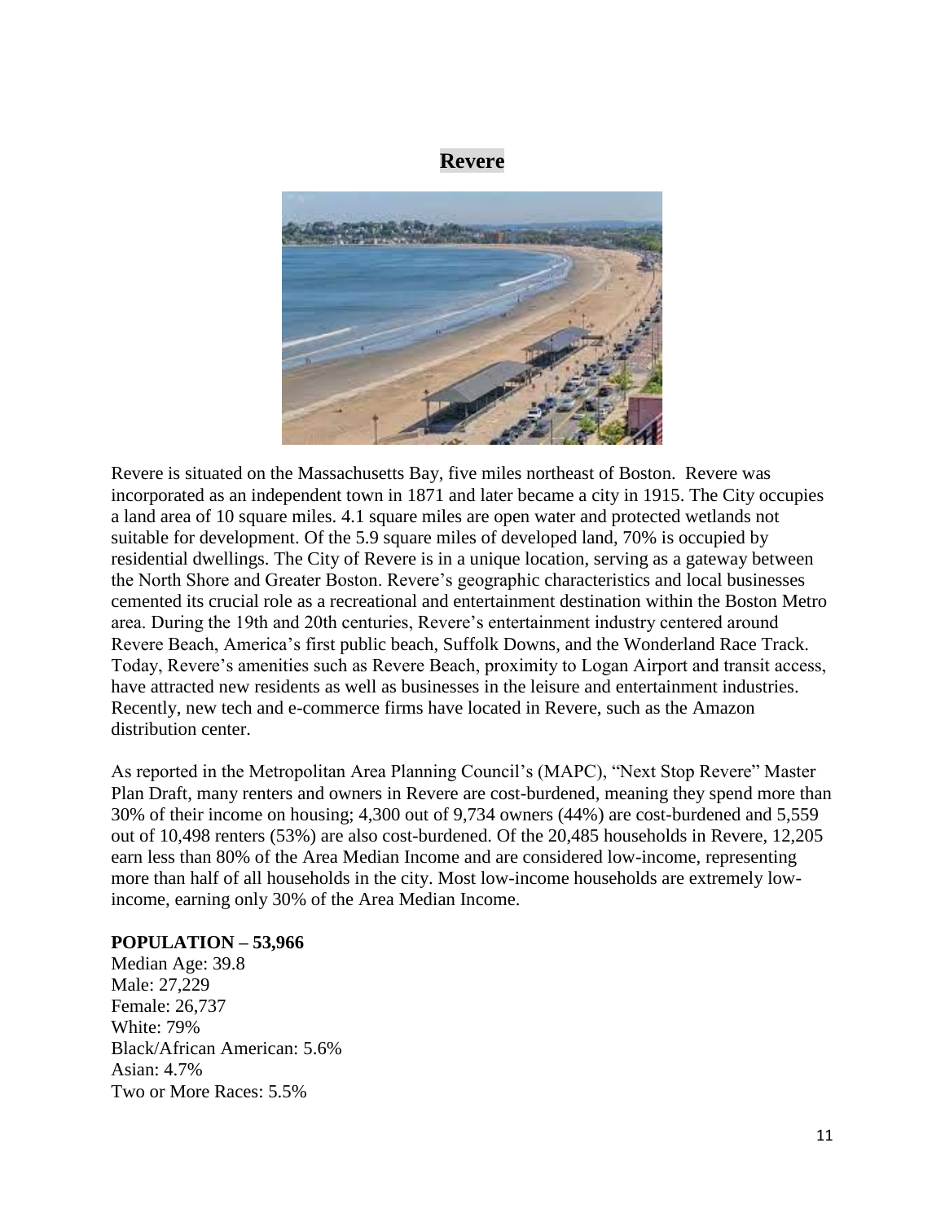# Revere

Revere is situated on the Massachusetts Bay, five miles northeast of Boston. Revere was incorporated as an independent town in 1871 and later became a city in 1915. The City occupies a land area of 10 square miles. 4.1 square miles are open water and protected wetlands not suitable for development. Of the 5.9 square miles of developed land, 70% is occupied by residential dwellings. The City of Revere is in a unique location, serving as a gateway between the North Shore and Greater Boston. Revere's geographic characteristics and local businesses cemented its crucial role as a recreational and entertainment destination within the Boston Metro area. During the 19th and 20th centuries, Revere's entertainment industry centered around Revere Beach, America's first public beach, Suffolk Downs, and the Wonderland Race Track. Today, Revere's amenities such as Revere Beach, proximity to Logan Airport and transit access, have attracted new residents as well as businesses in the leisure and entertainment industries. Recently, new tech and e-commerce firms have located in Revere, such as the Amazon distribution center.

As reported in the Metropolitan Area Planning Council's (MAPC), "Next Stop Revere" Master Plan Draft, many renters and owners in Revere are cost-burdened, meaning they spend more than 30% of their income on housing; 4,300 out of 9,734 owners (44%) are cost-burdened and 5,559 out of 10,498 renters (53%) are also cost-burdened. Of the 20,485 households in Revere, 12,205 earn less than 80% of the Area Median Income and are considered low-income, representing more than half of all households in the city. Most low-income households are extremely low-income, earning only 30% of the Area Median Income.

**POPULATION – 53,966**

Median Age: 39.8
Male: 27,229
Female: 26,737
White: 79%
Black/African American: 5.6%
Asian: 4.7%
Two or More Races: 5.5%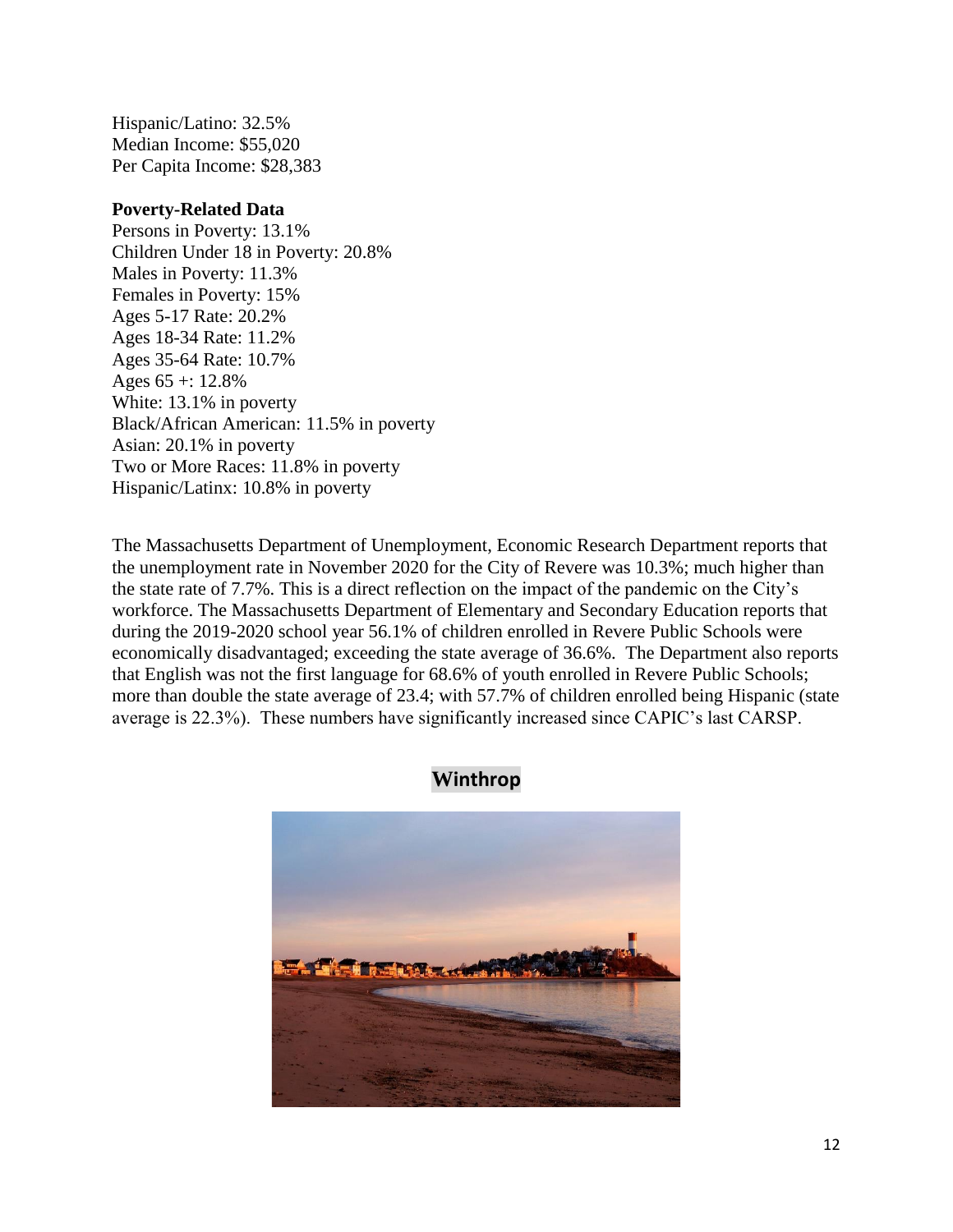Hispanic/Latino: 32.5%
Median Income: $55,020
Per Capita Income: $28,383

**Poverty-Related Data**
Persons in Poverty: 13.1%
Children Under 18 in Poverty: 20.8%
Males in Poverty: 11.3%
Females in Poverty: 15%
Ages 5-17 Rate: 20.2%
Ages 18-34 Rate: 11.2%
Ages 35-64 Rate: 10.7%
Ages 65 +: 12.8%
White: 13.1% in poverty
Black/African American: 11.5% in poverty
Asian: 20.1% in poverty
Two or More Races: 11.8% in poverty
Hispanic/Latinx: 10.8% in poverty

The Massachusetts Department of Unemployment, Economic Research Department reports that the unemployment rate in November 2020 for the City of Revere was 10.3%; much higher than the state rate of 7.7%. This is a direct reflection on the impact of the pandemic on the City's workforce. The Massachusetts Department of Elementary and Secondary Education reports that during the 2019-2020 school year 56.1% of children enrolled in Revere Public Schools were economically disadvantaged; exceeding the state average of 36.6%. The Department also reports that English was not the first language for 68.6% of youth enrolled in Revere Public Schools; more than double the state average of 23.4; with 57.7% of children enrolled being Hispanic (state average is 22.3%). These numbers have significantly increased since CAPIC's last CARSP.

## Winthrop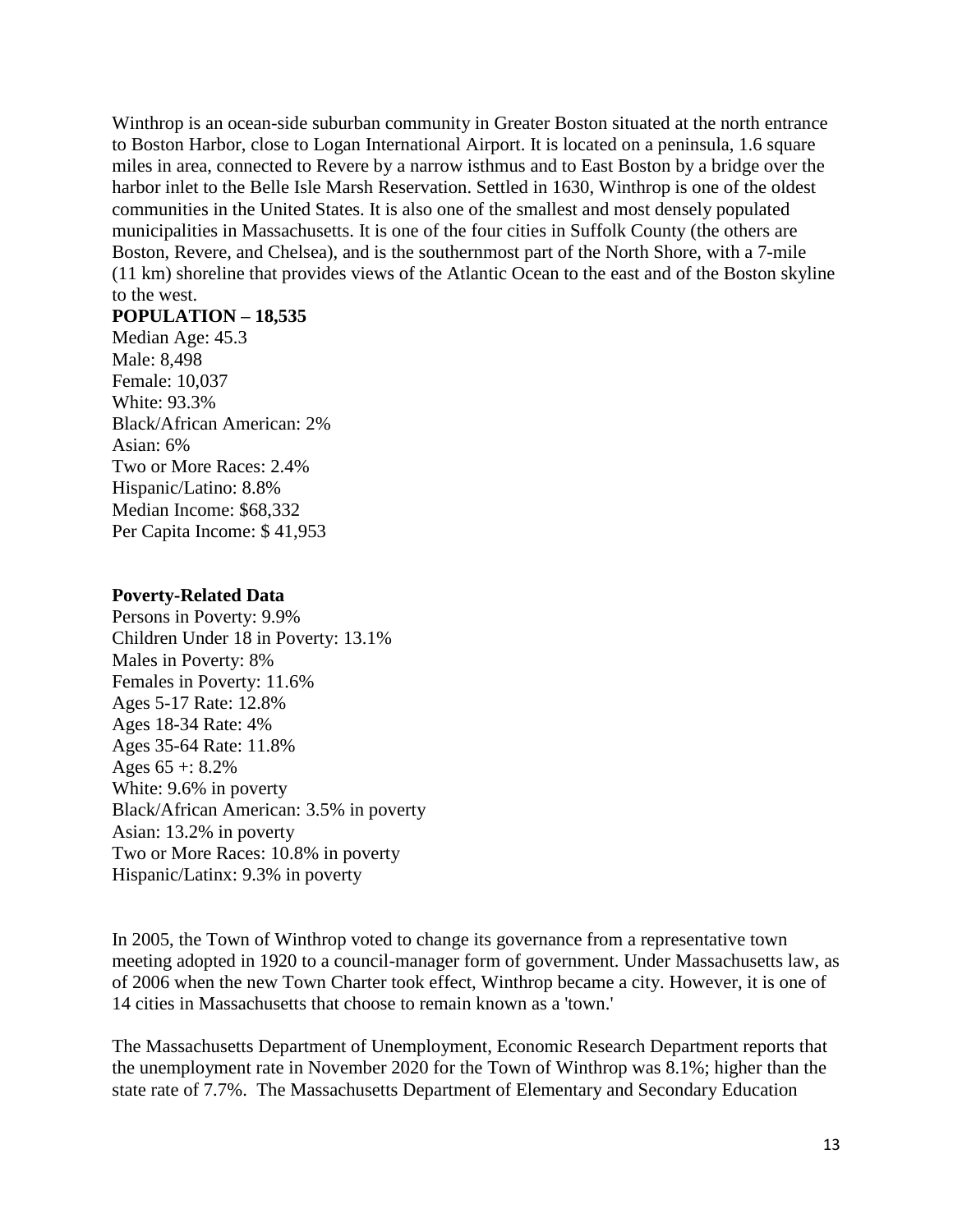Winthrop is an ocean-side suburban community in Greater Boston situated at the north entrance to Boston Harbor, close to Logan International Airport. It is located on a peninsula, 1.6 square miles in area, connected to Revere by a narrow isthmus and to East Boston by a bridge over the harbor inlet to the Belle Isle Marsh Reservation. Settled in 1630, Winthrop is one of the oldest communities in the United States. It is also one of the smallest and most densely populated municipalities in Massachusetts. It is one of the four cities in Suffolk County (the others are Boston, Revere, and Chelsea), and is the southernmost part of the North Shore, with a 7-mile (11 km) shoreline that provides views of the Atlantic Ocean to the east and of the Boston skyline to the west.

**POPULATION – 18,535**

Median Age: 45.3
Male: 8,498
Female: 10,037
White: 93.3%
Black/African American: 2%
Asian: 6%
Two or More Races: 2.4%
Hispanic/Latino: 8.8%
Median Income: $68,332
Per Capita Income: $ 41,953

**Poverty-Related Data**

Persons in Poverty: 9.9%
Children Under 18 in Poverty: 13.1%
Males in Poverty: 8%
Females in Poverty: 11.6%
Ages 5-17 Rate: 12.8%
Ages 18-34 Rate: 4%
Ages 35-64 Rate: 11.8%
Ages 65 +: 8.2%
White: 9.6% in poverty
Black/African American: 3.5% in poverty
Asian: 13.2% in poverty
Two or More Races: 10.8% in poverty
Hispanic/Latinx: 9.3% in poverty

In 2005, the Town of Winthrop voted to change its governance from a representative town meeting adopted in 1920 to a council-manager form of government. Under Massachusetts law, as of 2006 when the new Town Charter took effect, Winthrop became a city. However, it is one of 14 cities in Massachusetts that choose to remain known as a 'town.'

The Massachusetts Department of Unemployment, Economic Research Department reports that the unemployment rate in November 2020 for the Town of Winthrop was 8.1%; higher than the state rate of 7.7%. The Massachusetts Department of Elementary and Secondary Education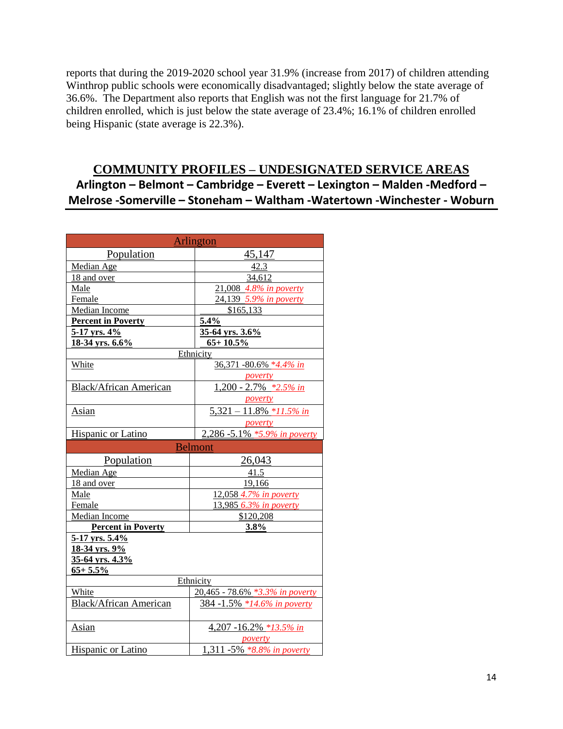reports that during the 2019-2020 school year 31.9% (increase from 2017) of children attending Winthrop public schools were economically disadvantaged; slightly below the state average of 36.6%. The Department also reports that English was not the first language for 21.7% of children enrolled, which is just below the state average of 23.4%; 16.1% of children enrolled being Hispanic (state average is 22.3%).

## COMMUNITY PROFILES – UNDESIGNATED SERVICE AREAS

### Arlington – Belmont – Cambridge – Everett – Lexington – Malden -Medford – Melrose -Somerville – Stoneham – Waltham -Watertown -Winchester - Woburn

| Arlington | |
|---|---|
| Population | 45,147 |
| Median Age | 42.3 |
| 18 and over | 34,612 |
| Male | 21,008 *4.8% in poverty* |
| Female | 24,139 *5.9% in poverty* |
| Median Income | $165,133 |
| **Percent in Poverty** | **5.4%** |
| **5-17 yrs. 4%**<br>**18-34 yrs. 6.6%** | **35-64 yrs. 3.6%**<br>**65+ 10.5%** |
| Ethnicity | |
| White | 36,371 -80.6% *\*4.4% in poverty* |
| Black/African American | 1,200 - 2.7% *\*2.5% in poverty* |
| Asian | 5,321 – 11.8% *\*11.5% in poverty* |
| Hispanic or Latino | 2,286 -5.1% *\*5.9% in poverty* |
| **Belmont** | |
| Population | 26,043 |
| Median Age | 41.5 |
| 18 and over | 19,166 |
| Male | 12,058 *4.7% in poverty* |
| Female | 13,985 *6.3% in poverty* |
| Median Income | $120,208 |
| **Percent in Poverty** | **3.8%** |
| **5-17 yrs. 5.4%**<br>**18-34 yrs. 9%**<br>**35-64 yrs. 4.3%**<br>**65+ 5.5%** | |
| Ethnicity | |
| White | 20,465 - 78.6% *\*3.3% in poverty* |
| Black/African American | 384 -1.5% *\*14.6% in poverty* |
| Asian | 4,207 -16.2% *\*13.5% in poverty* |
| Hispanic or Latino | 1,311 -5% *\*8.8% in poverty* |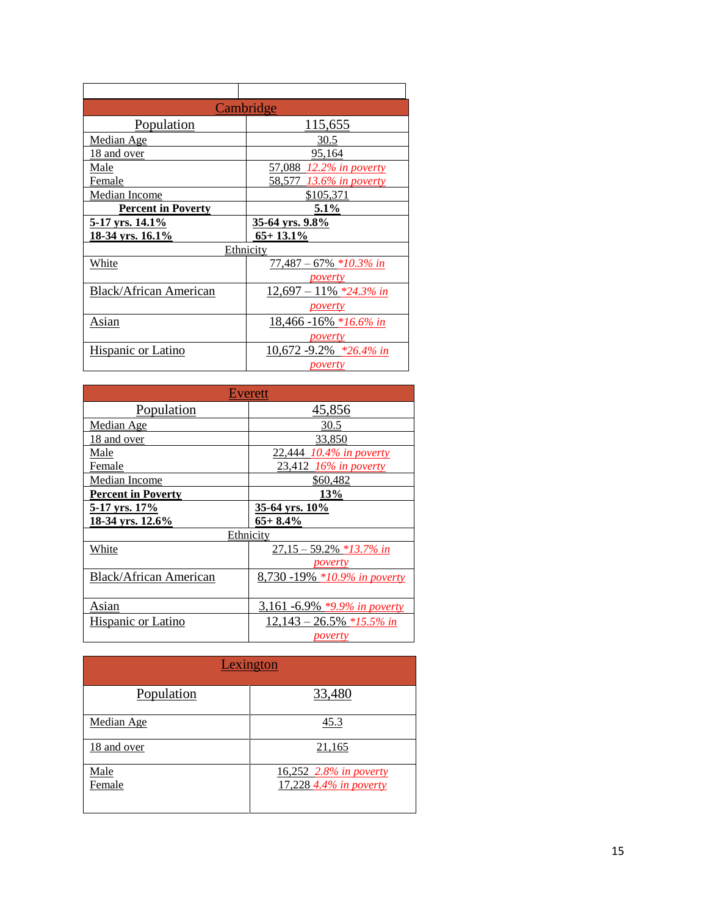| | |
|---|---|
| **Cambridge** | |
| Population | 115,655 |
| Median Age | 30.5 |
| 18 and over | 95,164 |
| Male<br>Female | 57,088 *12.2% in poverty*<br>58,577 *13.6% in poverty* |
| Median Income | $105,371 |
| **Percent in Poverty** | **5.1%** |
| **5-17 yrs. 14.1%**<br>**18-34 yrs. 16.1%** | **35-64 yrs. 9.8%**<br>**65+ 13.1%** |
| Ethnicity | |
| White | 77,487 – 67% *\*10.3% in poverty* |
| Black/African American | 12,697 – 11% *\*24.3% in poverty* |
| Asian | 18,466 -16% *\*16.6% in poverty* |
| Hispanic or Latino | 10,672 -9.2% *\*26.4% in poverty* |

| | |
|---|---|
| **Everett** | |
| Population | 45,856 |
| Median Age | 30.5 |
| 18 and over | 33,850 |
| Male<br>Female | 22,444 *10.4% in poverty*<br>23,412 *16% in poverty* |
| Median Income | $60,482 |
| **Percent in Poverty** | **13%** |
| **5-17 yrs. 17%**<br>**18-34 yrs. 12.6%** | **35-64 yrs. 10%**<br>**65+ 8.4%** |
| Ethnicity | |
| White | 27,15 – 59.2% *\*13.7% in poverty* |
| Black/African American | 8,730 -19% *\*10.9% in poverty* |
| Asian | 3,161 -6.9% *\*9.9% in poverty* |
| Hispanic or Latino | 12,143 – 26.5% *\*15.5% in poverty* |

| | |
|---|---|
| **Lexington** | |
| Population | 33,480 |
| Median Age | 45.3 |
| 18 and over | 21,165 |
| Male<br>Female | 16,252 *2.8% in poverty*<br>17,228 *4.4% in poverty* |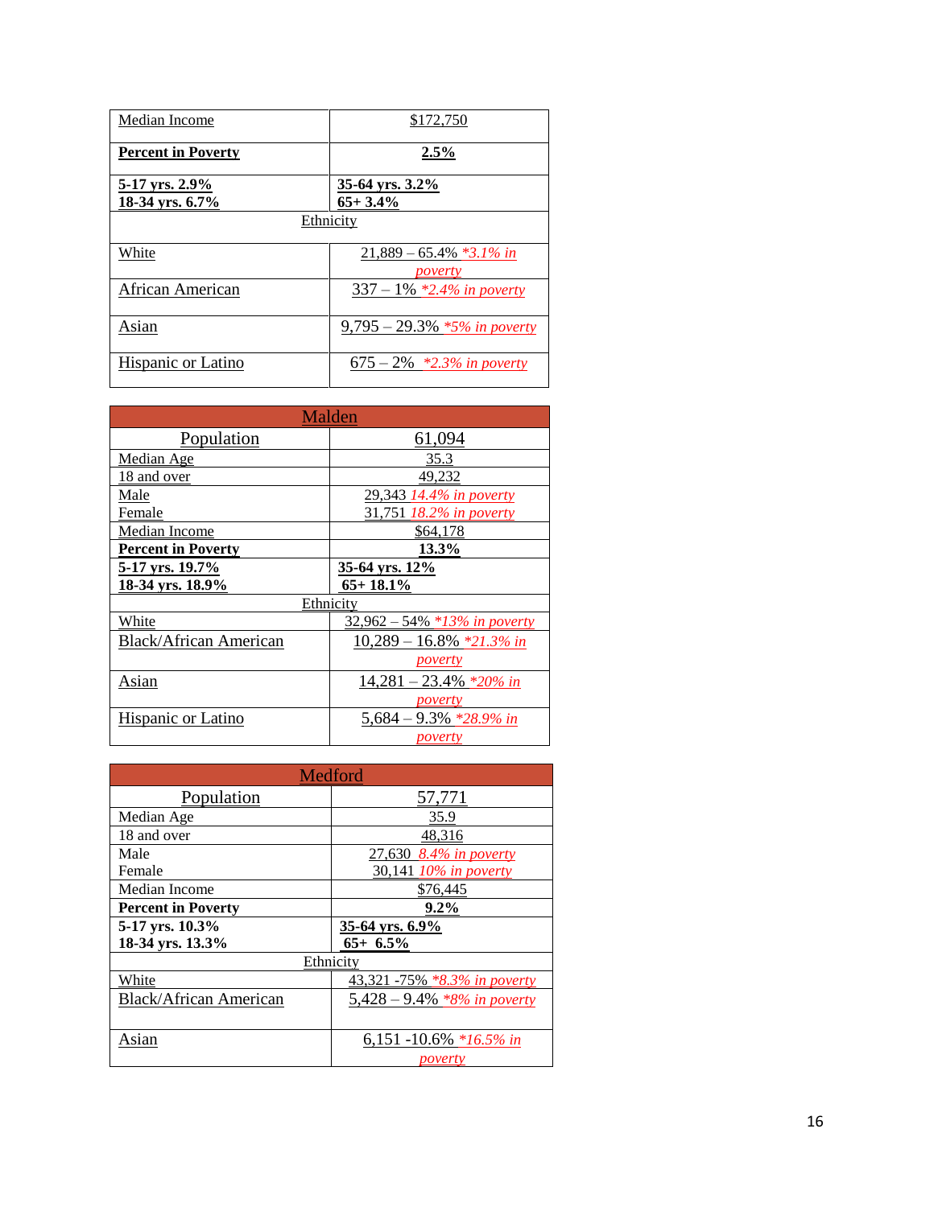| Median Income | $172,750 |
|---|---|
| **Percent in Poverty** | **2.5%** |
| **5-17 yrs. 2.9%**<br>**18-34 yrs. 6.7%** | **35-64 yrs. 3.2%**<br>**65+ 3.4%** |
| Ethnicity | |
| White | 21,889 – 65.4% *\*3.1% in poverty* |
| African American | 337 – 1% *\*2.4% in poverty* |
| Asian | 9,795 – 29.3% *\*5% in poverty* |
| Hispanic or Latino | 675 – 2% *\*2.3% in poverty* |

| Malden | |
|---|---|
| Population | 61,094 |
| Median Age | 35.3 |
| 18 and over | 49,232 |
| Male | 29,343 *14.4% in poverty* |
| Female | 31,751 *18.2% in poverty* |
| Median Income | $64,178 |
| **Percent in Poverty** | **13.3%** |
| **5-17 yrs. 19.7%**<br>**18-34 yrs. 18.9%** | **35-64 yrs. 12%**<br>**65+ 18.1%** |
| Ethnicity | |
| White | 32,962 – 54% *\*13% in poverty* |
| Black/African American | 10,289 – 16.8% *\*21.3% in poverty* |
| Asian | 14,281 – 23.4% *\*20% in poverty* |
| Hispanic or Latino | 5,684 – 9.3% *\*28.9% in poverty* |

| Medford | |
|---|---|
| Population | 57,771 |
| Median Age | 35.9 |
| 18 and over | 48,316 |
| Male<br>Female | 27,630 *8.4% in poverty*<br>30,141 *10% in poverty* |
| Median Income | $76,445 |
| **Percent in Poverty** | **9.2%** |
| **5-17 yrs. 10.3%**<br>**18-34 yrs. 13.3%** | **35-64 yrs. 6.9%**<br>**65+ 6.5%** |
| Ethnicity | |
| White | 43,321 -75% *\*8.3% in poverty* |
| Black/African American | 5,428 – 9.4% *\*8% in poverty* |
| Asian | 6,151 -10.6% *\*16.5% in poverty* |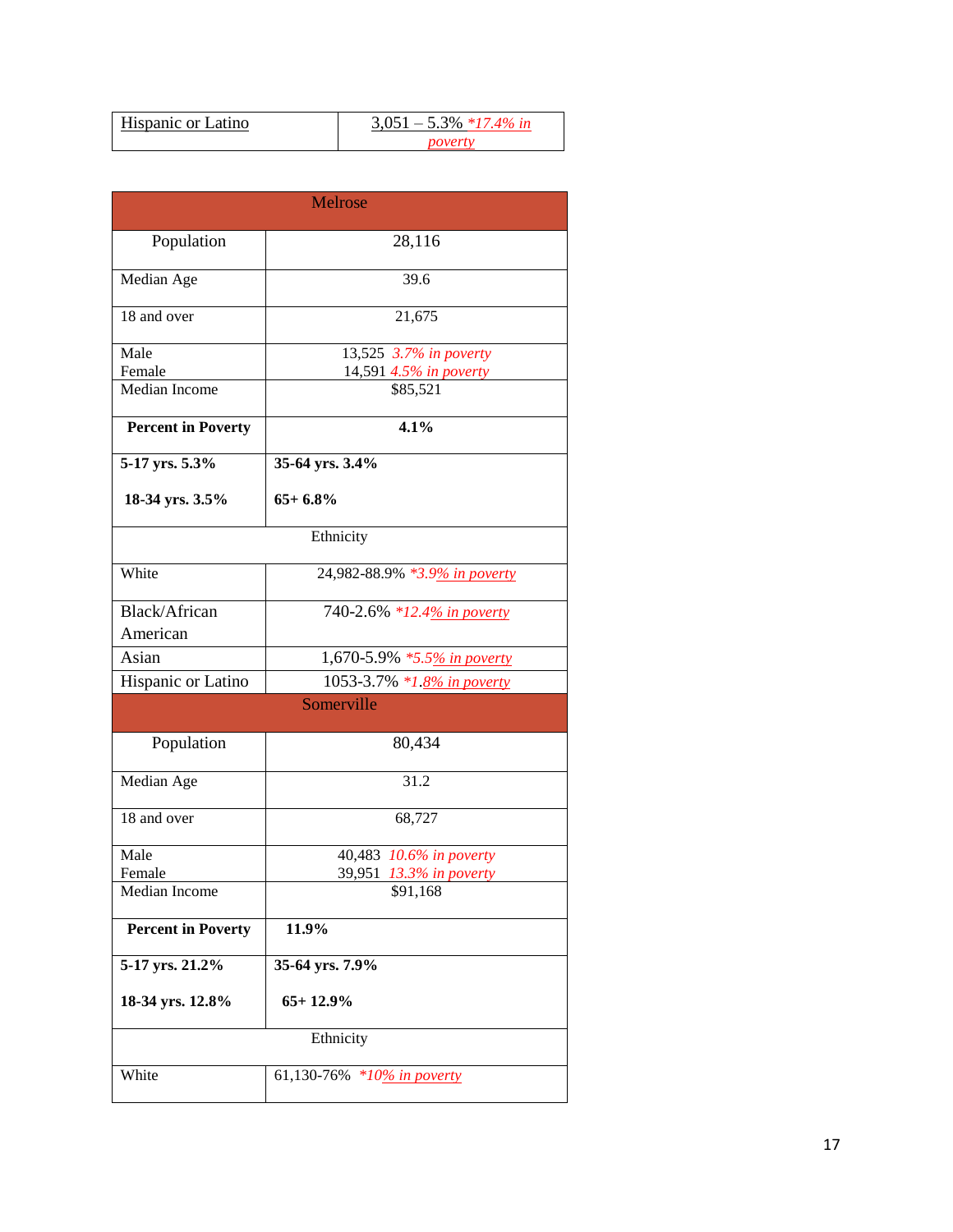| Hispanic or Latino | 3,051 – 5.3% *17.4% in poverty* |
|---|---|

| Melrose | |
|---|---|
| Population | 28,116 |
| Median Age | 39.6 |
| 18 and over | 21,675 |
| Male<br>Female | 13,525 *3.7% in poverty*<br>14,591 *4.5% in poverty* |
| Median Income | $85,521 |
| **Percent in Poverty** | **4.1%** |
| **5-17 yrs. 5.3%**<br><br>**18-34 yrs. 3.5%** | **35-64 yrs. 3.4%**<br><br>**65+ 6.8%** |
| Ethnicity | |
| White | 24,982-88.9% *\*3.9% in poverty* |
| Black/African American | 740-2.6% *\*12.4% in poverty* |
| Asian | 1,670-5.9% *\*5.5% in poverty* |
| Hispanic or Latino | 1053-3.7% *\*1.8% in poverty* |

| Somerville | |
|---|---|
| Population | 80,434 |
| Median Age | 31.2 |
| 18 and over | 68,727 |
| Male<br>Female | 40,483 *10.6% in poverty*<br>39,951 *13.3% in poverty* |
| Median Income | $91,168 |
| **Percent in Poverty** | **11.9%** |
| **5-17 yrs. 21.2%**<br><br>**18-34 yrs. 12.8%** | **35-64 yrs. 7.9%**<br><br>**65+ 12.9%** |
| Ethnicity | |
| White | 61,130-76% *\*10% in poverty* |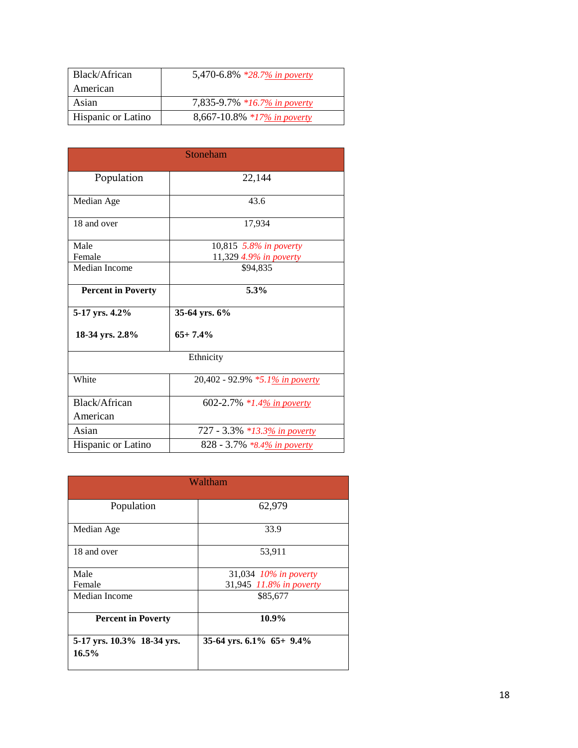| Black/African American | 5,470-6.8% *28.7% in poverty |
|---|---|
| Asian | 7,835-9.7% *16.7% in poverty |
| Hispanic or Latino | 8,667-10.8% *17% in poverty |

| Stoneham | |
|---|---|
| Population | 22,144 |
| Median Age | 43.6 |
| 18 and over | 17,934 |
| Male<br>Female | 10,815 5.8% in poverty<br>11,329 4.9% in poverty |
| Median Income | $94,835 |
| **Percent in Poverty** | **5.3%** |
| **5-17 yrs. 4.2%**<br>**18-34 yrs. 2.8%** | **35-64 yrs. 6%**<br>**65+ 7.4%** |
| Ethnicity | |
| White | 20,402 - 92.9% *5.1% in poverty |
| Black/African American | 602-2.7% *1.4% in poverty |
| Asian | 727 - 3.3% *13.3% in poverty |
| Hispanic or Latino | 828 - 3.7% *8.4% in poverty |

| Waltham | |
|---|---|
| Population | 62,979 |
| Median Age | 33.9 |
| 18 and over | 53,911 |
| Male<br>Female | 31,034 10% in poverty<br>31,945 11.8% in poverty |
| Median Income | $85,677 |
| **Percent in Poverty** | **10.9%** |
| **5-17 yrs. 10.3% 18-34 yrs. 16.5%** | **35-64 yrs. 6.1% 65+ 9.4%** |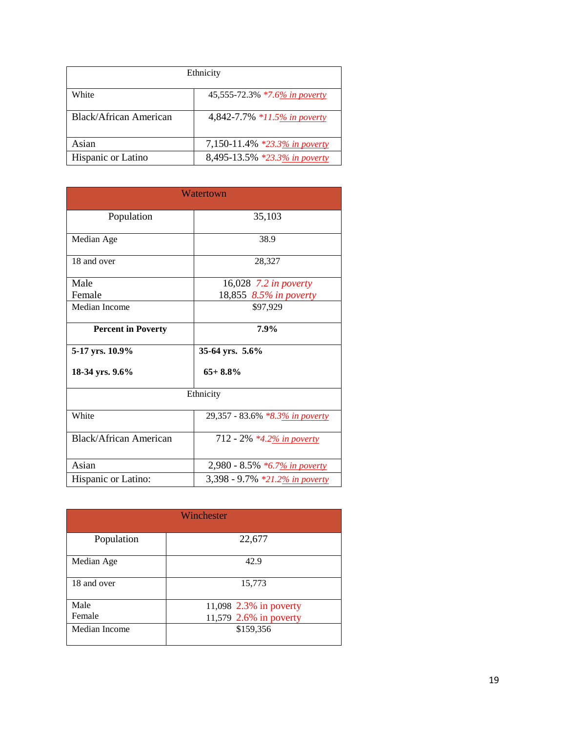| Ethnicity | |
|---|---|
| White | 45,555-72.3% *7.6% in poverty |
| Black/African American | 4,842-7.7% *11.5% in poverty |
| Asian | 7,150-11.4% *23.3% in poverty |
| Hispanic or Latino | 8,495-13.5% *23.3% in poverty |

| Watertown | |
|---|---|
| Population | 35,103 |
| Median Age | 38.9 |
| 18 and over | 28,327 |
| Male<br>Female | 16,028 7.2 in poverty<br>18,855 8.5% in poverty |
| Median Income | $97,929 |
| **Percent in Poverty** | **7.9%** |
| **5-17 yrs. 10.9%**<br><br>**18-34 yrs. 9.6%** | **35-64 yrs. 5.6%**<br><br>**65+ 8.8%** |
| Ethnicity | |
| White | 29,357 - 83.6% *8.3% in poverty |
| Black/African American | 712 - 2% *4.2% in poverty |
| Asian | 2,980 - 8.5% *6.7% in poverty |
| Hispanic or Latino: | 3,398 - 9.7% *21.2% in poverty |

| Winchester | |
|---|---|
| Population | 22,677 |
| Median Age | 42.9 |
| 18 and over | 15,773 |
| Male<br>Female | 11,098 2.3% in poverty<br>11,579 2.6% in poverty |
| Median Income | $159,356 |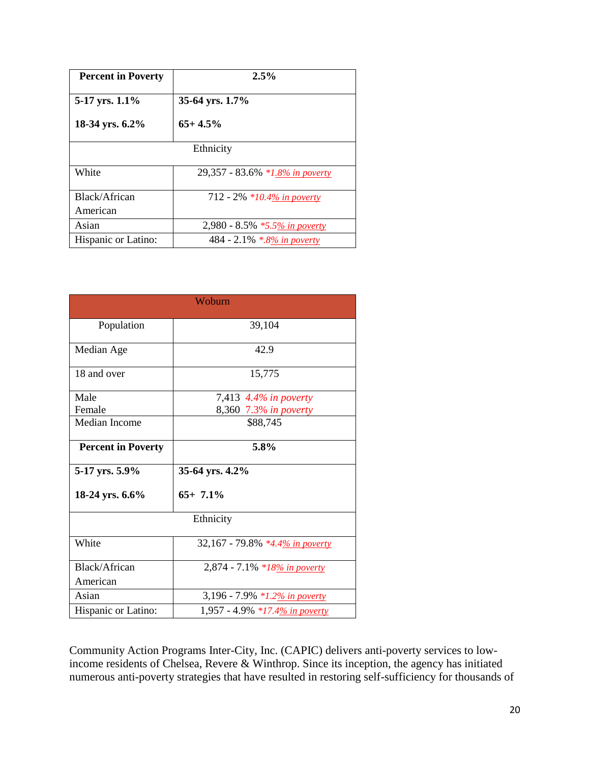| **Percent in Poverty** | **2.5%** |
|---|---|
| **5-17 yrs. 1.1%**<br><br>**18-34 yrs. 6.2%** | **35-64 yrs. 1.7%**<br><br>**65+ 4.5%** |
| Ethnicity | |
| White | 29,357 - 83.6% *1.8% in poverty* |
| Black/African American | 712 - 2% *10.4% in poverty* |
| Asian | 2,980 - 8.5% *5.5% in poverty* |
| Hispanic or Latino: | 484 - 2.1% *.8% in poverty* |

| Woburn | |
|---|---|
| Population | 39,104 |
| Median Age | 42.9 |
| 18 and over | 15,775 |
| Male<br>Female | 7,413 *4.4% in poverty*<br>8,360 *7.3% in poverty* |
| Median Income | $88,745 |
| **Percent in Poverty** | **5.8%** |
| **5-17 yrs. 5.9%**<br><br>**18-24 yrs. 6.6%** | **35-64 yrs. 4.2%**<br><br>**65+ 7.1%** |
| Ethnicity | |
| White | 32,167 - 79.8% *4.4% in poverty* |
| Black/African American | 2,874 - 7.1% *18% in poverty* |
| Asian | 3,196 - 7.9% *1.2% in poverty* |
| Hispanic or Latino: | 1,957 - 4.9% *17.4% in poverty* |

Community Action Programs Inter-City, Inc. (CAPIC) delivers anti-poverty services to low-income residents of Chelsea, Revere & Winthrop. Since its inception, the agency has initiated numerous anti-poverty strategies that have resulted in restoring self-sufficiency for thousands of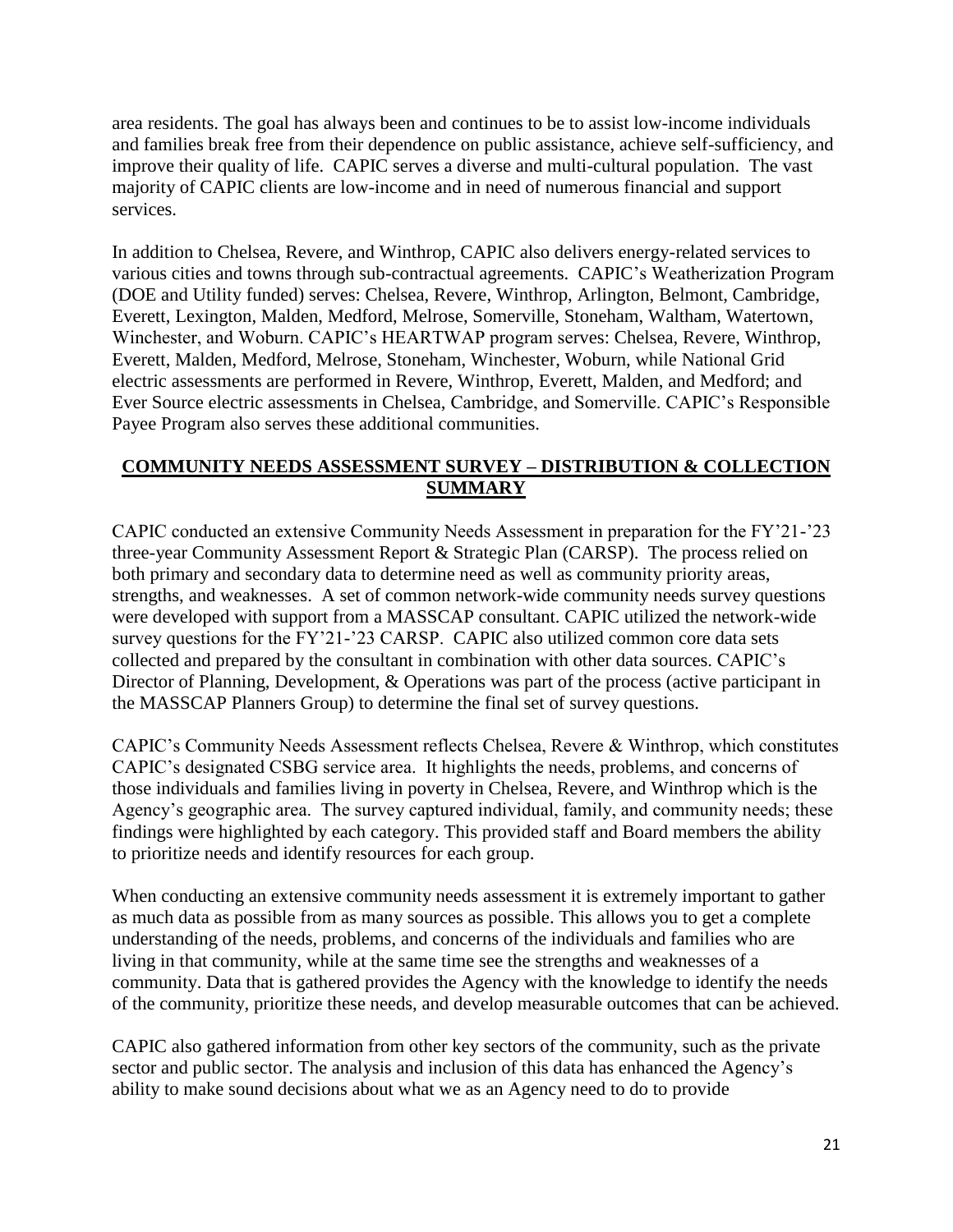area residents. The goal has always been and continues to be to assist low-income individuals and families break free from their dependence on public assistance, achieve self-sufficiency, and improve their quality of life. CAPIC serves a diverse and multi-cultural population. The vast majority of CAPIC clients are low-income and in need of numerous financial and support services.

In addition to Chelsea, Revere, and Winthrop, CAPIC also delivers energy-related services to various cities and towns through sub-contractual agreements. CAPIC's Weatherization Program (DOE and Utility funded) serves: Chelsea, Revere, Winthrop, Arlington, Belmont, Cambridge, Everett, Lexington, Malden, Medford, Melrose, Somerville, Stoneham, Waltham, Watertown, Winchester, and Woburn. CAPIC's HEARTWAP program serves: Chelsea, Revere, Winthrop, Everett, Malden, Medford, Melrose, Stoneham, Winchester, Woburn, while National Grid electric assessments are performed in Revere, Winthrop, Everett, Malden, and Medford; and Ever Source electric assessments in Chelsea, Cambridge, and Somerville. CAPIC's Responsible Payee Program also serves these additional communities.

## COMMUNITY NEEDS ASSESSMENT SURVEY – DISTRIBUTION & COLLECTION SUMMARY

CAPIC conducted an extensive Community Needs Assessment in preparation for the FY'21-'23 three-year Community Assessment Report & Strategic Plan (CARSP). The process relied on both primary and secondary data to determine need as well as community priority areas, strengths, and weaknesses. A set of common network-wide community needs survey questions were developed with support from a MASSCAP consultant. CAPIC utilized the network-wide survey questions for the FY'21-'23 CARSP. CAPIC also utilized common core data sets collected and prepared by the consultant in combination with other data sources. CAPIC's Director of Planning, Development, & Operations was part of the process (active participant in the MASSCAP Planners Group) to determine the final set of survey questions.

CAPIC's Community Needs Assessment reflects Chelsea, Revere & Winthrop, which constitutes CAPIC's designated CSBG service area. It highlights the needs, problems, and concerns of those individuals and families living in poverty in Chelsea, Revere, and Winthrop which is the Agency's geographic area. The survey captured individual, family, and community needs; these findings were highlighted by each category. This provided staff and Board members the ability to prioritize needs and identify resources for each group.

When conducting an extensive community needs assessment it is extremely important to gather as much data as possible from as many sources as possible. This allows you to get a complete understanding of the needs, problems, and concerns of the individuals and families who are living in that community, while at the same time see the strengths and weaknesses of a community. Data that is gathered provides the Agency with the knowledge to identify the needs of the community, prioritize these needs, and develop measurable outcomes that can be achieved.

CAPIC also gathered information from other key sectors of the community, such as the private sector and public sector. The analysis and inclusion of this data has enhanced the Agency's ability to make sound decisions about what we as an Agency need to do to provide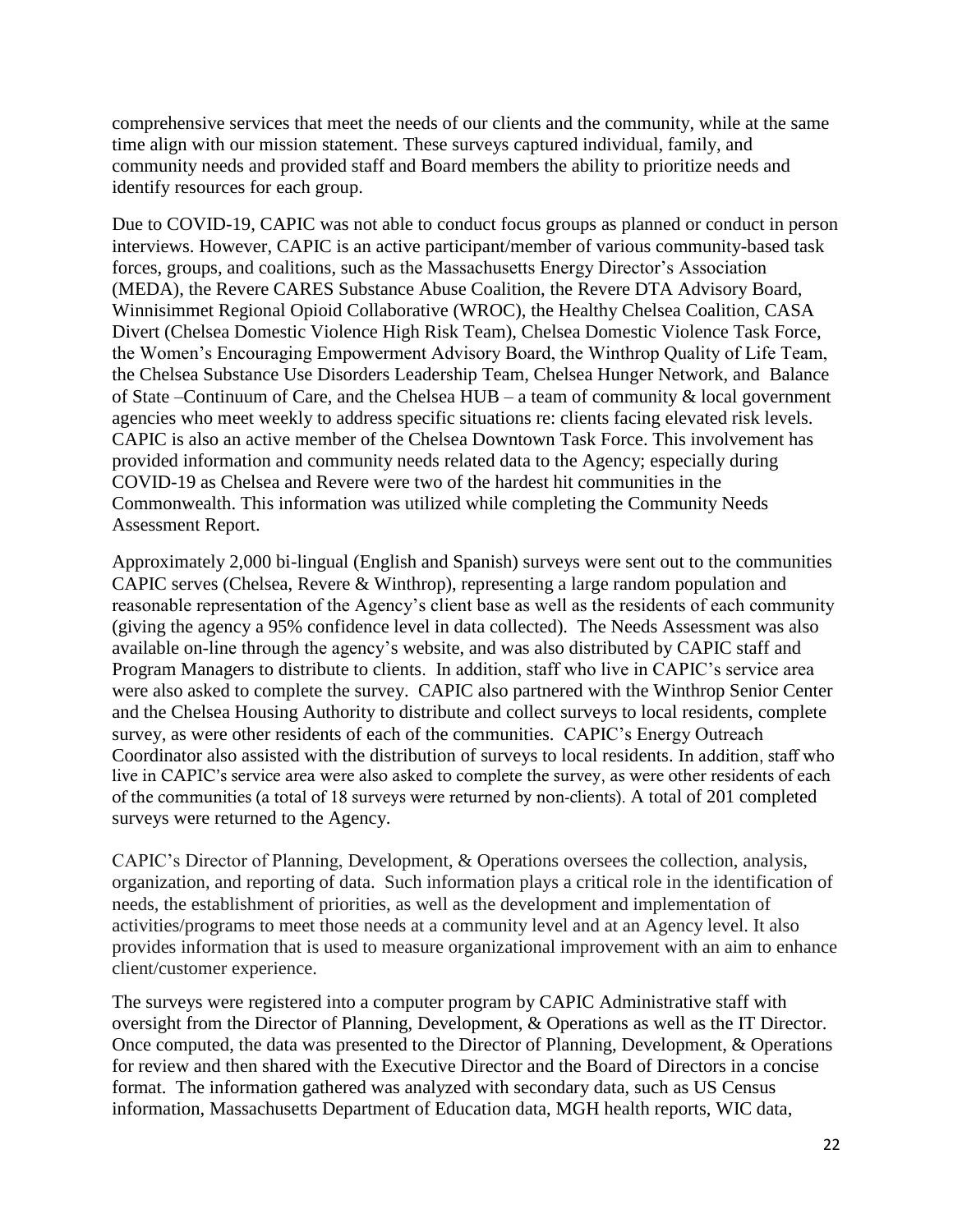comprehensive services that meet the needs of our clients and the community, while at the same time align with our mission statement. These surveys captured individual, family, and community needs and provided staff and Board members the ability to prioritize needs and identify resources for each group.

Due to COVID-19, CAPIC was not able to conduct focus groups as planned or conduct in person interviews. However, CAPIC is an active participant/member of various community-based task forces, groups, and coalitions, such as the Massachusetts Energy Director's Association (MEDA), the Revere CARES Substance Abuse Coalition, the Revere DTA Advisory Board, Winnisimmet Regional Opioid Collaborative (WROC), the Healthy Chelsea Coalition, CASA Divert (Chelsea Domestic Violence High Risk Team), Chelsea Domestic Violence Task Force, the Women's Encouraging Empowerment Advisory Board, the Winthrop Quality of Life Team, the Chelsea Substance Use Disorders Leadership Team, Chelsea Hunger Network, and Balance of State –Continuum of Care, and the Chelsea HUB – a team of community & local government agencies who meet weekly to address specific situations re: clients facing elevated risk levels. CAPIC is also an active member of the Chelsea Downtown Task Force. This involvement has provided information and community needs related data to the Agency; especially during COVID-19 as Chelsea and Revere were two of the hardest hit communities in the Commonwealth. This information was utilized while completing the Community Needs Assessment Report.

Approximately 2,000 bi-lingual (English and Spanish) surveys were sent out to the communities CAPIC serves (Chelsea, Revere & Winthrop), representing a large random population and reasonable representation of the Agency's client base as well as the residents of each community (giving the agency a 95% confidence level in data collected). The Needs Assessment was also available on-line through the agency's website, and was also distributed by CAPIC staff and Program Managers to distribute to clients. In addition, staff who live in CAPIC's service area were also asked to complete the survey. CAPIC also partnered with the Winthrop Senior Center and the Chelsea Housing Authority to distribute and collect surveys to local residents, complete survey, as were other residents of each of the communities. CAPIC's Energy Outreach Coordinator also assisted with the distribution of surveys to local residents. In addition, staff who live in CAPIC's service area were also asked to complete the survey, as were other residents of each of the communities (a total of 18 surveys were returned by non-clients). A total of 201 completed surveys were returned to the Agency.

CAPIC's Director of Planning, Development, & Operations oversees the collection, analysis, organization, and reporting of data. Such information plays a critical role in the identification of needs, the establishment of priorities, as well as the development and implementation of activities/programs to meet those needs at a community level and at an Agency level. It also provides information that is used to measure organizational improvement with an aim to enhance client/customer experience.

The surveys were registered into a computer program by CAPIC Administrative staff with oversight from the Director of Planning, Development, & Operations as well as the IT Director. Once computed, the data was presented to the Director of Planning, Development, & Operations for review and then shared with the Executive Director and the Board of Directors in a concise format. The information gathered was analyzed with secondary data, such as US Census information, Massachusetts Department of Education data, MGH health reports, WIC data,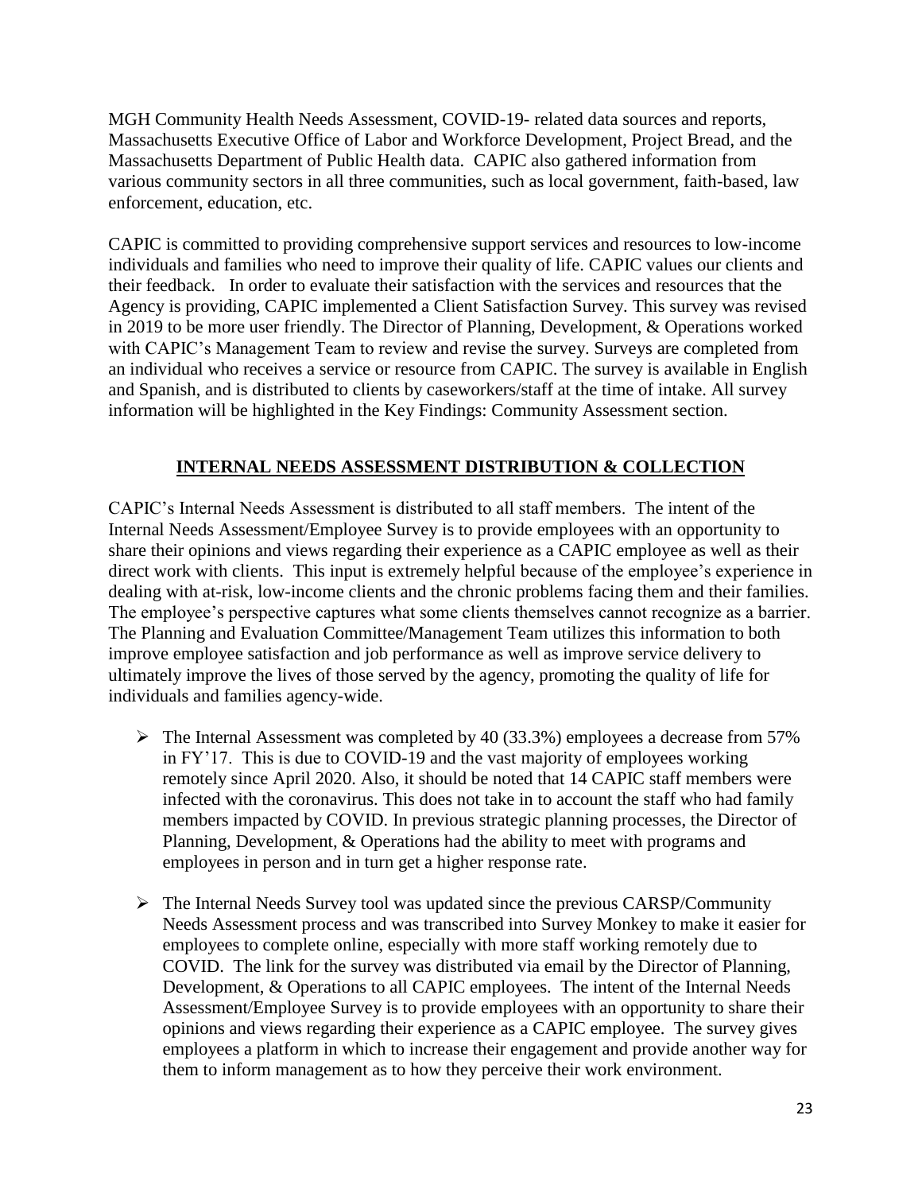MGH Community Health Needs Assessment, COVID-19- related data sources and reports, Massachusetts Executive Office of Labor and Workforce Development, Project Bread, and the Massachusetts Department of Public Health data. CAPIC also gathered information from various community sectors in all three communities, such as local government, faith-based, law enforcement, education, etc.

CAPIC is committed to providing comprehensive support services and resources to low-income individuals and families who need to improve their quality of life. CAPIC values our clients and their feedback. In order to evaluate their satisfaction with the services and resources that the Agency is providing, CAPIC implemented a Client Satisfaction Survey. This survey was revised in 2019 to be more user friendly. The Director of Planning, Development, & Operations worked with CAPIC's Management Team to review and revise the survey. Surveys are completed from an individual who receives a service or resource from CAPIC. The survey is available in English and Spanish, and is distributed to clients by caseworkers/staff at the time of intake. All survey information will be highlighted in the Key Findings: Community Assessment section.

## INTERNAL NEEDS ASSESSMENT DISTRIBUTION & COLLECTION

CAPIC's Internal Needs Assessment is distributed to all staff members. The intent of the Internal Needs Assessment/Employee Survey is to provide employees with an opportunity to share their opinions and views regarding their experience as a CAPIC employee as well as their direct work with clients. This input is extremely helpful because of the employee's experience in dealing with at-risk, low-income clients and the chronic problems facing them and their families. The employee's perspective captures what some clients themselves cannot recognize as a barrier. The Planning and Evaluation Committee/Management Team utilizes this information to both improve employee satisfaction and job performance as well as improve service delivery to ultimately improve the lives of those served by the agency, promoting the quality of life for individuals and families agency-wide.

- The Internal Assessment was completed by 40 (33.3%) employees a decrease from 57% in FY'17. This is due to COVID-19 and the vast majority of employees working remotely since April 2020. Also, it should be noted that 14 CAPIC staff members were infected with the coronavirus. This does not take in to account the staff who had family members impacted by COVID. In previous strategic planning processes, the Director of Planning, Development, & Operations had the ability to meet with programs and employees in person and in turn get a higher response rate.

- The Internal Needs Survey tool was updated since the previous CARSP/Community Needs Assessment process and was transcribed into Survey Monkey to make it easier for employees to complete online, especially with more staff working remotely due to COVID. The link for the survey was distributed via email by the Director of Planning, Development, & Operations to all CAPIC employees. The intent of the Internal Needs Assessment/Employee Survey is to provide employees with an opportunity to share their opinions and views regarding their experience as a CAPIC employee. The survey gives employees a platform in which to increase their engagement and provide another way for them to inform management as to how they perceive their work environment.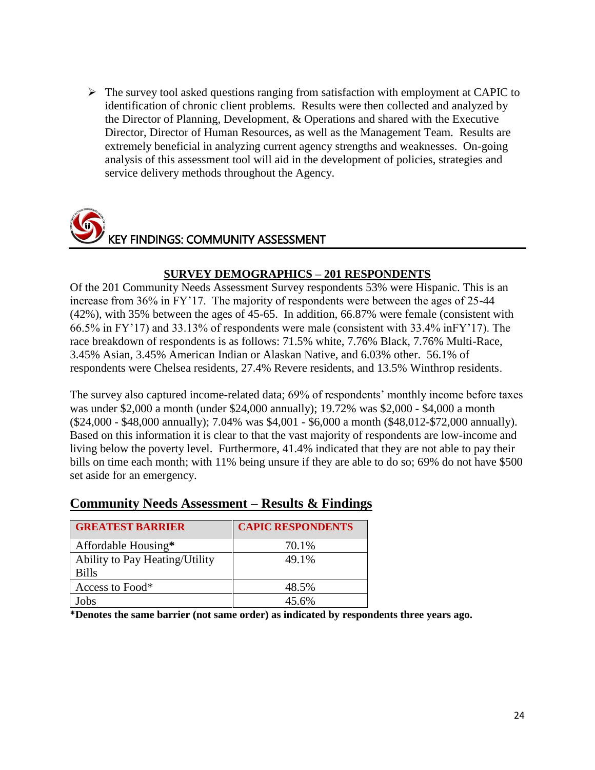- The survey tool asked questions ranging from satisfaction with employment at CAPIC to identification of chronic client problems. Results were then collected and analyzed by the Director of Planning, Development, & Operations and shared with the Executive Director, Director of Human Resources, as well as the Management Team. Results are extremely beneficial in analyzing current agency strengths and weaknesses. On-going analysis of this assessment tool will aid in the development of policies, strategies and service delivery methods throughout the Agency.

## KEY FINDINGS: COMMUNITY ASSESSMENT

**SURVEY DEMOGRAPHICS – 201 RESPONDENTS**

Of the 201 Community Needs Assessment Survey respondents 53% were Hispanic. This is an increase from 36% in FY'17. The majority of respondents were between the ages of 25-44 (42%), with 35% between the ages of 45-65. In addition, 66.87% were female (consistent with 66.5% in FY'17) and 33.13% of respondents were male (consistent with 33.4% inFY'17). The race breakdown of respondents is as follows: 71.5% white, 7.76% Black, 7.76% Multi-Race, 3.45% Asian, 3.45% American Indian or Alaskan Native, and 6.03% other. 56.1% of respondents were Chelsea residents, 27.4% Revere residents, and 13.5% Winthrop residents.

The survey also captured income-related data; 69% of respondents' monthly income before taxes was under $2,000 a month (under $24,000 annually); 19.72% was $2,000 - $4,000 a month ($24,000 - $48,000 annually); 7.04% was $4,001 - $6,000 a month ($48,012-$72,000 annually). Based on this information it is clear to that the vast majority of respondents are low-income and living below the poverty level. Furthermore, 41.4% indicated that they are not able to pay their bills on time each month; with 11% being unsure if they are able to do so; 69% do not have $500 set aside for an emergency.

## Community Needs Assessment – Results & Findings

| GREATEST BARRIER | CAPIC RESPONDENTS |
|---|---|
| Affordable Housing* | 70.1% |
| Ability to Pay Heating/Utility Bills | 49.1% |
| Access to Food* | 48.5% |
| Jobs | 45.6% |

**\*Denotes the same barrier (not same order) as indicated by respondents three years ago.**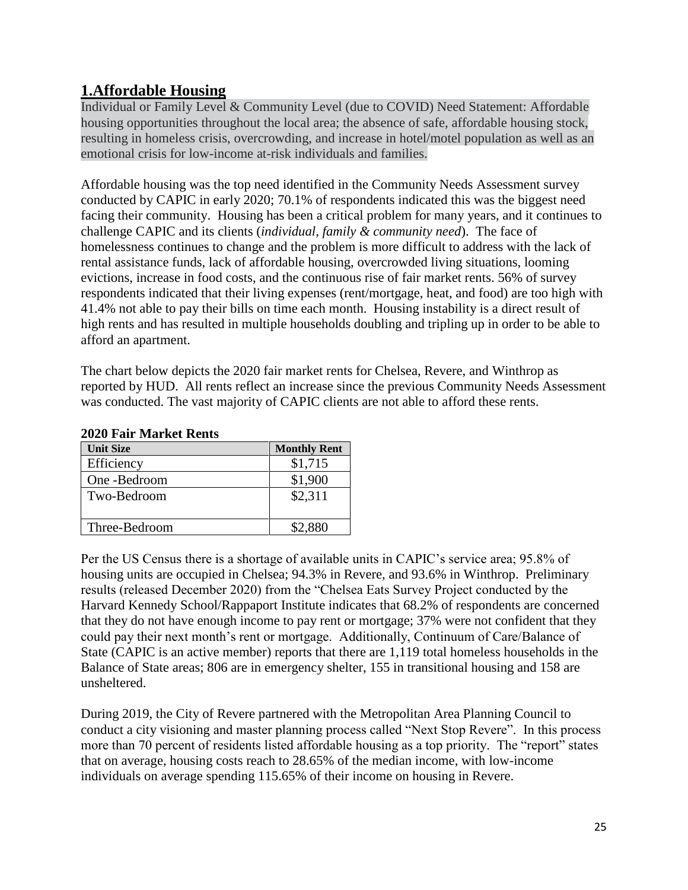## 1.Affordable Housing

Individual or Family Level & Community Level (due to COVID) Need Statement: Affordable housing opportunities throughout the local area; the absence of safe, affordable housing stock, resulting in homeless crisis, overcrowding, and increase in hotel/motel population as well as an emotional crisis for low-income at-risk individuals and families.

Affordable housing was the top need identified in the Community Needs Assessment survey conducted by CAPIC in early 2020; 70.1% of respondents indicated this was the biggest need facing their community. Housing has been a critical problem for many years, and it continues to challenge CAPIC and its clients (*individual, family & community need*). The face of homelessness continues to change and the problem is more difficult to address with the lack of rental assistance funds, lack of affordable housing, overcrowded living situations, looming evictions, increase in food costs, and the continuous rise of fair market rents. 56% of survey respondents indicated that their living expenses (rent/mortgage, heat, and food) are too high with 41.4% not able to pay their bills on time each month. Housing instability is a direct result of high rents and has resulted in multiple households doubling and tripling up in order to be able to afford an apartment.

The chart below depicts the 2020 fair market rents for Chelsea, Revere, and Winthrop as reported by HUD. All rents reflect an increase since the previous Community Needs Assessment was conducted. The vast majority of CAPIC clients are not able to afford these rents.

**2020 Fair Market Rents**

| Unit Size | Monthly Rent |
|---|---|
| Efficiency | $1,715 |
| One -Bedroom | $1,900 |
| Two-Bedroom | $2,311 |
| Three-Bedroom | $2,880 |

Per the US Census there is a shortage of available units in CAPIC's service area; 95.8% of housing units are occupied in Chelsea; 94.3% in Revere, and 93.6% in Winthrop. Preliminary results (released December 2020) from the "Chelsea Eats Survey Project conducted by the Harvard Kennedy School/Rappaport Institute indicates that 68.2% of respondents are concerned that they do not have enough income to pay rent or mortgage; 37% were not confident that they could pay their next month's rent or mortgage. Additionally, Continuum of Care/Balance of State (CAPIC is an active member) reports that there are 1,119 total homeless households in the Balance of State areas; 806 are in emergency shelter, 155 in transitional housing and 158 are unsheltered.

During 2019, the City of Revere partnered with the Metropolitan Area Planning Council to conduct a city visioning and master planning process called "Next Stop Revere". In this process more than 70 percent of residents listed affordable housing as a top priority. The "report" states that on average, housing costs reach to 28.65% of the median income, with low-income individuals on average spending 115.65% of their income on housing in Revere.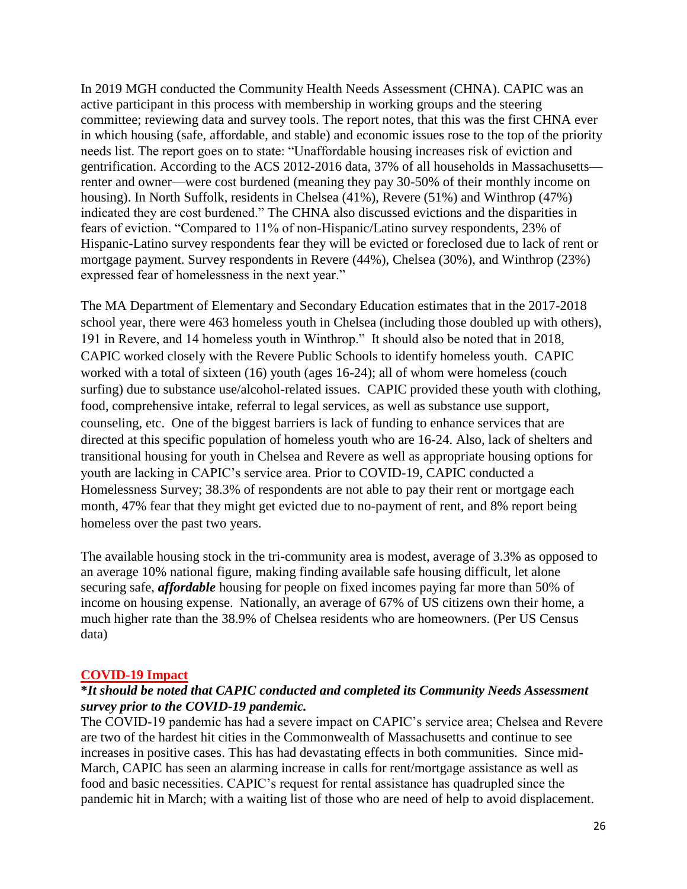In 2019 MGH conducted the Community Health Needs Assessment (CHNA). CAPIC was an active participant in this process with membership in working groups and the steering committee; reviewing data and survey tools. The report notes, that this was the first CHNA ever in which housing (safe, affordable, and stable) and economic issues rose to the top of the priority needs list. The report goes on to state: "Unaffordable housing increases risk of eviction and gentrification. According to the ACS 2012-2016 data, 37% of all households in Massachusetts—renter and owner—were cost burdened (meaning they pay 30-50% of their monthly income on housing). In North Suffolk, residents in Chelsea (41%), Revere (51%) and Winthrop (47%) indicated they are cost burdened." The CHNA also discussed evictions and the disparities in fears of eviction. "Compared to 11% of non-Hispanic/Latino survey respondents, 23% of Hispanic-Latino survey respondents fear they will be evicted or foreclosed due to lack of rent or mortgage payment. Survey respondents in Revere (44%), Chelsea (30%), and Winthrop (23%) expressed fear of homelessness in the next year."

The MA Department of Elementary and Secondary Education estimates that in the 2017-2018 school year, there were 463 homeless youth in Chelsea (including those doubled up with others), 191 in Revere, and 14 homeless youth in Winthrop." It should also be noted that in 2018, CAPIC worked closely with the Revere Public Schools to identify homeless youth. CAPIC worked with a total of sixteen (16) youth (ages 16-24); all of whom were homeless (couch surfing) due to substance use/alcohol-related issues. CAPIC provided these youth with clothing, food, comprehensive intake, referral to legal services, as well as substance use support, counseling, etc. One of the biggest barriers is lack of funding to enhance services that are directed at this specific population of homeless youth who are 16-24. Also, lack of shelters and transitional housing for youth in Chelsea and Revere as well as appropriate housing options for youth are lacking in CAPIC's service area. Prior to COVID-19, CAPIC conducted a Homelessness Survey; 38.3% of respondents are not able to pay their rent or mortgage each month, 47% fear that they might get evicted due to no-payment of rent, and 8% report being homeless over the past two years.

The available housing stock in the tri-community area is modest, average of 3.3% as opposed to an average 10% national figure, making finding available safe housing difficult, let alone securing safe, ***affordable*** housing for people on fixed incomes paying far more than 50% of income on housing expense. Nationally, an average of 67% of US citizens own their home, a much higher rate than the 38.9% of Chelsea residents who are homeowners. (Per US Census data)

## COVID-19 Impact

***It should be noted that CAPIC conducted and completed its Community Needs Assessment survey prior to the COVID-19 pandemic.**

The COVID-19 pandemic has had a severe impact on CAPIC's service area; Chelsea and Revere are two of the hardest hit cities in the Commonwealth of Massachusetts and continue to see increases in positive cases. This has had devastating effects in both communities. Since mid-March, CAPIC has seen an alarming increase in calls for rent/mortgage assistance as well as food and basic necessities. CAPIC's request for rental assistance has quadrupled since the pandemic hit in March; with a waiting list of those who are need of help to avoid displacement.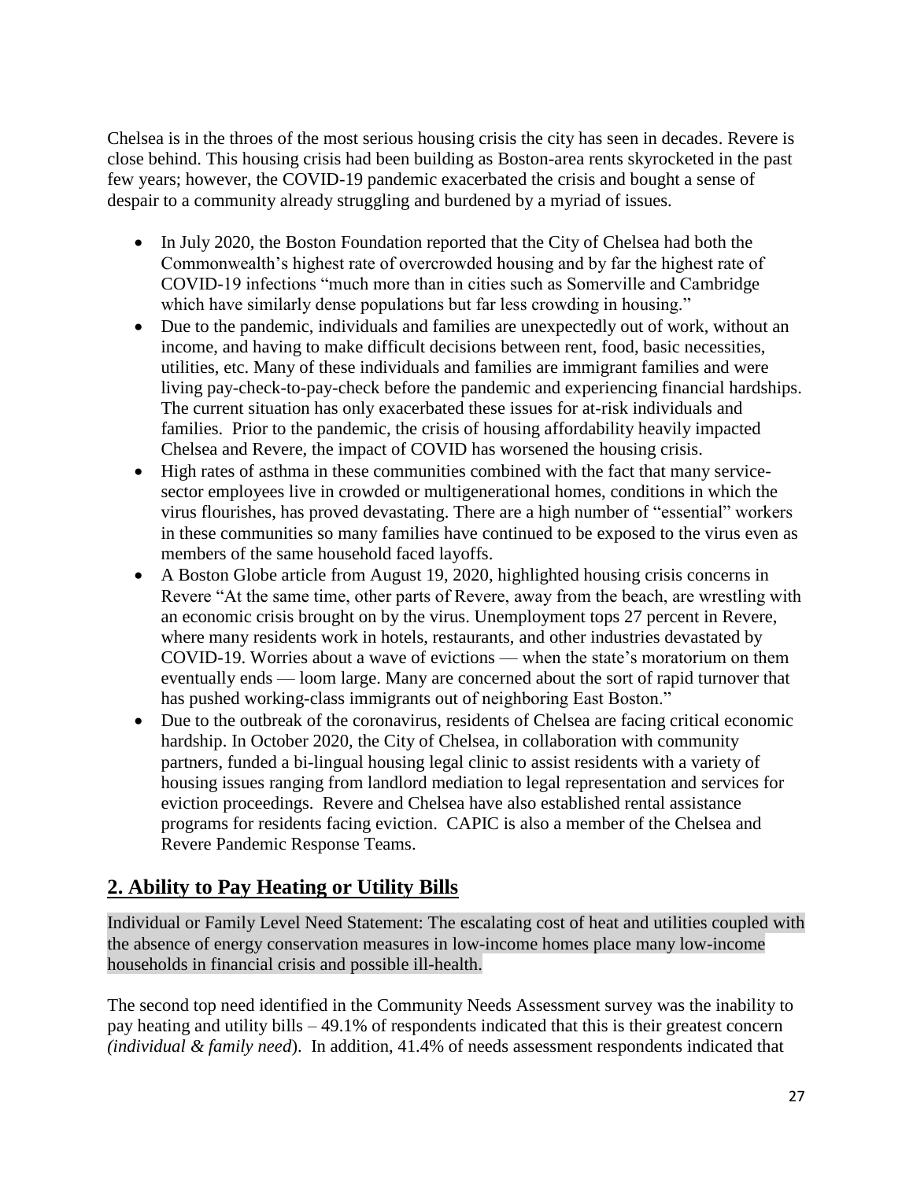Chelsea is in the throes of the most serious housing crisis the city has seen in decades. Revere is close behind. This housing crisis had been building as Boston-area rents skyrocketed in the past few years; however, the COVID-19 pandemic exacerbated the crisis and bought a sense of despair to a community already struggling and burdened by a myriad of issues.

- In July 2020, the Boston Foundation reported that the City of Chelsea had both the Commonwealth's highest rate of overcrowded housing and by far the highest rate of COVID-19 infections "much more than in cities such as Somerville and Cambridge which have similarly dense populations but far less crowding in housing."
- Due to the pandemic, individuals and families are unexpectedly out of work, without an income, and having to make difficult decisions between rent, food, basic necessities, utilities, etc. Many of these individuals and families are immigrant families and were living pay-check-to-pay-check before the pandemic and experiencing financial hardships. The current situation has only exacerbated these issues for at-risk individuals and families. Prior to the pandemic, the crisis of housing affordability heavily impacted Chelsea and Revere, the impact of COVID has worsened the housing crisis.
- High rates of asthma in these communities combined with the fact that many service-sector employees live in crowded or multigenerational homes, conditions in which the virus flourishes, has proved devastating. There are a high number of "essential" workers in these communities so many families have continued to be exposed to the virus even as members of the same household faced layoffs.
- A Boston Globe article from August 19, 2020, highlighted housing crisis concerns in Revere "At the same time, other parts of Revere, away from the beach, are wrestling with an economic crisis brought on by the virus. Unemployment tops 27 percent in Revere, where many residents work in hotels, restaurants, and other industries devastated by COVID-19. Worries about a wave of evictions — when the state's moratorium on them eventually ends — loom large. Many are concerned about the sort of rapid turnover that has pushed working-class immigrants out of neighboring East Boston."
- Due to the outbreak of the coronavirus, residents of Chelsea are facing critical economic hardship. In October 2020, the City of Chelsea, in collaboration with community partners, funded a bi-lingual housing legal clinic to assist residents with a variety of housing issues ranging from landlord mediation to legal representation and services for eviction proceedings. Revere and Chelsea have also established rental assistance programs for residents facing eviction. CAPIC is also a member of the Chelsea and Revere Pandemic Response Teams.

## 2. Ability to Pay Heating or Utility Bills

Individual or Family Level Need Statement: The escalating cost of heat and utilities coupled with the absence of energy conservation measures in low-income homes place many low-income households in financial crisis and possible ill-health.

The second top need identified in the Community Needs Assessment survey was the inability to pay heating and utility bills – 49.1% of respondents indicated that this is their greatest concern *(individual & family need*). In addition, 41.4% of needs assessment respondents indicated that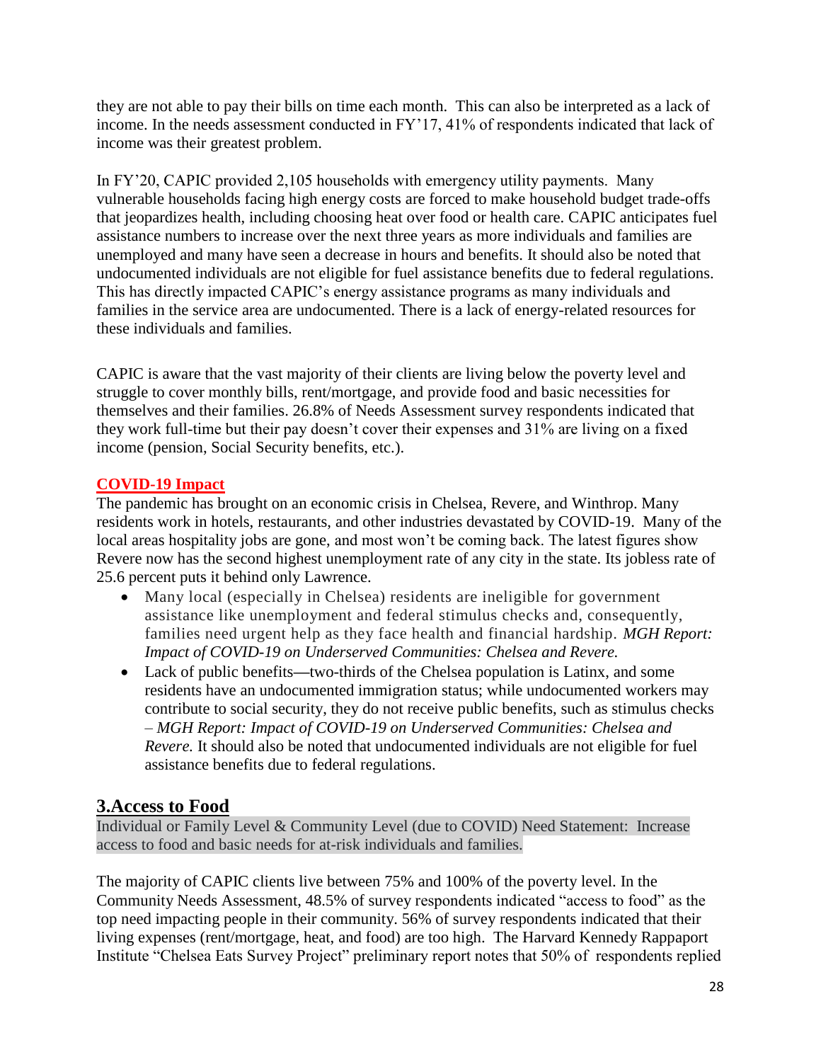they are not able to pay their bills on time each month. This can also be interpreted as a lack of income. In the needs assessment conducted in FY'17, 41% of respondents indicated that lack of income was their greatest problem.

In FY'20, CAPIC provided 2,105 households with emergency utility payments. Many vulnerable households facing high energy costs are forced to make household budget trade-offs that jeopardizes health, including choosing heat over food or health care. CAPIC anticipates fuel assistance numbers to increase over the next three years as more individuals and families are unemployed and many have seen a decrease in hours and benefits. It should also be noted that undocumented individuals are not eligible for fuel assistance benefits due to federal regulations. This has directly impacted CAPIC's energy assistance programs as many individuals and families in the service area are undocumented. There is a lack of energy-related resources for these individuals and families.

CAPIC is aware that the vast majority of their clients are living below the poverty level and struggle to cover monthly bills, rent/mortgage, and provide food and basic necessities for themselves and their families. 26.8% of Needs Assessment survey respondents indicated that they work full-time but their pay doesn't cover their expenses and 31% are living on a fixed income (pension, Social Security benefits, etc.).

**COVID-19 Impact**

The pandemic has brought on an economic crisis in Chelsea, Revere, and Winthrop. Many residents work in hotels, restaurants, and other industries devastated by COVID-19. Many of the local areas hospitality jobs are gone, and most won't be coming back. The latest figures show Revere now has the second highest unemployment rate of any city in the state. Its jobless rate of 25.6 percent puts it behind only Lawrence.

- Many local (especially in Chelsea) residents are ineligible for government assistance like unemployment and federal stimulus checks and, consequently, families need urgent help as they face health and financial hardship. *MGH Report: Impact of COVID-19 on Underserved Communities: Chelsea and Revere.*
- Lack of public benefits—two-thirds of the Chelsea population is Latinx, and some residents have an undocumented immigration status; while undocumented workers may contribute to social security, they do not receive public benefits, such as stimulus checks – *MGH Report: Impact of COVID-19 on Underserved Communities: Chelsea and Revere.* It should also be noted that undocumented individuals are not eligible for fuel assistance benefits due to federal regulations.

## 3.Access to Food

Individual or Family Level & Community Level (due to COVID) Need Statement: Increase access to food and basic needs for at-risk individuals and families.

The majority of CAPIC clients live between 75% and 100% of the poverty level. In the Community Needs Assessment, 48.5% of survey respondents indicated "access to food" as the top need impacting people in their community. 56% of survey respondents indicated that their living expenses (rent/mortgage, heat, and food) are too high. The Harvard Kennedy Rappaport Institute "Chelsea Eats Survey Project" preliminary report notes that 50% of respondents replied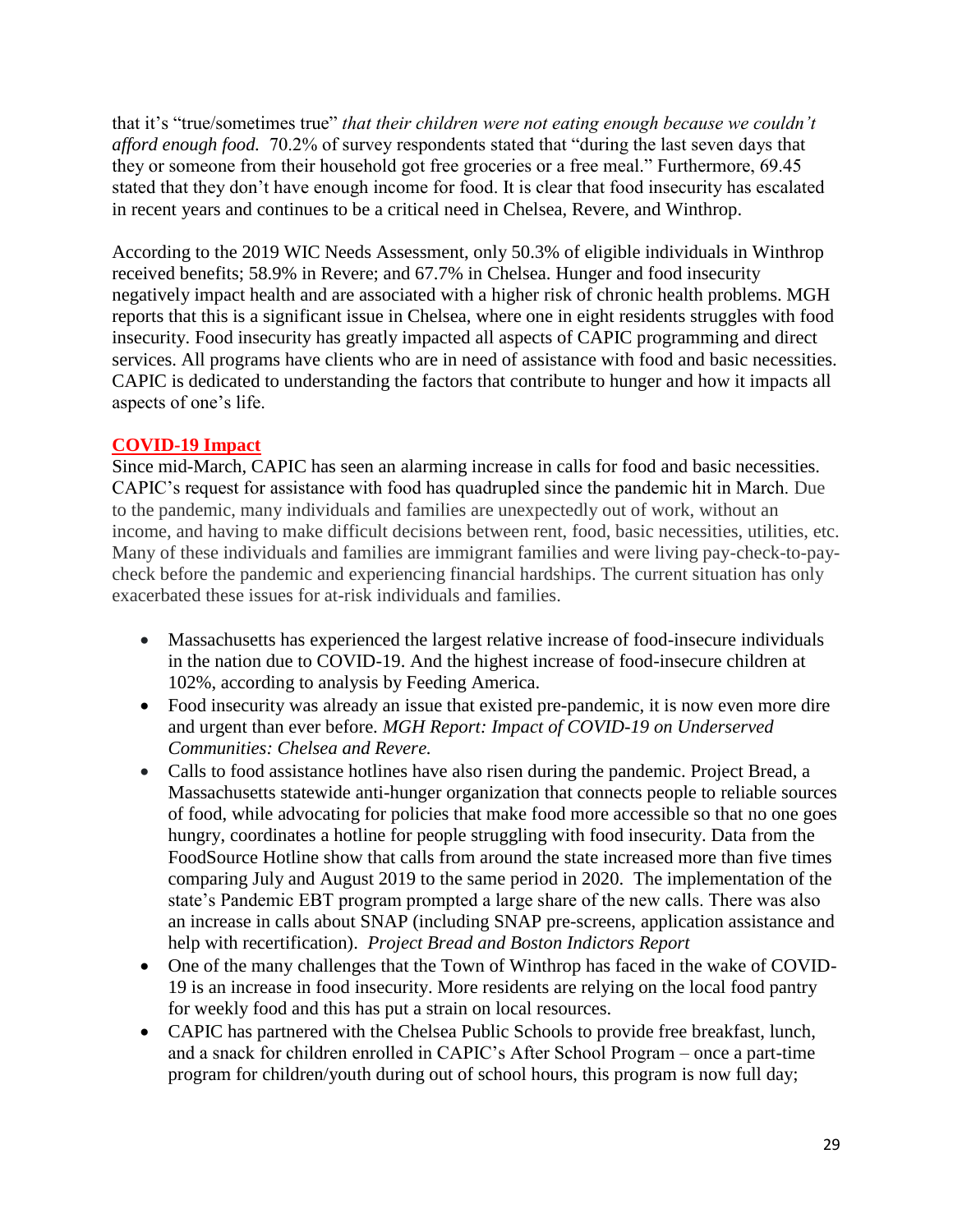that it's "true/sometimes true" *that their children were not eating enough because we couldn't afford enough food.* 70.2% of survey respondents stated that "during the last seven days that they or someone from their household got free groceries or a free meal." Furthermore, 69.45 stated that they don't have enough income for food. It is clear that food insecurity has escalated in recent years and continues to be a critical need in Chelsea, Revere, and Winthrop.

According to the 2019 WIC Needs Assessment, only 50.3% of eligible individuals in Winthrop received benefits; 58.9% in Revere; and 67.7% in Chelsea. Hunger and food insecurity negatively impact health and are associated with a higher risk of chronic health problems. MGH reports that this is a significant issue in Chelsea, where one in eight residents struggles with food insecurity. Food insecurity has greatly impacted all aspects of CAPIC programming and direct services. All programs have clients who are in need of assistance with food and basic necessities. CAPIC is dedicated to understanding the factors that contribute to hunger and how it impacts all aspects of one's life.

**COVID-19 Impact**

Since mid-March, CAPIC has seen an alarming increase in calls for food and basic necessities. CAPIC's request for assistance with food has quadrupled since the pandemic hit in March. Due to the pandemic, many individuals and families are unexpectedly out of work, without an income, and having to make difficult decisions between rent, food, basic necessities, utilities, etc. Many of these individuals and families are immigrant families and were living pay-check-to-pay-check before the pandemic and experiencing financial hardships. The current situation has only exacerbated these issues for at-risk individuals and families.

- Massachusetts has experienced the largest relative increase of food-insecure individuals in the nation due to COVID-19. And the highest increase of food-insecure children at 102%, according to analysis by Feeding America.
- Food insecurity was already an issue that existed pre-pandemic, it is now even more dire and urgent than ever before. *MGH Report: Impact of COVID-19 on Underserved Communities: Chelsea and Revere.*
- Calls to food assistance hotlines have also risen during the pandemic. Project Bread, a Massachusetts statewide anti-hunger organization that connects people to reliable sources of food, while advocating for policies that make food more accessible so that no one goes hungry, coordinates a hotline for people struggling with food insecurity. Data from the FoodSource Hotline show that calls from around the state increased more than five times comparing July and August 2019 to the same period in 2020. The implementation of the state's Pandemic EBT program prompted a large share of the new calls. There was also an increase in calls about SNAP (including SNAP pre-screens, application assistance and help with recertification). *Project Bread and Boston Indictors Report*
- One of the many challenges that the Town of Winthrop has faced in the wake of COVID-19 is an increase in food insecurity. More residents are relying on the local food pantry for weekly food and this has put a strain on local resources.
- CAPIC has partnered with the Chelsea Public Schools to provide free breakfast, lunch, and a snack for children enrolled in CAPIC's After School Program – once a part-time program for children/youth during out of school hours, this program is now full day;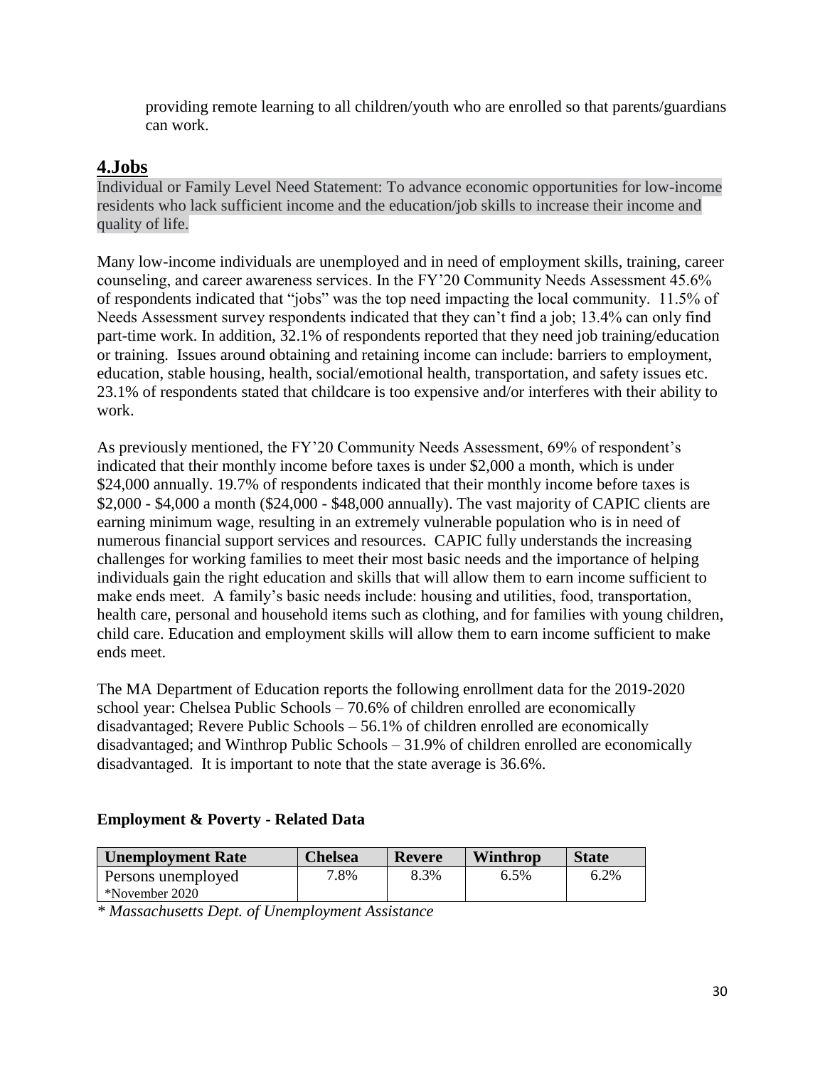providing remote learning to all children/youth who are enrolled so that parents/guardians can work.

## 4.Jobs

Individual or Family Level Need Statement: To advance economic opportunities for low-income residents who lack sufficient income and the education/job skills to increase their income and quality of life.

Many low-income individuals are unemployed and in need of employment skills, training, career counseling, and career awareness services. In the FY'20 Community Needs Assessment 45.6% of respondents indicated that "jobs" was the top need impacting the local community. 11.5% of Needs Assessment survey respondents indicated that they can't find a job; 13.4% can only find part-time work. In addition, 32.1% of respondents reported that they need job training/education or training. Issues around obtaining and retaining income can include: barriers to employment, education, stable housing, health, social/emotional health, transportation, and safety issues etc. 23.1% of respondents stated that childcare is too expensive and/or interferes with their ability to work.

As previously mentioned, the FY'20 Community Needs Assessment, 69% of respondent's indicated that their monthly income before taxes is under $2,000 a month, which is under $24,000 annually. 19.7% of respondents indicated that their monthly income before taxes is $2,000 - $4,000 a month ($24,000 - $48,000 annually). The vast majority of CAPIC clients are earning minimum wage, resulting in an extremely vulnerable population who is in need of numerous financial support services and resources. CAPIC fully understands the increasing challenges for working families to meet their most basic needs and the importance of helping individuals gain the right education and skills that will allow them to earn income sufficient to make ends meet. A family's basic needs include: housing and utilities, food, transportation, health care, personal and household items such as clothing, and for families with young children, child care. Education and employment skills will allow them to earn income sufficient to make ends meet.

The MA Department of Education reports the following enrollment data for the 2019-2020 school year: Chelsea Public Schools – 70.6% of children enrolled are economically disadvantaged; Revere Public Schools – 56.1% of children enrolled are economically disadvantaged; and Winthrop Public Schools – 31.9% of children enrolled are economically disadvantaged. It is important to note that the state average is 36.6%.

**Employment & Poverty - Related Data**

| Unemployment Rate | Chelsea | Revere | Winthrop | State |
|---|---|---|---|---|
| Persons unemployed *November 2020 | 7.8% | 8.3% | 6.5% | 6.2% |

*\* Massachusetts Dept. of Unemployment Assistance*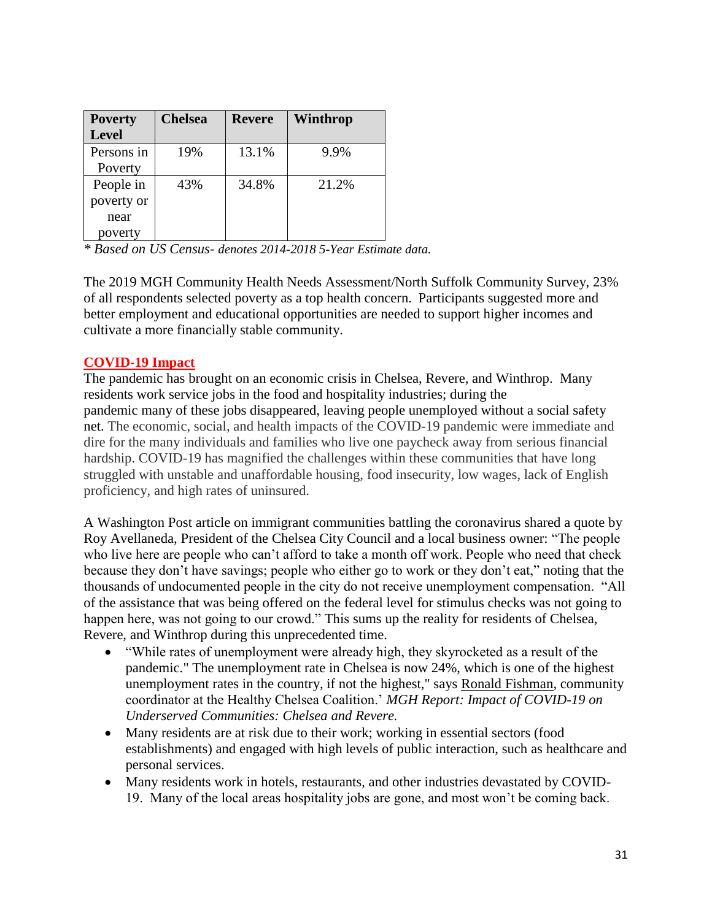| Poverty Level | Chelsea | Revere | Winthrop |
|---|---|---|---|
| Persons in Poverty | 19% | 13.1% | 9.9% |
| People in poverty or near poverty | 43% | 34.8% | 21.2% |

*\* Based on US Census- denotes 2014-2018 5-Year Estimate data.*

The 2019 MGH Community Health Needs Assessment/North Suffolk Community Survey, 23% of all respondents selected poverty as a top health concern. Participants suggested more and better employment and educational opportunities are needed to support higher incomes and cultivate a more financially stable community.

## COVID-19 Impact

The pandemic has brought on an economic crisis in Chelsea, Revere, and Winthrop. Many residents work service jobs in the food and hospitality industries; during the pandemic many of these jobs disappeared, leaving people unemployed without a social safety net. The economic, social, and health impacts of the COVID-19 pandemic were immediate and dire for the many individuals and families who live one paycheck away from serious financial hardship. COVID-19 has magnified the challenges within these communities that have long struggled with unstable and unaffordable housing, food insecurity, low wages, lack of English proficiency, and high rates of uninsured.

A Washington Post article on immigrant communities battling the coronavirus shared a quote by Roy Avellaneda, President of the Chelsea City Council and a local business owner: "The people who live here are people who can't afford to take a month off work. People who need that check because they don't have savings; people who either go to work or they don't eat," noting that the thousands of undocumented people in the city do not receive unemployment compensation. "All of the assistance that was being offered on the federal level for stimulus checks was not going to happen here, was not going to our crowd." This sums up the reality for residents of Chelsea, Revere, and Winthrop during this unprecedented time.

- "While rates of unemployment were already high, they skyrocketed as a result of the pandemic." The unemployment rate in Chelsea is now 24%, which is one of the highest unemployment rates in the country, if not the highest," says Ronald Fishman, community coordinator at the Healthy Chelsea Coalition.' *MGH Report: Impact of COVID-19 on Underserved Communities: Chelsea and Revere.*
- Many residents are at risk due to their work; working in essential sectors (food establishments) and engaged with high levels of public interaction, such as healthcare and personal services.
- Many residents work in hotels, restaurants, and other industries devastated by COVID-19. Many of the local areas hospitality jobs are gone, and most won't be coming back.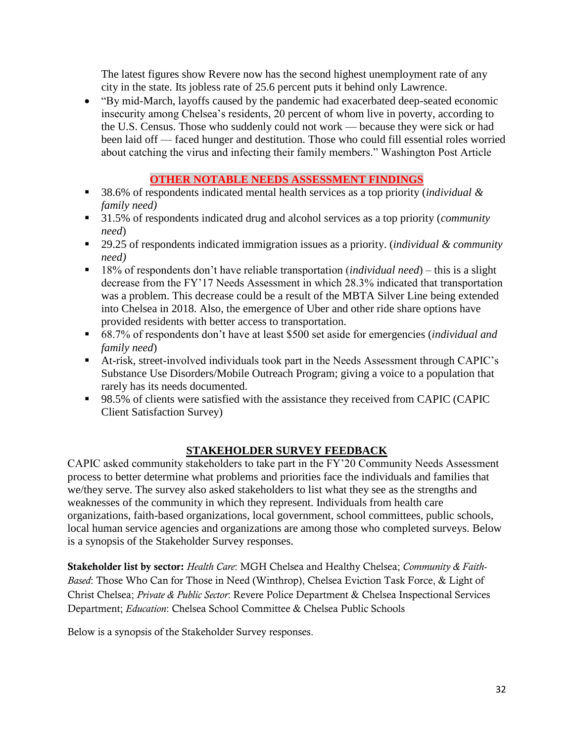The latest figures show Revere now has the second highest unemployment rate of any city in the state. Its jobless rate of 25.6 percent puts it behind only Lawrence.

- "By mid-March, layoffs caused by the pandemic had exacerbated deep-seated economic insecurity among Chelsea's residents, 20 percent of whom live in poverty, according to the U.S. Census. Those who suddenly could not work — because they were sick or had been laid off — faced hunger and destitution. Those who could fill essential roles worried about catching the virus and infecting their family members." Washington Post Article

## OTHER NOTABLE NEEDS ASSESSMENT FINDINGS

- 38.6% of respondents indicated mental health services as a top priority (*individual & family need)*
- 31.5% of respondents indicated drug and alcohol services as a top priority (*community need*)
- 29.25 of respondents indicated immigration issues as a priority. (*individual & community need)*
- 18% of respondents don't have reliable transportation (*individual need*) – this is a slight decrease from the FY'17 Needs Assessment in which 28.3% indicated that transportation was a problem. This decrease could be a result of the MBTA Silver Line being extended into Chelsea in 2018. Also, the emergence of Uber and other ride share options have provided residents with better access to transportation.
- 68.7% of respondents don't have at least $500 set aside for emergencies (*individual and family need*)
- At-risk, street-involved individuals took part in the Needs Assessment through CAPIC's Substance Use Disorders/Mobile Outreach Program; giving a voice to a population that rarely has its needs documented.
- 98.5% of clients were satisfied with the assistance they received from CAPIC (CAPIC Client Satisfaction Survey)

## STAKEHOLDER SURVEY FEEDBACK

CAPIC asked community stakeholders to take part in the FY'20 Community Needs Assessment process to better determine what problems and priorities face the individuals and families that we/they serve. The survey also asked stakeholders to list what they see as the strengths and weaknesses of the community in which they represent. Individuals from health care organizations, faith-based organizations, local government, school committees, public schools, local human service agencies and organizations are among those who completed surveys. Below is a synopsis of the Stakeholder Survey responses.

**Stakeholder list by sector:** *Health Care*: MGH Chelsea and Healthy Chelsea; *Community & Faith-Based*: Those Who Can for Those in Need (Winthrop), Chelsea Eviction Task Force, & Light of Christ Chelsea; *Private & Public Sector*: Revere Police Department & Chelsea Inspectional Services Department; *Education*: Chelsea School Committee & Chelsea Public Schools

Below is a synopsis of the Stakeholder Survey responses.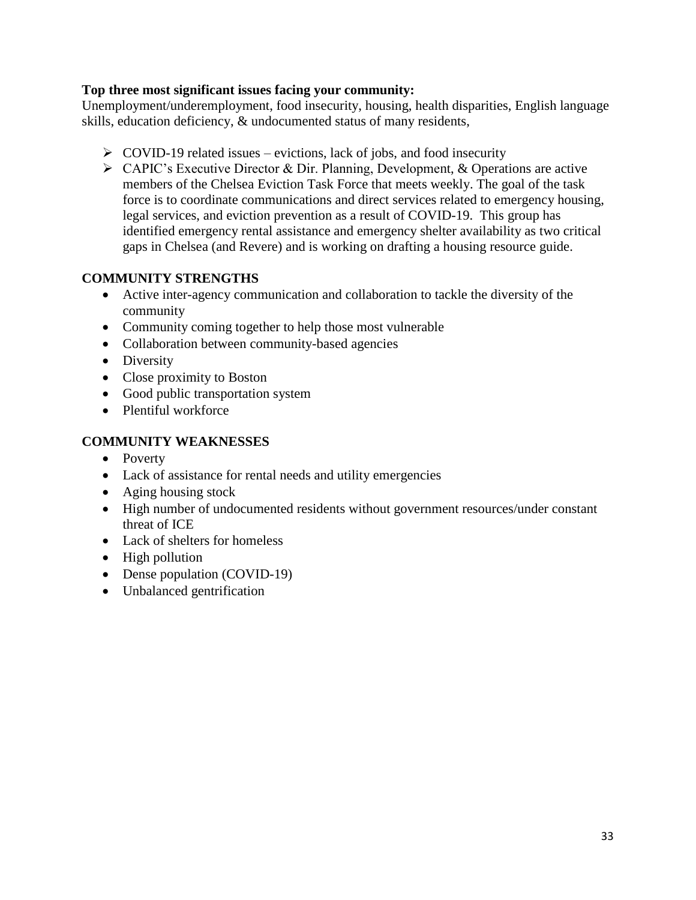**Top three most significant issues facing your community:**
Unemployment/underemployment, food insecurity, housing, health disparities, English language skills, education deficiency, & undocumented status of many residents,

- COVID-19 related issues – evictions, lack of jobs, and food insecurity
- CAPIC's Executive Director & Dir. Planning, Development, & Operations are active members of the Chelsea Eviction Task Force that meets weekly. The goal of the task force is to coordinate communications and direct services related to emergency housing, legal services, and eviction prevention as a result of COVID-19. This group has identified emergency rental assistance and emergency shelter availability as two critical gaps in Chelsea (and Revere) and is working on drafting a housing resource guide.

## COMMUNITY STRENGTHS

- Active inter-agency communication and collaboration to tackle the diversity of the community
- Community coming together to help those most vulnerable
- Collaboration between community-based agencies
- Diversity
- Close proximity to Boston
- Good public transportation system
- Plentiful workforce

## COMMUNITY WEAKNESSES

- Poverty
- Lack of assistance for rental needs and utility emergencies
- Aging housing stock
- High number of undocumented residents without government resources/under constant threat of ICE
- Lack of shelters for homeless
- High pollution
- Dense population (COVID-19)
- Unbalanced gentrification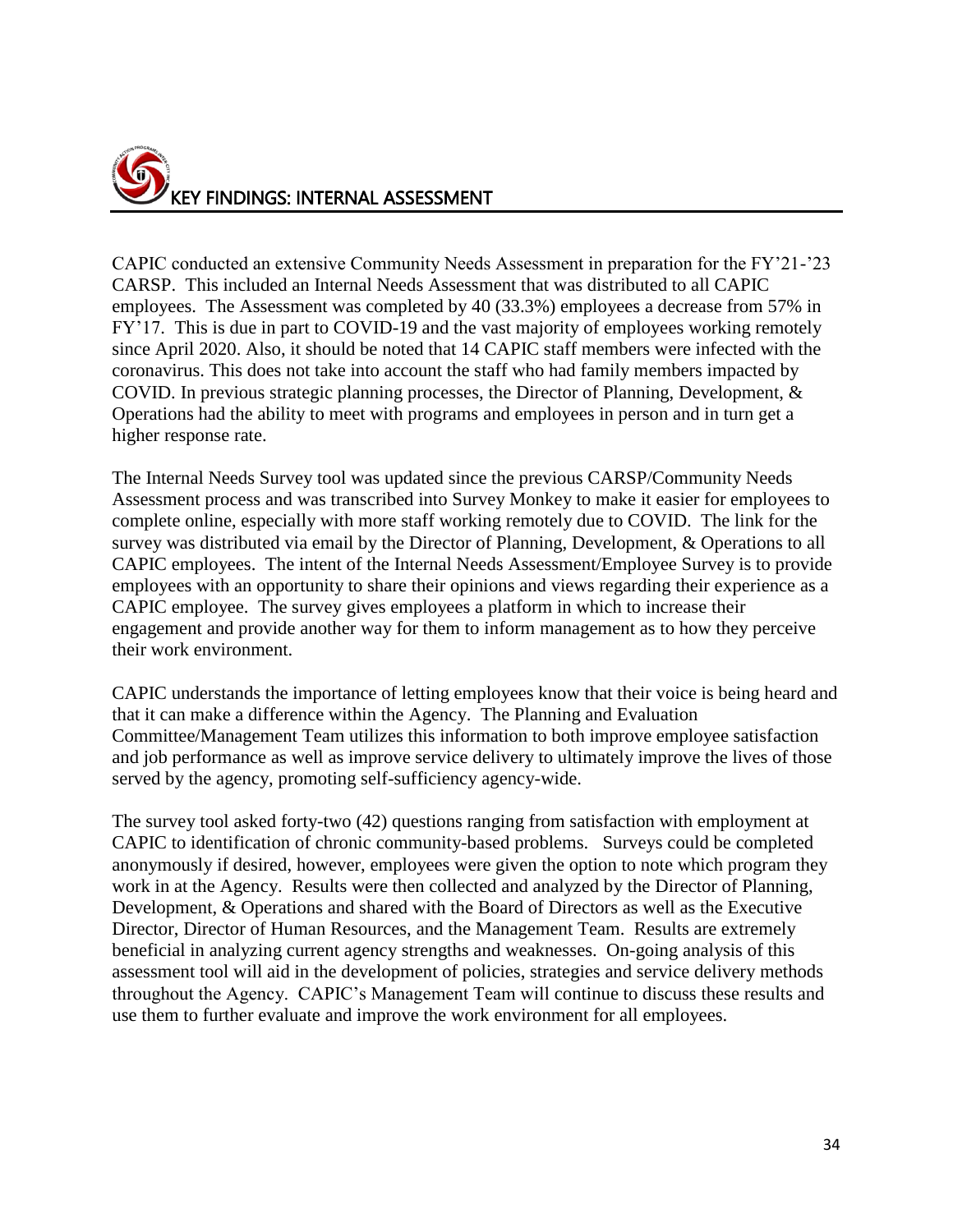# KEY FINDINGS: INTERNAL ASSESSMENT

CAPIC conducted an extensive Community Needs Assessment in preparation for the FY'21-'23 CARSP. This included an Internal Needs Assessment that was distributed to all CAPIC employees. The Assessment was completed by 40 (33.3%) employees a decrease from 57% in FY'17. This is due in part to COVID-19 and the vast majority of employees working remotely since April 2020. Also, it should be noted that 14 CAPIC staff members were infected with the coronavirus. This does not take into account the staff who had family members impacted by COVID. In previous strategic planning processes, the Director of Planning, Development, & Operations had the ability to meet with programs and employees in person and in turn get a higher response rate.

The Internal Needs Survey tool was updated since the previous CARSP/Community Needs Assessment process and was transcribed into Survey Monkey to make it easier for employees to complete online, especially with more staff working remotely due to COVID. The link for the survey was distributed via email by the Director of Planning, Development, & Operations to all CAPIC employees. The intent of the Internal Needs Assessment/Employee Survey is to provide employees with an opportunity to share their opinions and views regarding their experience as a CAPIC employee. The survey gives employees a platform in which to increase their engagement and provide another way for them to inform management as to how they perceive their work environment.

CAPIC understands the importance of letting employees know that their voice is being heard and that it can make a difference within the Agency. The Planning and Evaluation Committee/Management Team utilizes this information to both improve employee satisfaction and job performance as well as improve service delivery to ultimately improve the lives of those served by the agency, promoting self-sufficiency agency-wide.

The survey tool asked forty-two (42) questions ranging from satisfaction with employment at CAPIC to identification of chronic community-based problems. Surveys could be completed anonymously if desired, however, employees were given the option to note which program they work in at the Agency. Results were then collected and analyzed by the Director of Planning, Development, & Operations and shared with the Board of Directors as well as the Executive Director, Director of Human Resources, and the Management Team. Results are extremely beneficial in analyzing current agency strengths and weaknesses. On-going analysis of this assessment tool will aid in the development of policies, strategies and service delivery methods throughout the Agency. CAPIC's Management Team will continue to discuss these results and use them to further evaluate and improve the work environment for all employees.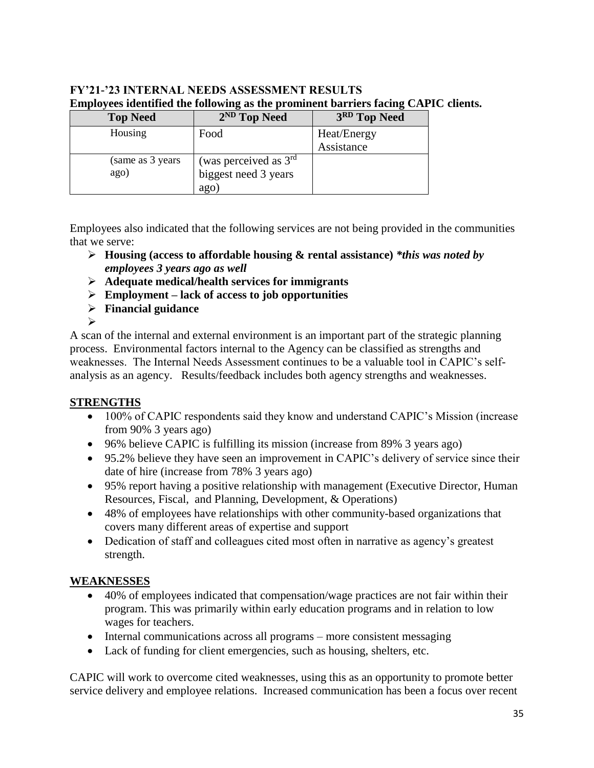**FY'21-'23 INTERNAL NEEDS ASSESSMENT RESULTS**
**Employees identified the following as the prominent barriers facing CAPIC clients.**

| Top Need | 2ND Top Need | 3RD Top Need |
|---|---|---|
| Housing | Food | Heat/Energy Assistance |
| (same as 3 years ago) | (was perceived as 3rd biggest need 3 years ago) | |

Employees also indicated that the following services are not being provided in the communities that we serve:

- **Housing (access to affordable housing & rental assistance)** ***\*this was noted by employees 3 years ago as well***
- **Adequate medical/health services for immigrants**
- **Employment – lack of access to job opportunities**
- **Financial guidance**

A scan of the internal and external environment is an important part of the strategic planning process. Environmental factors internal to the Agency can be classified as strengths and weaknesses. The Internal Needs Assessment continues to be a valuable tool in CAPIC's self-analysis as an agency. Results/feedback includes both agency strengths and weaknesses.

## STRENGTHS

- 100% of CAPIC respondents said they know and understand CAPIC's Mission (increase from 90% 3 years ago)
- 96% believe CAPIC is fulfilling its mission (increase from 89% 3 years ago)
- 95.2% believe they have seen an improvement in CAPIC's delivery of service since their date of hire (increase from 78% 3 years ago)
- 95% report having a positive relationship with management (Executive Director, Human Resources, Fiscal, and Planning, Development, & Operations)
- 48% of employees have relationships with other community-based organizations that covers many different areas of expertise and support
- Dedication of staff and colleagues cited most often in narrative as agency's greatest strength.

## WEAKNESSES

- 40% of employees indicated that compensation/wage practices are not fair within their program. This was primarily within early education programs and in relation to low wages for teachers.
- Internal communications across all programs – more consistent messaging
- Lack of funding for client emergencies, such as housing, shelters, etc.

CAPIC will work to overcome cited weaknesses, using this as an opportunity to promote better service delivery and employee relations. Increased communication has been a focus over recent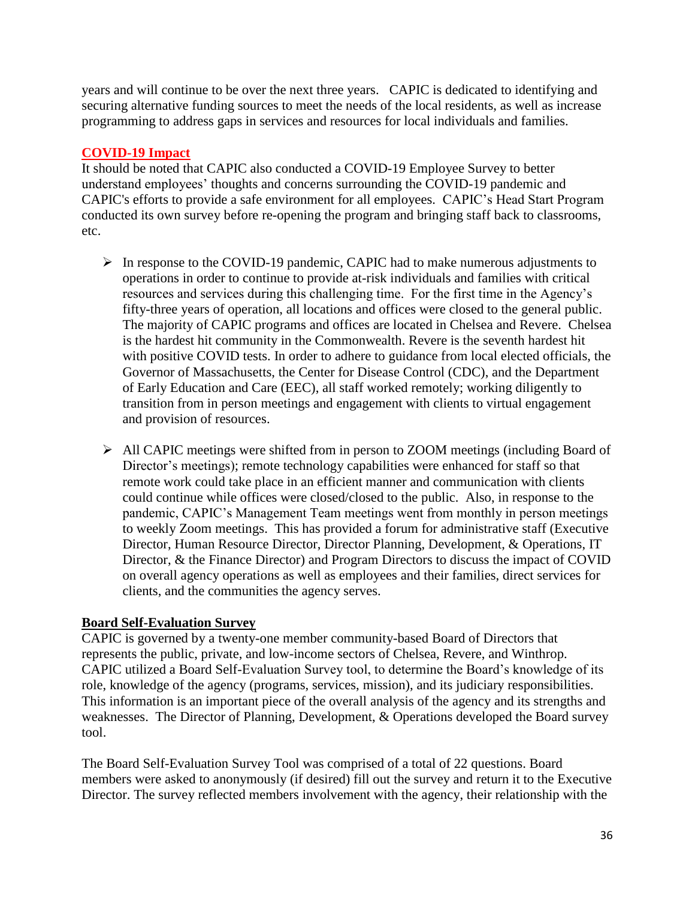years and will continue to be over the next three years. CAPIC is dedicated to identifying and securing alternative funding sources to meet the needs of the local residents, as well as increase programming to address gaps in services and resources for local individuals and families.

## COVID-19 Impact

It should be noted that CAPIC also conducted a COVID-19 Employee Survey to better understand employees' thoughts and concerns surrounding the COVID-19 pandemic and CAPIC's efforts to provide a safe environment for all employees. CAPIC's Head Start Program conducted its own survey before re-opening the program and bringing staff back to classrooms, etc.

- In response to the COVID-19 pandemic, CAPIC had to make numerous adjustments to operations in order to continue to provide at-risk individuals and families with critical resources and services during this challenging time. For the first time in the Agency's fifty-three years of operation, all locations and offices were closed to the general public. The majority of CAPIC programs and offices are located in Chelsea and Revere. Chelsea is the hardest hit community in the Commonwealth. Revere is the seventh hardest hit with positive COVID tests. In order to adhere to guidance from local elected officials, the Governor of Massachusetts, the Center for Disease Control (CDC), and the Department of Early Education and Care (EEC), all staff worked remotely; working diligently to transition from in person meetings and engagement with clients to virtual engagement and provision of resources.

- All CAPIC meetings were shifted from in person to ZOOM meetings (including Board of Director's meetings); remote technology capabilities were enhanced for staff so that remote work could take place in an efficient manner and communication with clients could continue while offices were closed/closed to the public. Also, in response to the pandemic, CAPIC's Management Team meetings went from monthly in person meetings to weekly Zoom meetings. This has provided a forum for administrative staff (Executive Director, Human Resource Director, Director Planning, Development, & Operations, IT Director, & the Finance Director) and Program Directors to discuss the impact of COVID on overall agency operations as well as employees and their families, direct services for clients, and the communities the agency serves.

## Board Self-Evaluation Survey

CAPIC is governed by a twenty-one member community-based Board of Directors that represents the public, private, and low-income sectors of Chelsea, Revere, and Winthrop. CAPIC utilized a Board Self-Evaluation Survey tool, to determine the Board's knowledge of its role, knowledge of the agency (programs, services, mission), and its judiciary responsibilities. This information is an important piece of the overall analysis of the agency and its strengths and weaknesses. The Director of Planning, Development, & Operations developed the Board survey tool.

The Board Self-Evaluation Survey Tool was comprised of a total of 22 questions. Board members were asked to anonymously (if desired) fill out the survey and return it to the Executive Director. The survey reflected members involvement with the agency, their relationship with the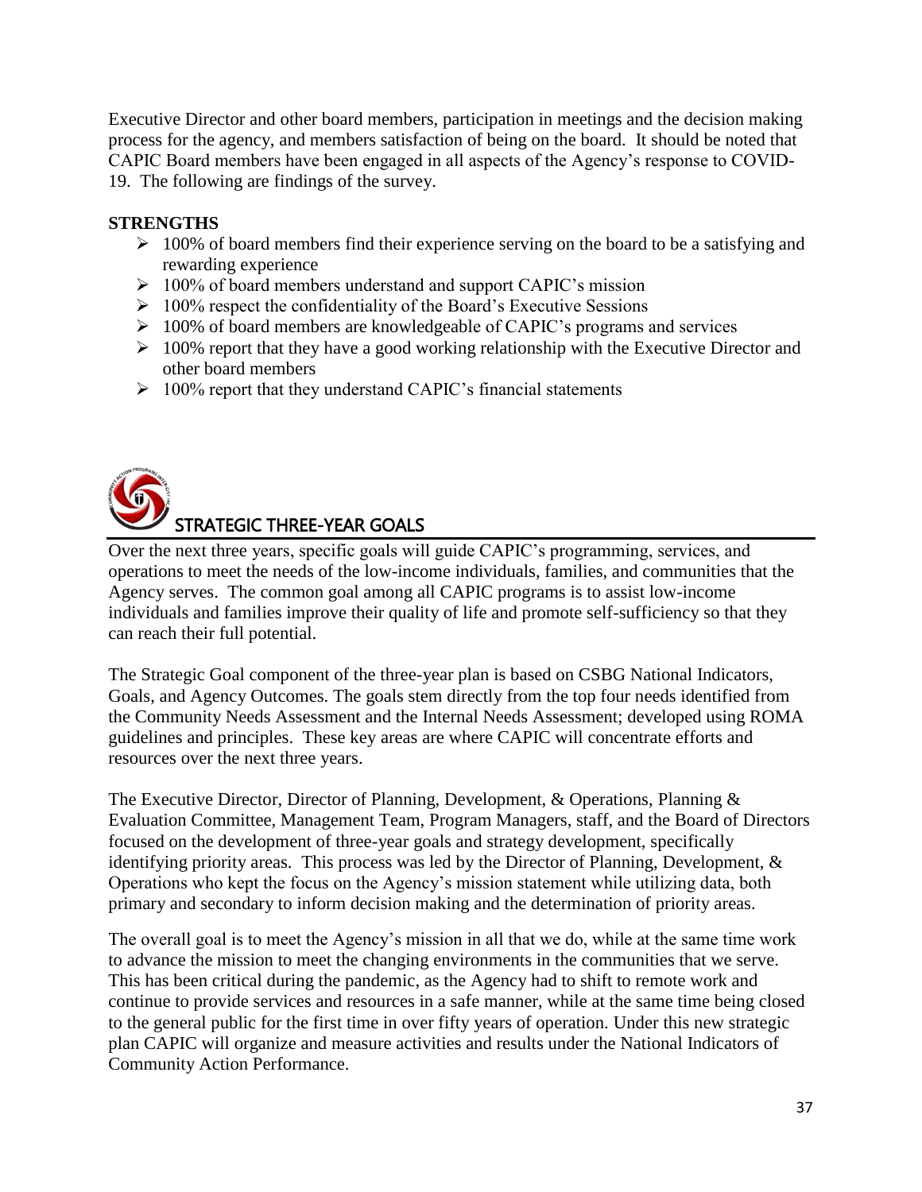Executive Director and other board members, participation in meetings and the decision making process for the agency, and members satisfaction of being on the board. It should be noted that CAPIC Board members have been engaged in all aspects of the Agency's response to COVID-19. The following are findings of the survey.

**STRENGTHS**

- 100% of board members find their experience serving on the board to be a satisfying and rewarding experience
- 100% of board members understand and support CAPIC's mission
- 100% respect the confidentiality of the Board's Executive Sessions
- 100% of board members are knowledgeable of CAPIC's programs and services
- 100% report that they have a good working relationship with the Executive Director and other board members
- 100% report that they understand CAPIC's financial statements

## STRATEGIC THREE-YEAR GOALS

Over the next three years, specific goals will guide CAPIC's programming, services, and operations to meet the needs of the low-income individuals, families, and communities that the Agency serves. The common goal among all CAPIC programs is to assist low-income individuals and families improve their quality of life and promote self-sufficiency so that they can reach their full potential.

The Strategic Goal component of the three-year plan is based on CSBG National Indicators, Goals, and Agency Outcomes. The goals stem directly from the top four needs identified from the Community Needs Assessment and the Internal Needs Assessment; developed using ROMA guidelines and principles. These key areas are where CAPIC will concentrate efforts and resources over the next three years.

The Executive Director, Director of Planning, Development, & Operations, Planning & Evaluation Committee, Management Team, Program Managers, staff, and the Board of Directors focused on the development of three-year goals and strategy development, specifically identifying priority areas. This process was led by the Director of Planning, Development, & Operations who kept the focus on the Agency's mission statement while utilizing data, both primary and secondary to inform decision making and the determination of priority areas.

The overall goal is to meet the Agency's mission in all that we do, while at the same time work to advance the mission to meet the changing environments in the communities that we serve. This has been critical during the pandemic, as the Agency had to shift to remote work and continue to provide services and resources in a safe manner, while at the same time being closed to the general public for the first time in over fifty years of operation. Under this new strategic plan CAPIC will organize and measure activities and results under the National Indicators of Community Action Performance.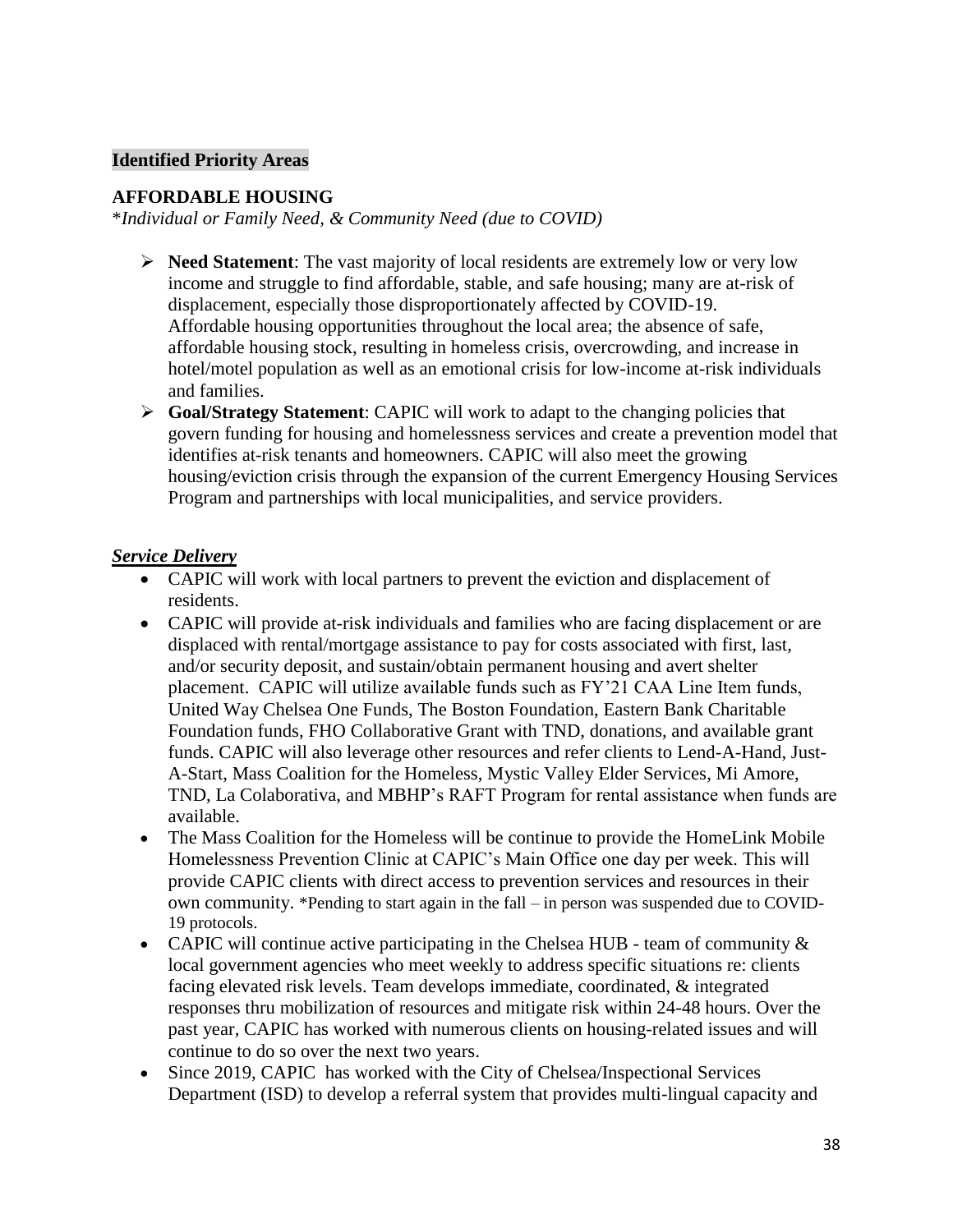**Identified Priority Areas**

## AFFORDABLE HOUSING

*\*Individual or Family Need, & Community Need (due to COVID)*

- **Need Statement**: The vast majority of local residents are extremely low or very low income and struggle to find affordable, stable, and safe housing; many are at-risk of displacement, especially those disproportionately affected by COVID-19. Affordable housing opportunities throughout the local area; the absence of safe, affordable housing stock, resulting in homeless crisis, overcrowding, and increase in hotel/motel population as well as an emotional crisis for low-income at-risk individuals and families.
- **Goal/Strategy Statement**: CAPIC will work to adapt to the changing policies that govern funding for housing and homelessness services and create a prevention model that identifies at-risk tenants and homeowners. CAPIC will also meet the growing housing/eviction crisis through the expansion of the current Emergency Housing Services Program and partnerships with local municipalities, and service providers.

***Service Delivery***

- CAPIC will work with local partners to prevent the eviction and displacement of residents.
- CAPIC will provide at-risk individuals and families who are facing displacement or are displaced with rental/mortgage assistance to pay for costs associated with first, last, and/or security deposit, and sustain/obtain permanent housing and avert shelter placement. CAPIC will utilize available funds such as FY'21 CAA Line Item funds, United Way Chelsea One Funds, The Boston Foundation, Eastern Bank Charitable Foundation funds, FHO Collaborative Grant with TND, donations, and available grant funds. CAPIC will also leverage other resources and refer clients to Lend-A-Hand, Just-A-Start, Mass Coalition for the Homeless, Mystic Valley Elder Services, Mi Amore, TND, La Colaborativa, and MBHP's RAFT Program for rental assistance when funds are available.
- The Mass Coalition for the Homeless will be continue to provide the HomeLink Mobile Homelessness Prevention Clinic at CAPIC's Main Office one day per week. This will provide CAPIC clients with direct access to prevention services and resources in their own community. *Pending to start again in the fall – in person was suspended due to COVID-19 protocols.
- CAPIC will continue active participating in the Chelsea HUB - team of community & local government agencies who meet weekly to address specific situations re: clients facing elevated risk levels. Team develops immediate, coordinated, & integrated responses thru mobilization of resources and mitigate risk within 24-48 hours. Over the past year, CAPIC has worked with numerous clients on housing-related issues and will continue to do so over the next two years.
- Since 2019, CAPIC has worked with the City of Chelsea/Inspectional Services Department (ISD) to develop a referral system that provides multi-lingual capacity and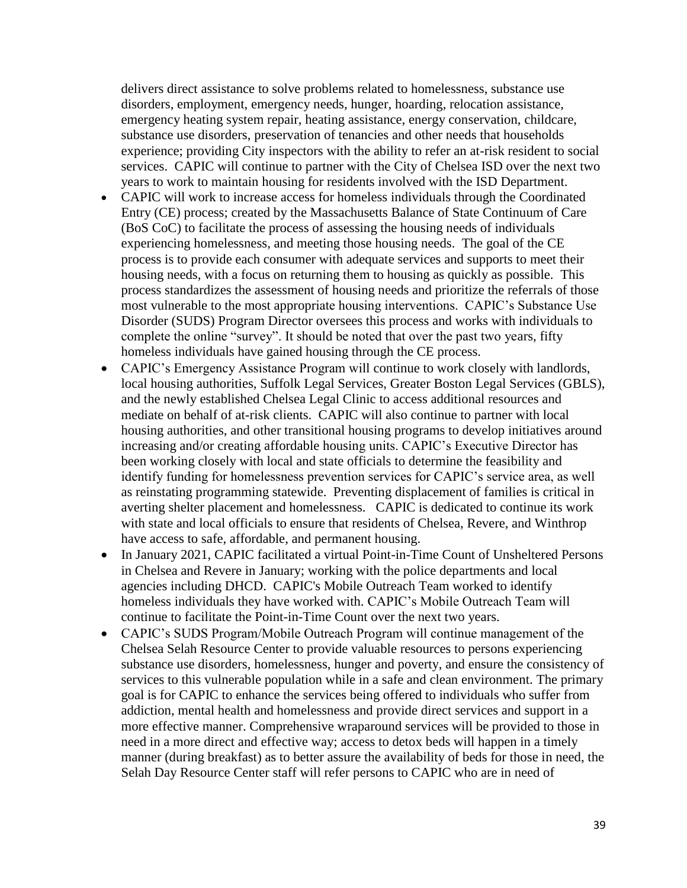delivers direct assistance to solve problems related to homelessness, substance use disorders, employment, emergency needs, hunger, hoarding, relocation assistance, emergency heating system repair, heating assistance, energy conservation, childcare, substance use disorders, preservation of tenancies and other needs that households experience; providing City inspectors with the ability to refer an at-risk resident to social services. CAPIC will continue to partner with the City of Chelsea ISD over the next two years to work to maintain housing for residents involved with the ISD Department.

- CAPIC will work to increase access for homeless individuals through the Coordinated Entry (CE) process; created by the Massachusetts Balance of State Continuum of Care (BoS CoC) to facilitate the process of assessing the housing needs of individuals experiencing homelessness, and meeting those housing needs. The goal of the CE process is to provide each consumer with adequate services and supports to meet their housing needs, with a focus on returning them to housing as quickly as possible. This process standardizes the assessment of housing needs and prioritize the referrals of those most vulnerable to the most appropriate housing interventions. CAPIC's Substance Use Disorder (SUDS) Program Director oversees this process and works with individuals to complete the online "survey". It should be noted that over the past two years, fifty homeless individuals have gained housing through the CE process.
- CAPIC's Emergency Assistance Program will continue to work closely with landlords, local housing authorities, Suffolk Legal Services, Greater Boston Legal Services (GBLS), and the newly established Chelsea Legal Clinic to access additional resources and mediate on behalf of at-risk clients. CAPIC will also continue to partner with local housing authorities, and other transitional housing programs to develop initiatives around increasing and/or creating affordable housing units. CAPIC's Executive Director has been working closely with local and state officials to determine the feasibility and identify funding for homelessness prevention services for CAPIC's service area, as well as reinstating programming statewide. Preventing displacement of families is critical in averting shelter placement and homelessness. CAPIC is dedicated to continue its work with state and local officials to ensure that residents of Chelsea, Revere, and Winthrop have access to safe, affordable, and permanent housing.
- In January 2021, CAPIC facilitated a virtual Point-in-Time Count of Unsheltered Persons in Chelsea and Revere in January; working with the police departments and local agencies including DHCD. CAPIC's Mobile Outreach Team worked to identify homeless individuals they have worked with. CAPIC's Mobile Outreach Team will continue to facilitate the Point-in-Time Count over the next two years.
- CAPIC's SUDS Program/Mobile Outreach Program will continue management of the Chelsea Selah Resource Center to provide valuable resources to persons experiencing substance use disorders, homelessness, hunger and poverty, and ensure the consistency of services to this vulnerable population while in a safe and clean environment. The primary goal is for CAPIC to enhance the services being offered to individuals who suffer from addiction, mental health and homelessness and provide direct services and support in a more effective manner. Comprehensive wraparound services will be provided to those in need in a more direct and effective way; access to detox beds will happen in a timely manner (during breakfast) as to better assure the availability of beds for those in need, the Selah Day Resource Center staff will refer persons to CAPIC who are in need of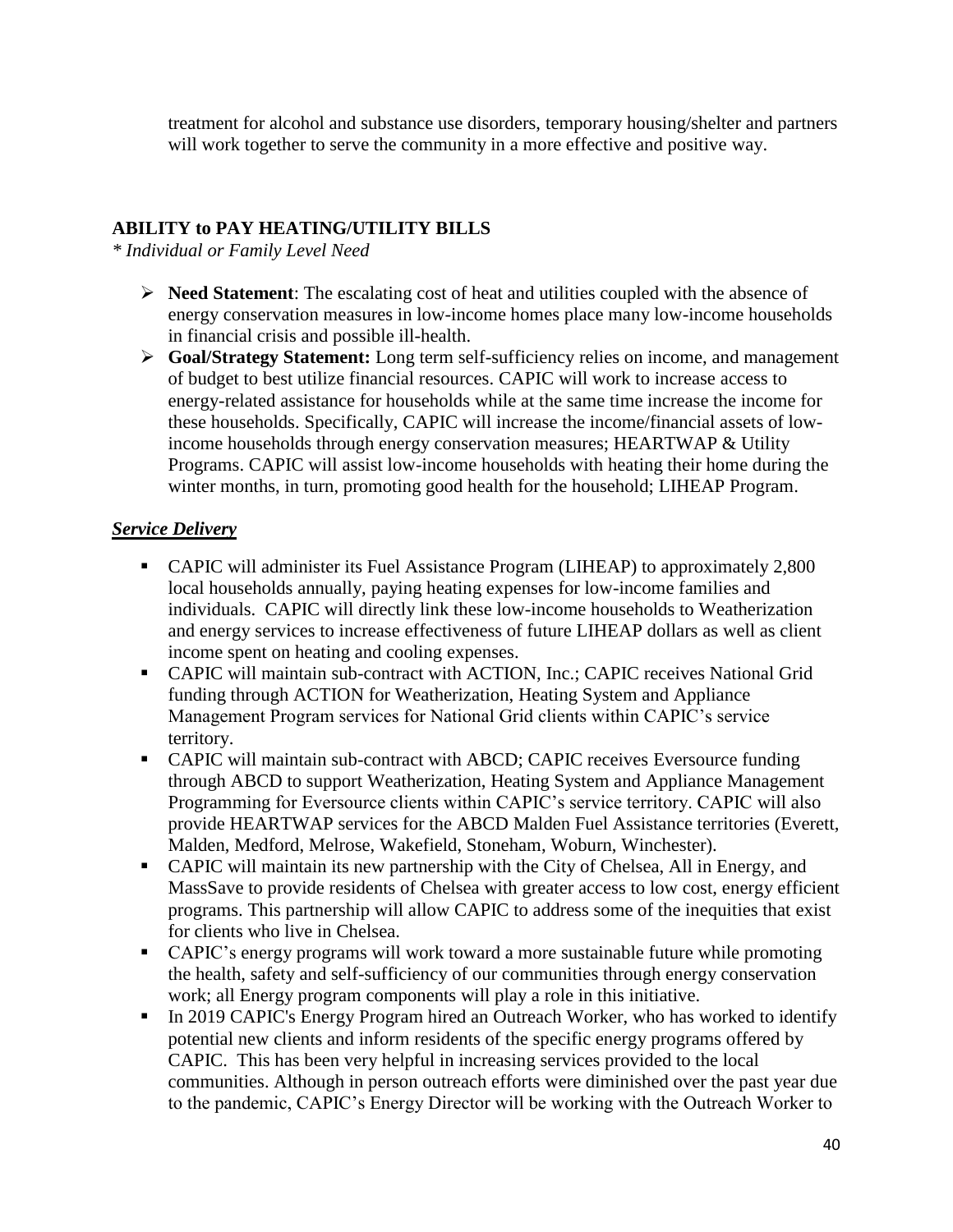treatment for alcohol and substance use disorders, temporary housing/shelter and partners will work together to serve the community in a more effective and positive way.

## ABILITY to PAY HEATING/UTILITY BILLS

*\* Individual or Family Level Need*

- **Need Statement**: The escalating cost of heat and utilities coupled with the absence of energy conservation measures in low-income homes place many low-income households in financial crisis and possible ill-health.
- **Goal/Strategy Statement:** Long term self-sufficiency relies on income, and management of budget to best utilize financial resources. CAPIC will work to increase access to energy-related assistance for households while at the same time increase the income for these households. Specifically, CAPIC will increase the income/financial assets of low-income households through energy conservation measures; HEARTWAP & Utility Programs. CAPIC will assist low-income households with heating their home during the winter months, in turn, promoting good health for the household; LIHEAP Program.

### ***Service Delivery***

- CAPIC will administer its Fuel Assistance Program (LIHEAP) to approximately 2,800 local households annually, paying heating expenses for low-income families and individuals. CAPIC will directly link these low-income households to Weatherization and energy services to increase effectiveness of future LIHEAP dollars as well as client income spent on heating and cooling expenses.
- CAPIC will maintain sub-contract with ACTION, Inc.; CAPIC receives National Grid funding through ACTION for Weatherization, Heating System and Appliance Management Program services for National Grid clients within CAPIC's service territory.
- CAPIC will maintain sub-contract with ABCD; CAPIC receives Eversource funding through ABCD to support Weatherization, Heating System and Appliance Management Programming for Eversource clients within CAPIC's service territory. CAPIC will also provide HEARTWAP services for the ABCD Malden Fuel Assistance territories (Everett, Malden, Medford, Melrose, Wakefield, Stoneham, Woburn, Winchester).
- CAPIC will maintain its new partnership with the City of Chelsea, All in Energy, and MassSave to provide residents of Chelsea with greater access to low cost, energy efficient programs. This partnership will allow CAPIC to address some of the inequities that exist for clients who live in Chelsea.
- CAPIC's energy programs will work toward a more sustainable future while promoting the health, safety and self-sufficiency of our communities through energy conservation work; all Energy program components will play a role in this initiative.
- In 2019 CAPIC's Energy Program hired an Outreach Worker, who has worked to identify potential new clients and inform residents of the specific energy programs offered by CAPIC. This has been very helpful in increasing services provided to the local communities. Although in person outreach efforts were diminished over the past year due to the pandemic, CAPIC's Energy Director will be working with the Outreach Worker to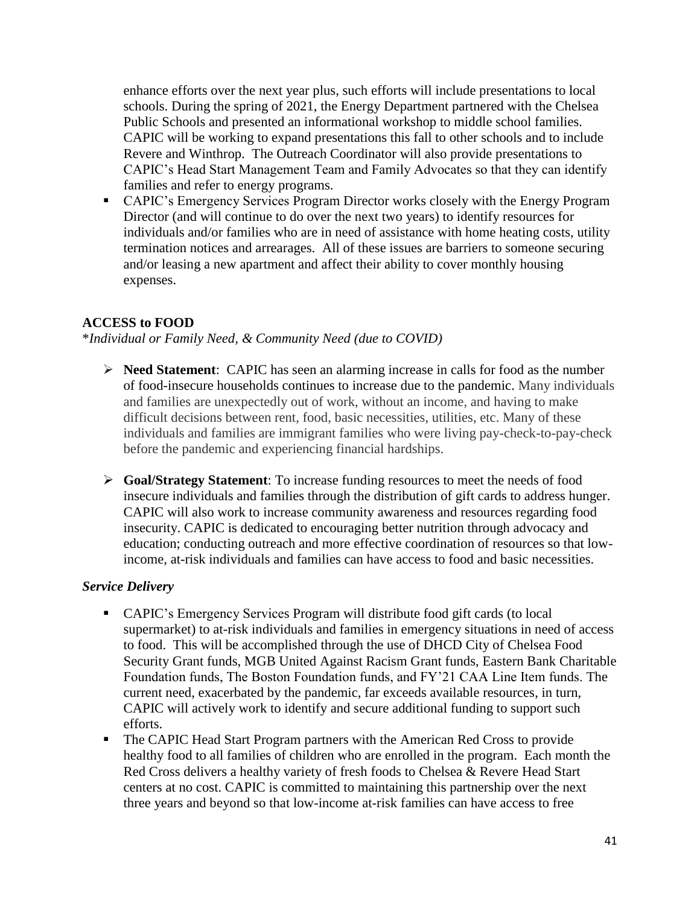enhance efforts over the next year plus, such efforts will include presentations to local schools. During the spring of 2021, the Energy Department partnered with the Chelsea Public Schools and presented an informational workshop to middle school families. CAPIC will be working to expand presentations this fall to other schools and to include Revere and Winthrop. The Outreach Coordinator will also provide presentations to CAPIC's Head Start Management Team and Family Advocates so that they can identify families and refer to energy programs.

- CAPIC's Emergency Services Program Director works closely with the Energy Program Director (and will continue to do over the next two years) to identify resources for individuals and/or families who are in need of assistance with home heating costs, utility termination notices and arrearages. All of these issues are barriers to someone securing and/or leasing a new apartment and affect their ability to cover monthly housing expenses.

## ACCESS to FOOD

*\*Individual or Family Need, & Community Need (due to COVID)*

- **Need Statement**: CAPIC has seen an alarming increase in calls for food as the number of food-insecure households continues to increase due to the pandemic. Many individuals and families are unexpectedly out of work, without an income, and having to make difficult decisions between rent, food, basic necessities, utilities, etc. Many of these individuals and families are immigrant families who were living pay-check-to-pay-check before the pandemic and experiencing financial hardships.

- **Goal/Strategy Statement**: To increase funding resources to meet the needs of food insecure individuals and families through the distribution of gift cards to address hunger. CAPIC will also work to increase community awareness and resources regarding food insecurity. CAPIC is dedicated to encouraging better nutrition through advocacy and education; conducting outreach and more effective coordination of resources so that low-income, at-risk individuals and families can have access to food and basic necessities.

### *Service Delivery*

- CAPIC's Emergency Services Program will distribute food gift cards (to local supermarket) to at-risk individuals and families in emergency situations in need of access to food. This will be accomplished through the use of DHCD City of Chelsea Food Security Grant funds, MGB United Against Racism Grant funds, Eastern Bank Charitable Foundation funds, The Boston Foundation funds, and FY'21 CAA Line Item funds. The current need, exacerbated by the pandemic, far exceeds available resources, in turn, CAPIC will actively work to identify and secure additional funding to support such efforts.
- The CAPIC Head Start Program partners with the American Red Cross to provide healthy food to all families of children who are enrolled in the program. Each month the Red Cross delivers a healthy variety of fresh foods to Chelsea & Revere Head Start centers at no cost. CAPIC is committed to maintaining this partnership over the next three years and beyond so that low-income at-risk families can have access to free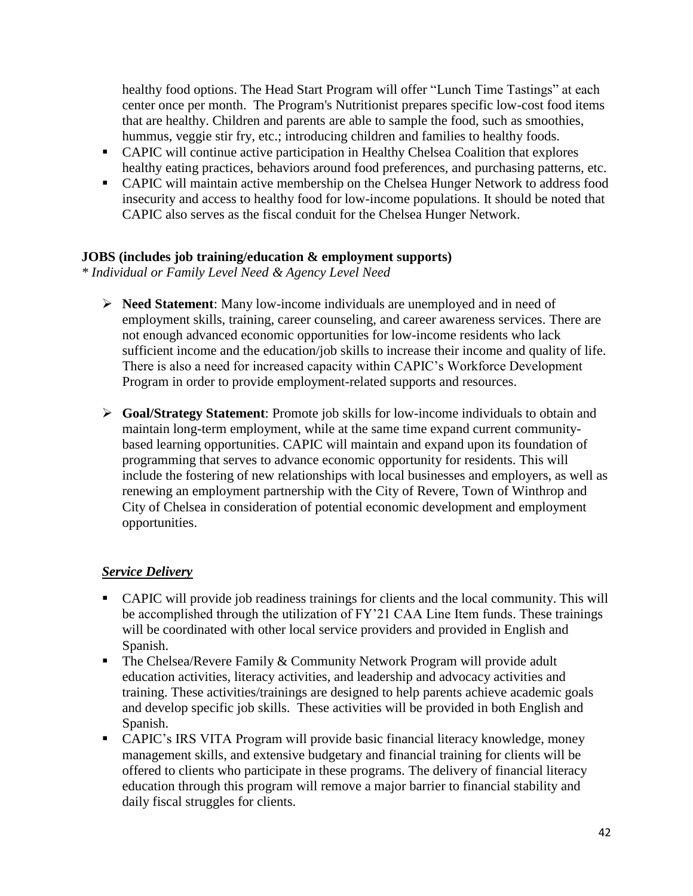healthy food options. The Head Start Program will offer "Lunch Time Tastings" at each center once per month. The Program's Nutritionist prepares specific low-cost food items that are healthy. Children and parents are able to sample the food, such as smoothies, hummus, veggie stir fry, etc.; introducing children and families to healthy foods.

- CAPIC will continue active participation in Healthy Chelsea Coalition that explores healthy eating practices, behaviors around food preferences, and purchasing patterns, etc.
- CAPIC will maintain active membership on the Chelsea Hunger Network to address food insecurity and access to healthy food for low-income populations. It should be noted that CAPIC also serves as the fiscal conduit for the Chelsea Hunger Network.

**JOBS (includes job training/education & employment supports)**

*\* Individual or Family Level Need & Agency Level Need*

- **Need Statement**: Many low-income individuals are unemployed and in need of employment skills, training, career counseling, and career awareness services. There are not enough advanced economic opportunities for low-income residents who lack sufficient income and the education/job skills to increase their income and quality of life. There is also a need for increased capacity within CAPIC's Workforce Development Program in order to provide employment-related supports and resources.

- **Goal/Strategy Statement**: Promote job skills for low-income individuals to obtain and maintain long-term employment, while at the same time expand current community-based learning opportunities. CAPIC will maintain and expand upon its foundation of programming that serves to advance economic opportunity for residents. This will include the fostering of new relationships with local businesses and employers, as well as renewing an employment partnership with the City of Revere, Town of Winthrop and City of Chelsea in consideration of potential economic development and employment opportunities.

***Service Delivery***

- CAPIC will provide job readiness trainings for clients and the local community. This will be accomplished through the utilization of FY'21 CAA Line Item funds. These trainings will be coordinated with other local service providers and provided in English and Spanish.
- The Chelsea/Revere Family & Community Network Program will provide adult education activities, literacy activities, and leadership and advocacy activities and training. These activities/trainings are designed to help parents achieve academic goals and develop specific job skills. These activities will be provided in both English and Spanish.
- CAPIC's IRS VITA Program will provide basic financial literacy knowledge, money management skills, and extensive budgetary and financial training for clients will be offered to clients who participate in these programs. The delivery of financial literacy education through this program will remove a major barrier to financial stability and daily fiscal struggles for clients.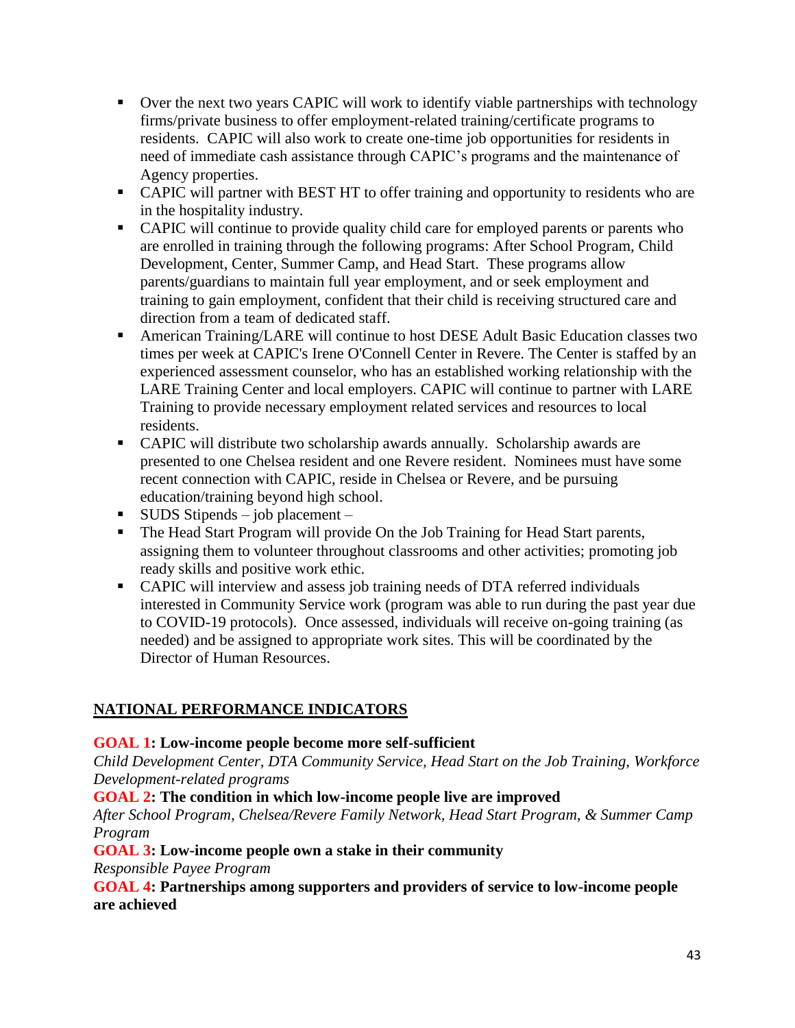- Over the next two years CAPIC will work to identify viable partnerships with technology firms/private business to offer employment-related training/certificate programs to residents. CAPIC will also work to create one-time job opportunities for residents in need of immediate cash assistance through CAPIC's programs and the maintenance of Agency properties.
- CAPIC will partner with BEST HT to offer training and opportunity to residents who are in the hospitality industry.
- CAPIC will continue to provide quality child care for employed parents or parents who are enrolled in training through the following programs: After School Program, Child Development, Center, Summer Camp, and Head Start. These programs allow parents/guardians to maintain full year employment, and or seek employment and training to gain employment, confident that their child is receiving structured care and direction from a team of dedicated staff.
- American Training/LARE will continue to host DESE Adult Basic Education classes two times per week at CAPIC's Irene O'Connell Center in Revere. The Center is staffed by an experienced assessment counselor, who has an established working relationship with the LARE Training Center and local employers. CAPIC will continue to partner with LARE Training to provide necessary employment related services and resources to local residents.
- CAPIC will distribute two scholarship awards annually. Scholarship awards are presented to one Chelsea resident and one Revere resident. Nominees must have some recent connection with CAPIC, reside in Chelsea or Revere, and be pursuing education/training beyond high school.
- SUDS Stipends – job placement –
- The Head Start Program will provide On the Job Training for Head Start parents, assigning them to volunteer throughout classrooms and other activities; promoting job ready skills and positive work ethic.
- CAPIC will interview and assess job training needs of DTA referred individuals interested in Community Service work (program was able to run during the past year due to COVID-19 protocols). Once assessed, individuals will receive on-going training (as needed) and be assigned to appropriate work sites. This will be coordinated by the Director of Human Resources.

## NATIONAL PERFORMANCE INDICATORS

**GOAL 1: Low-income people become more self-sufficient**
*Child Development Center, DTA Community Service, Head Start on the Job Training, Workforce Development-related programs*

**GOAL 2: The condition in which low-income people live are improved**
*After School Program, Chelsea/Revere Family Network, Head Start Program, & Summer Camp Program*

**GOAL 3: Low-income people own a stake in their community**
*Responsible Payee Program*

**GOAL 4: Partnerships among supporters and providers of service to low-income people are achieved**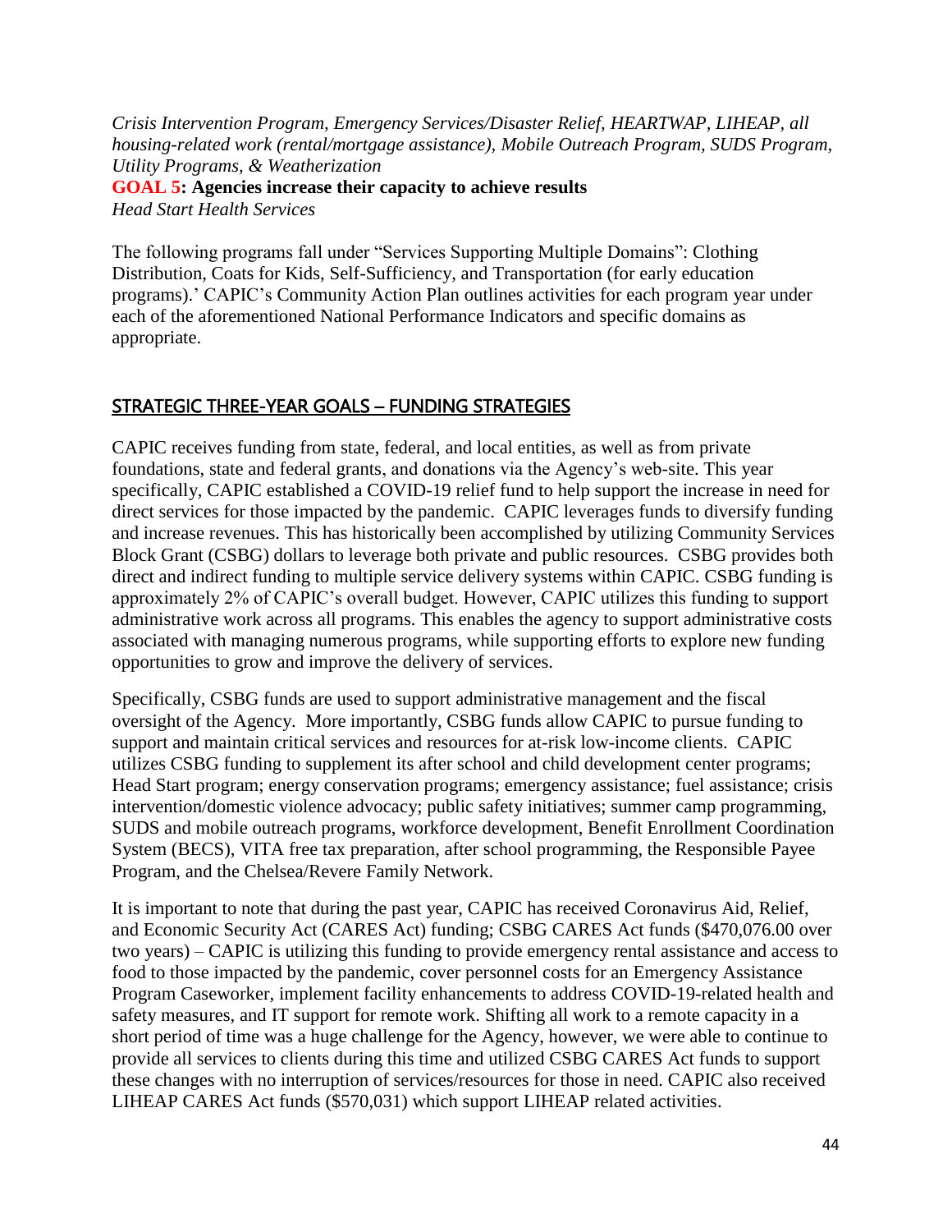*Crisis Intervention Program, Emergency Services/Disaster Relief, HEARTWAP, LIHEAP, all housing-related work (rental/mortgage assistance), Mobile Outreach Program, SUDS Program, Utility Programs, & Weatherization*

**GOAL 5: Agencies increase their capacity to achieve results**

*Head Start Health Services*

The following programs fall under "Services Supporting Multiple Domains": Clothing Distribution, Coats for Kids, Self-Sufficiency, and Transportation (for early education programs).' CAPIC's Community Action Plan outlines activities for each program year under each of the aforementioned National Performance Indicators and specific domains as appropriate.

## STRATEGIC THREE-YEAR GOALS – FUNDING STRATEGIES

CAPIC receives funding from state, federal, and local entities, as well as from private foundations, state and federal grants, and donations via the Agency's web-site. This year specifically, CAPIC established a COVID-19 relief fund to help support the increase in need for direct services for those impacted by the pandemic. CAPIC leverages funds to diversify funding and increase revenues. This has historically been accomplished by utilizing Community Services Block Grant (CSBG) dollars to leverage both private and public resources. CSBG provides both direct and indirect funding to multiple service delivery systems within CAPIC. CSBG funding is approximately 2% of CAPIC's overall budget. However, CAPIC utilizes this funding to support administrative work across all programs. This enables the agency to support administrative costs associated with managing numerous programs, while supporting efforts to explore new funding opportunities to grow and improve the delivery of services.

Specifically, CSBG funds are used to support administrative management and the fiscal oversight of the Agency. More importantly, CSBG funds allow CAPIC to pursue funding to support and maintain critical services and resources for at-risk low-income clients. CAPIC utilizes CSBG funding to supplement its after school and child development center programs; Head Start program; energy conservation programs; emergency assistance; fuel assistance; crisis intervention/domestic violence advocacy; public safety initiatives; summer camp programming, SUDS and mobile outreach programs, workforce development, Benefit Enrollment Coordination System (BECS), VITA free tax preparation, after school programming, the Responsible Payee Program, and the Chelsea/Revere Family Network.

It is important to note that during the past year, CAPIC has received Coronavirus Aid, Relief, and Economic Security Act (CARES Act) funding; CSBG CARES Act funds ($470,076.00 over two years) – CAPIC is utilizing this funding to provide emergency rental assistance and access to food to those impacted by the pandemic, cover personnel costs for an Emergency Assistance Program Caseworker, implement facility enhancements to address COVID-19-related health and safety measures, and IT support for remote work. Shifting all work to a remote capacity in a short period of time was a huge challenge for the Agency, however, we were able to continue to provide all services to clients during this time and utilized CSBG CARES Act funds to support these changes with no interruption of services/resources for those in need. CAPIC also received LIHEAP CARES Act funds ($570,031) which support LIHEAP related activities.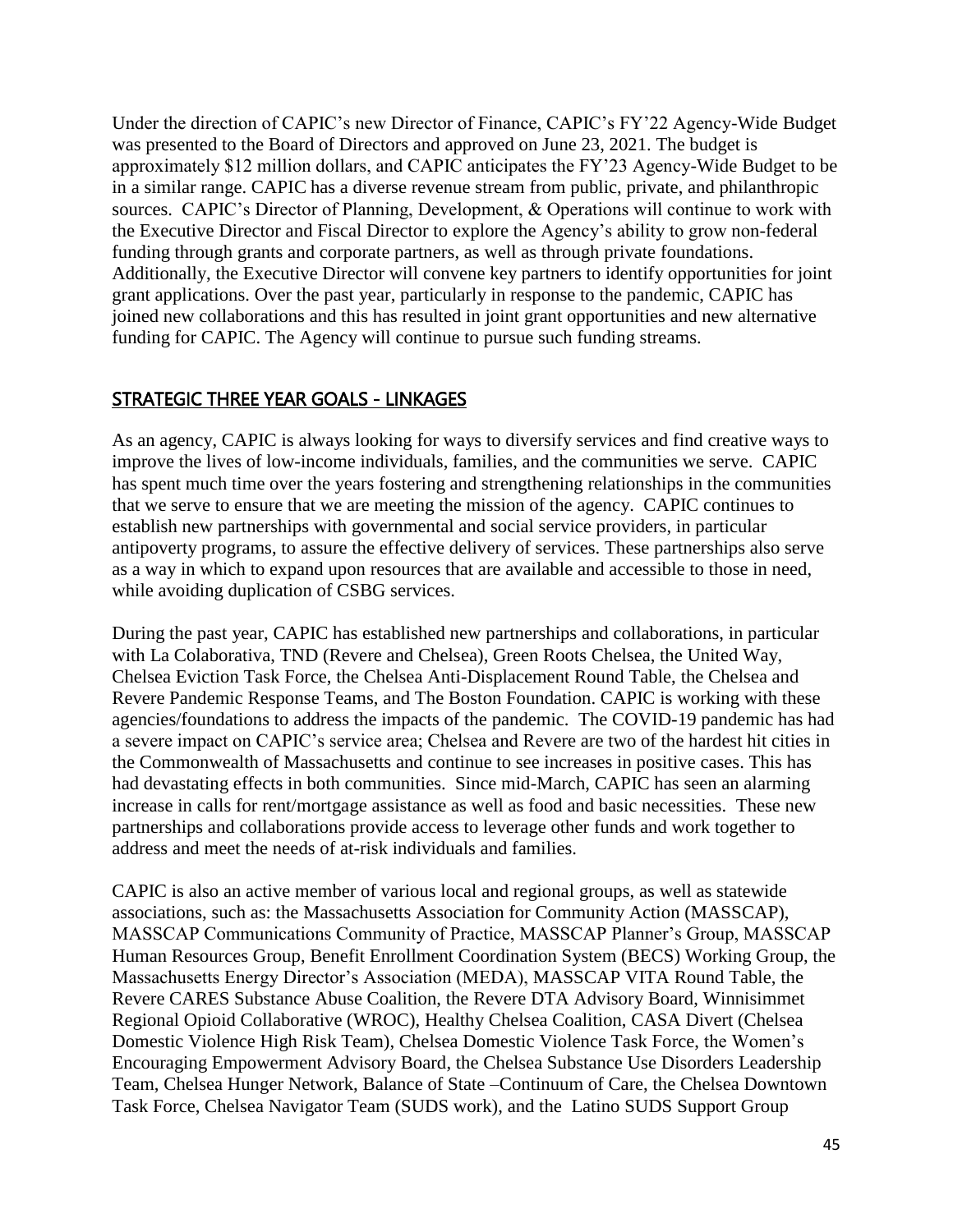Under the direction of CAPIC's new Director of Finance, CAPIC's FY'22 Agency-Wide Budget was presented to the Board of Directors and approved on June 23, 2021. The budget is approximately $12 million dollars, and CAPIC anticipates the FY'23 Agency-Wide Budget to be in a similar range. CAPIC has a diverse revenue stream from public, private, and philanthropic sources. CAPIC's Director of Planning, Development, & Operations will continue to work with the Executive Director and Fiscal Director to explore the Agency's ability to grow non-federal funding through grants and corporate partners, as well as through private foundations. Additionally, the Executive Director will convene key partners to identify opportunities for joint grant applications. Over the past year, particularly in response to the pandemic, CAPIC has joined new collaborations and this has resulted in joint grant opportunities and new alternative funding for CAPIC. The Agency will continue to pursue such funding streams.

## STRATEGIC THREE YEAR GOALS - LINKAGES

As an agency, CAPIC is always looking for ways to diversify services and find creative ways to improve the lives of low-income individuals, families, and the communities we serve. CAPIC has spent much time over the years fostering and strengthening relationships in the communities that we serve to ensure that we are meeting the mission of the agency. CAPIC continues to establish new partnerships with governmental and social service providers, in particular antipoverty programs, to assure the effective delivery of services. These partnerships also serve as a way in which to expand upon resources that are available and accessible to those in need, while avoiding duplication of CSBG services.

During the past year, CAPIC has established new partnerships and collaborations, in particular with La Colaborativa, TND (Revere and Chelsea), Green Roots Chelsea, the United Way, Chelsea Eviction Task Force, the Chelsea Anti-Displacement Round Table, the Chelsea and Revere Pandemic Response Teams, and The Boston Foundation. CAPIC is working with these agencies/foundations to address the impacts of the pandemic. The COVID-19 pandemic has had a severe impact on CAPIC's service area; Chelsea and Revere are two of the hardest hit cities in the Commonwealth of Massachusetts and continue to see increases in positive cases. This has had devastating effects in both communities. Since mid-March, CAPIC has seen an alarming increase in calls for rent/mortgage assistance as well as food and basic necessities. These new partnerships and collaborations provide access to leverage other funds and work together to address and meet the needs of at-risk individuals and families.

CAPIC is also an active member of various local and regional groups, as well as statewide associations, such as: the Massachusetts Association for Community Action (MASSCAP), MASSCAP Communications Community of Practice, MASSCAP Planner's Group, MASSCAP Human Resources Group, Benefit Enrollment Coordination System (BECS) Working Group, the Massachusetts Energy Director's Association (MEDA), MASSCAP VITA Round Table, the Revere CARES Substance Abuse Coalition, the Revere DTA Advisory Board, Winnisimmet Regional Opioid Collaborative (WROC), Healthy Chelsea Coalition, CASA Divert (Chelsea Domestic Violence High Risk Team), Chelsea Domestic Violence Task Force, the Women's Encouraging Empowerment Advisory Board, the Chelsea Substance Use Disorders Leadership Team, Chelsea Hunger Network, Balance of State –Continuum of Care, the Chelsea Downtown Task Force, Chelsea Navigator Team (SUDS work), and the Latino SUDS Support Group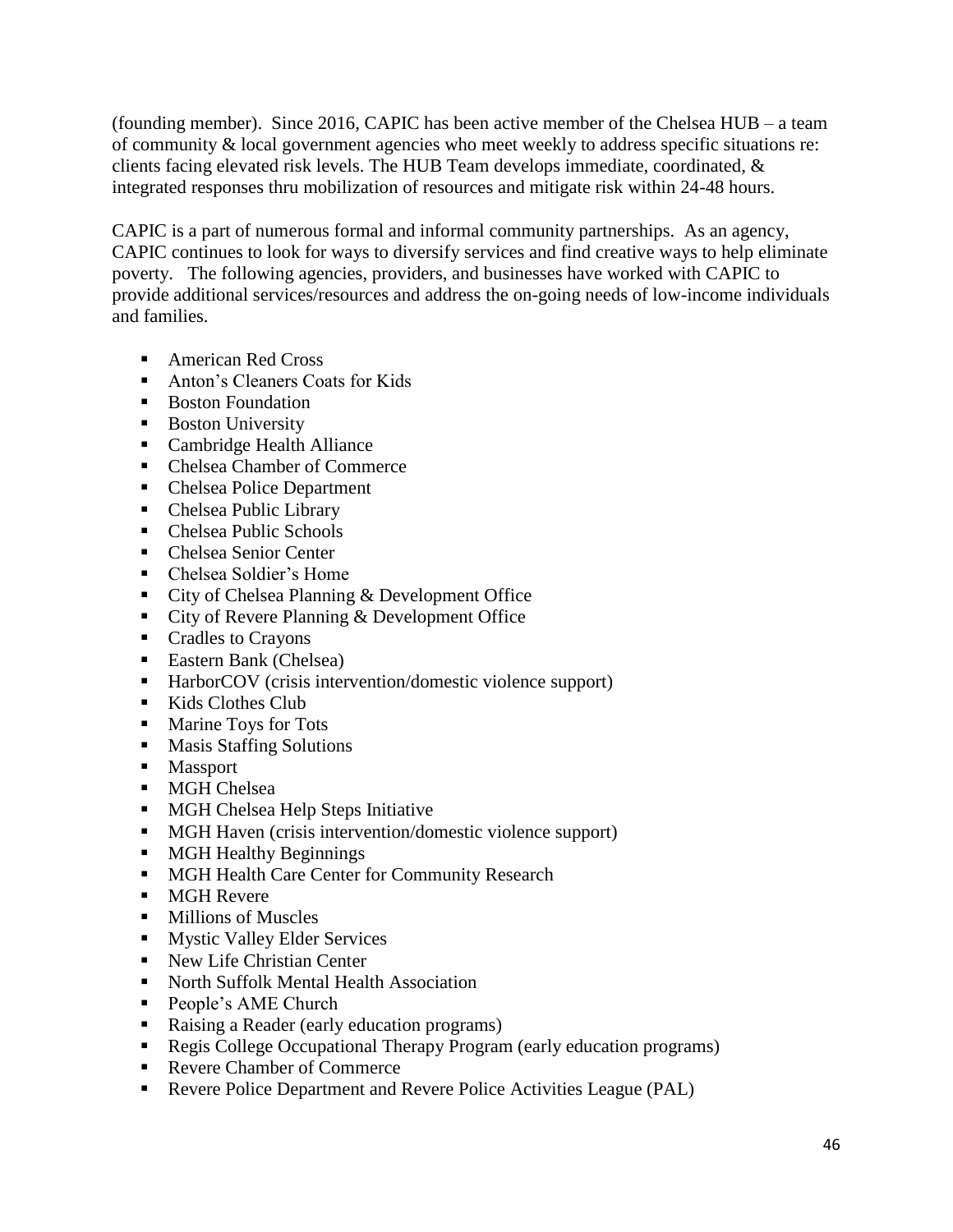(founding member). Since 2016, CAPIC has been active member of the Chelsea HUB – a team of community & local government agencies who meet weekly to address specific situations re: clients facing elevated risk levels. The HUB Team develops immediate, coordinated, & integrated responses thru mobilization of resources and mitigate risk within 24-48 hours.

CAPIC is a part of numerous formal and informal community partnerships. As an agency, CAPIC continues to look for ways to diversify services and find creative ways to help eliminate poverty. The following agencies, providers, and businesses have worked with CAPIC to provide additional services/resources and address the on-going needs of low-income individuals and families.

- American Red Cross
- Anton's Cleaners Coats for Kids
- Boston Foundation
- Boston University
- Cambridge Health Alliance
- Chelsea Chamber of Commerce
- Chelsea Police Department
- Chelsea Public Library
- Chelsea Public Schools
- Chelsea Senior Center
- Chelsea Soldier's Home
- City of Chelsea Planning & Development Office
- City of Revere Planning & Development Office
- Cradles to Crayons
- Eastern Bank (Chelsea)
- HarborCOV (crisis intervention/domestic violence support)
- Kids Clothes Club
- Marine Toys for Tots
- Masis Staffing Solutions
- Massport
- MGH Chelsea
- MGH Chelsea Help Steps Initiative
- MGH Haven (crisis intervention/domestic violence support)
- MGH Healthy Beginnings
- MGH Health Care Center for Community Research
- MGH Revere
- Millions of Muscles
- Mystic Valley Elder Services
- New Life Christian Center
- North Suffolk Mental Health Association
- People's AME Church
- Raising a Reader (early education programs)
- Regis College Occupational Therapy Program (early education programs)
- Revere Chamber of Commerce
- Revere Police Department and Revere Police Activities League (PAL)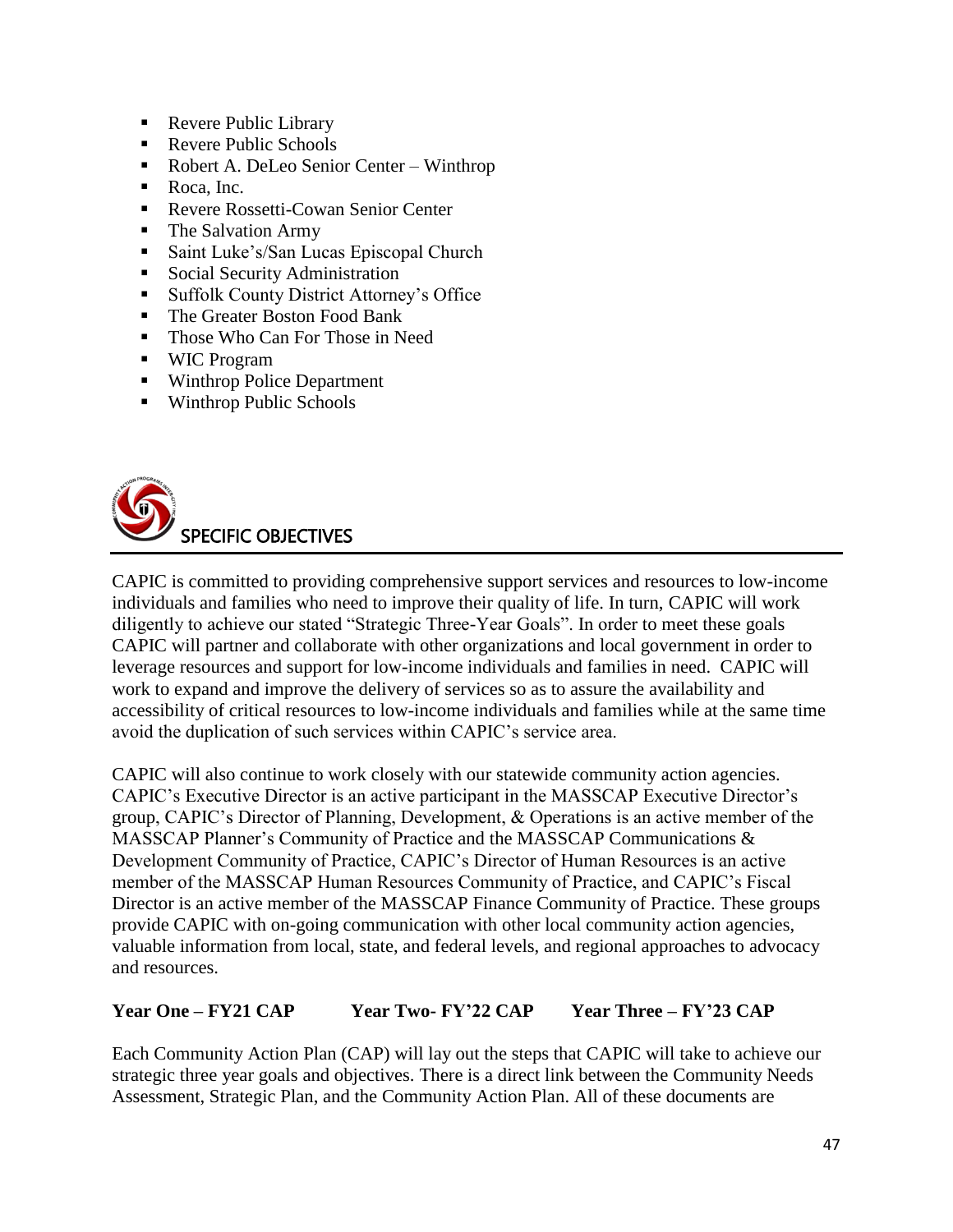- Revere Public Library
- Revere Public Schools
- Robert A. DeLeo Senior Center – Winthrop
- Roca, Inc.
- Revere Rossetti-Cowan Senior Center
- The Salvation Army
- Saint Luke's/San Lucas Episcopal Church
- Social Security Administration
- Suffolk County District Attorney's Office
- The Greater Boston Food Bank
- Those Who Can For Those in Need
- WIC Program
- Winthrop Police Department
- Winthrop Public Schools

## SPECIFIC OBJECTIVES

CAPIC is committed to providing comprehensive support services and resources to low-income individuals and families who need to improve their quality of life. In turn, CAPIC will work diligently to achieve our stated "Strategic Three-Year Goals". In order to meet these goals CAPIC will partner and collaborate with other organizations and local government in order to leverage resources and support for low-income individuals and families in need. CAPIC will work to expand and improve the delivery of services so as to assure the availability and accessibility of critical resources to low-income individuals and families while at the same time avoid the duplication of such services within CAPIC's service area.

CAPIC will also continue to work closely with our statewide community action agencies. CAPIC's Executive Director is an active participant in the MASSCAP Executive Director's group, CAPIC's Director of Planning, Development, & Operations is an active member of the MASSCAP Planner's Community of Practice and the MASSCAP Communications & Development Community of Practice, CAPIC's Director of Human Resources is an active member of the MASSCAP Human Resources Community of Practice, and CAPIC's Fiscal Director is an active member of the MASSCAP Finance Community of Practice. These groups provide CAPIC with on-going communication with other local community action agencies, valuable information from local, state, and federal levels, and regional approaches to advocacy and resources.

**Year One – FY21 CAP Year Two- FY'22 CAP Year Three – FY'23 CAP**

Each Community Action Plan (CAP) will lay out the steps that CAPIC will take to achieve our strategic three year goals and objectives. There is a direct link between the Community Needs Assessment, Strategic Plan, and the Community Action Plan. All of these documents are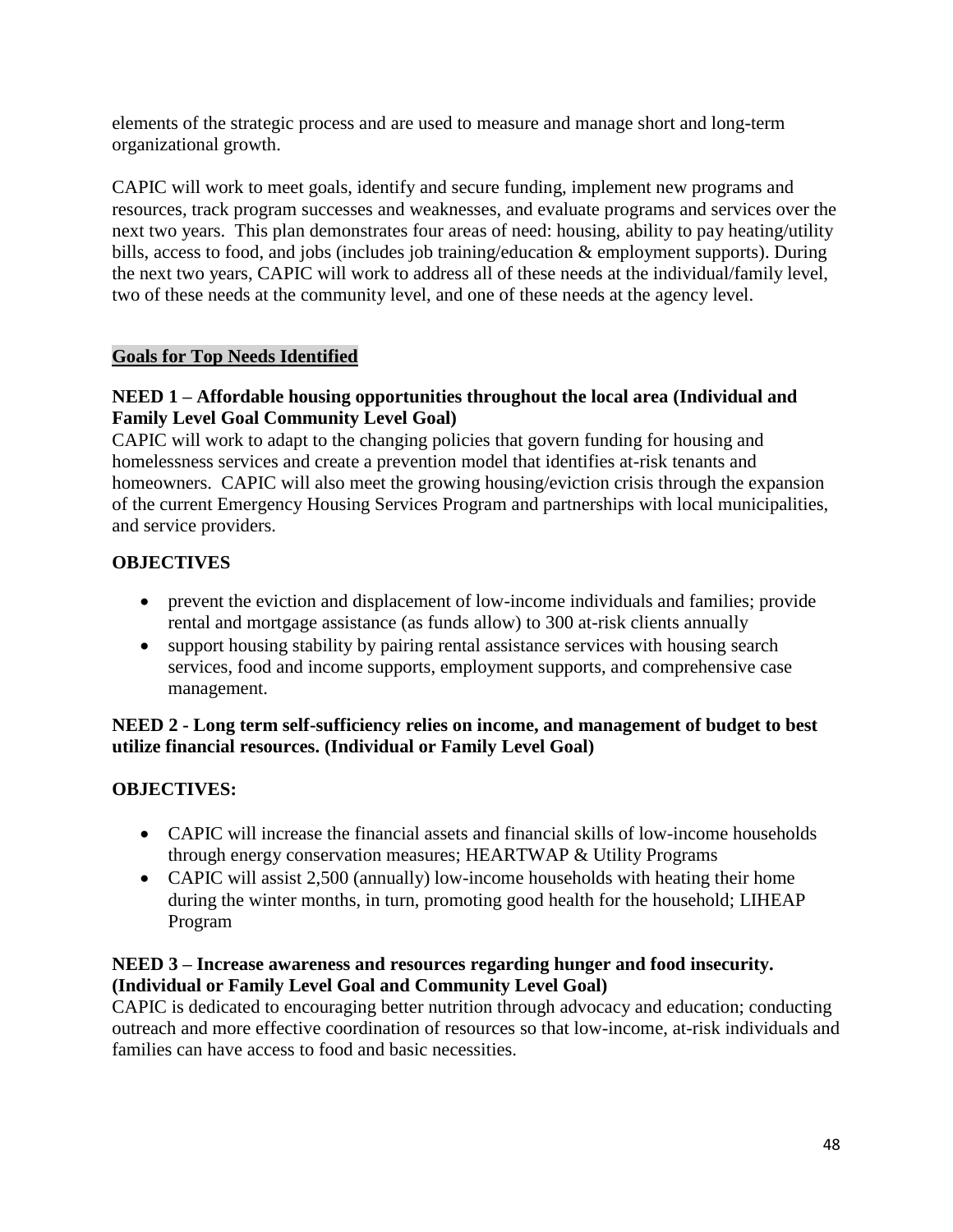elements of the strategic process and are used to measure and manage short and long-term organizational growth.

CAPIC will work to meet goals, identify and secure funding, implement new programs and resources, track program successes and weaknesses, and evaluate programs and services over the next two years. This plan demonstrates four areas of need: housing, ability to pay heating/utility bills, access to food, and jobs (includes job training/education & employment supports). During the next two years, CAPIC will work to address all of these needs at the individual/family level, two of these needs at the community level, and one of these needs at the agency level.

## Goals for Top Needs Identified

### NEED 1 – Affordable housing opportunities throughout the local area (Individual and Family Level Goal Community Level Goal)

CAPIC will work to adapt to the changing policies that govern funding for housing and homelessness services and create a prevention model that identifies at-risk tenants and homeowners. CAPIC will also meet the growing housing/eviction crisis through the expansion of the current Emergency Housing Services Program and partnerships with local municipalities, and service providers.

### OBJECTIVES

- prevent the eviction and displacement of low-income individuals and families; provide rental and mortgage assistance (as funds allow) to 300 at-risk clients annually
- support housing stability by pairing rental assistance services with housing search services, food and income supports, employment supports, and comprehensive case management.

### NEED 2 - Long term self-sufficiency relies on income, and management of budget to best utilize financial resources. (Individual or Family Level Goal)

### OBJECTIVES:

- CAPIC will increase the financial assets and financial skills of low-income households through energy conservation measures; HEARTWAP & Utility Programs
- CAPIC will assist 2,500 (annually) low-income households with heating their home during the winter months, in turn, promoting good health for the household; LIHEAP Program

### NEED 3 – Increase awareness and resources regarding hunger and food insecurity. (Individual or Family Level Goal and Community Level Goal)

CAPIC is dedicated to encouraging better nutrition through advocacy and education; conducting outreach and more effective coordination of resources so that low-income, at-risk individuals and families can have access to food and basic necessities.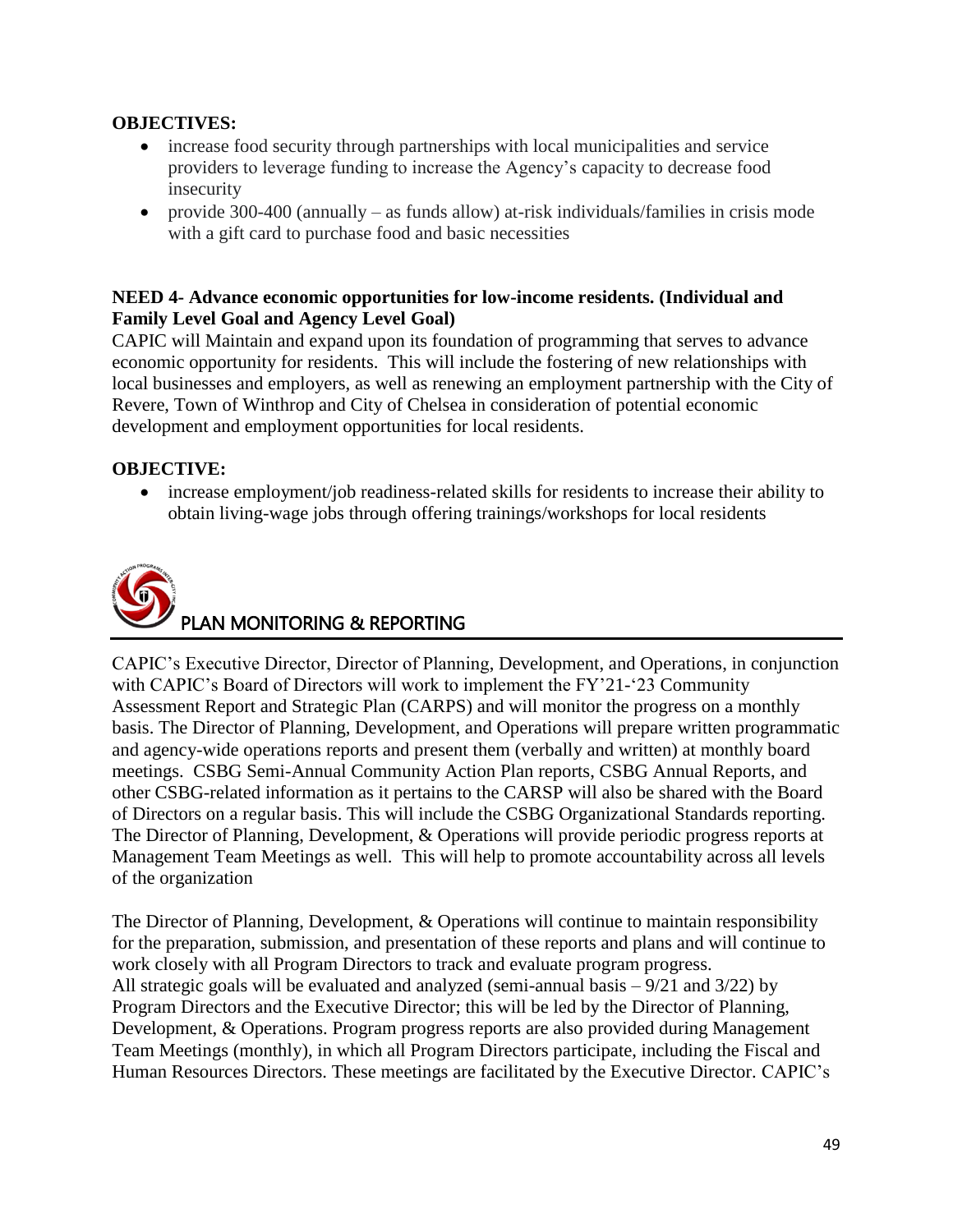**OBJECTIVES:**

- increase food security through partnerships with local municipalities and service providers to leverage funding to increase the Agency's capacity to decrease food insecurity
- provide 300-400 (annually – as funds allow) at-risk individuals/families in crisis mode with a gift card to purchase food and basic necessities

**NEED 4- Advance economic opportunities for low-income residents. (Individual and Family Level Goal and Agency Level Goal)**

CAPIC will Maintain and expand upon its foundation of programming that serves to advance economic opportunity for residents. This will include the fostering of new relationships with local businesses and employers, as well as renewing an employment partnership with the City of Revere, Town of Winthrop and City of Chelsea in consideration of potential economic development and employment opportunities for local residents.

**OBJECTIVE:**

- increase employment/job readiness-related skills for residents to increase their ability to obtain living-wage jobs through offering trainings/workshops for local residents

## PLAN MONITORING & REPORTING

CAPIC's Executive Director, Director of Planning, Development, and Operations, in conjunction with CAPIC's Board of Directors will work to implement the FY'21-'23 Community Assessment Report and Strategic Plan (CARPS) and will monitor the progress on a monthly basis. The Director of Planning, Development, and Operations will prepare written programmatic and agency-wide operations reports and present them (verbally and written) at monthly board meetings. CSBG Semi-Annual Community Action Plan reports, CSBG Annual Reports, and other CSBG-related information as it pertains to the CARSP will also be shared with the Board of Directors on a regular basis. This will include the CSBG Organizational Standards reporting. The Director of Planning, Development, & Operations will provide periodic progress reports at Management Team Meetings as well. This will help to promote accountability across all levels of the organization

The Director of Planning, Development, & Operations will continue to maintain responsibility for the preparation, submission, and presentation of these reports and plans and will continue to work closely with all Program Directors to track and evaluate program progress.
All strategic goals will be evaluated and analyzed (semi-annual basis – 9/21 and 3/22) by Program Directors and the Executive Director; this will be led by the Director of Planning, Development, & Operations. Program progress reports are also provided during Management Team Meetings (monthly), in which all Program Directors participate, including the Fiscal and Human Resources Directors. These meetings are facilitated by the Executive Director. CAPIC's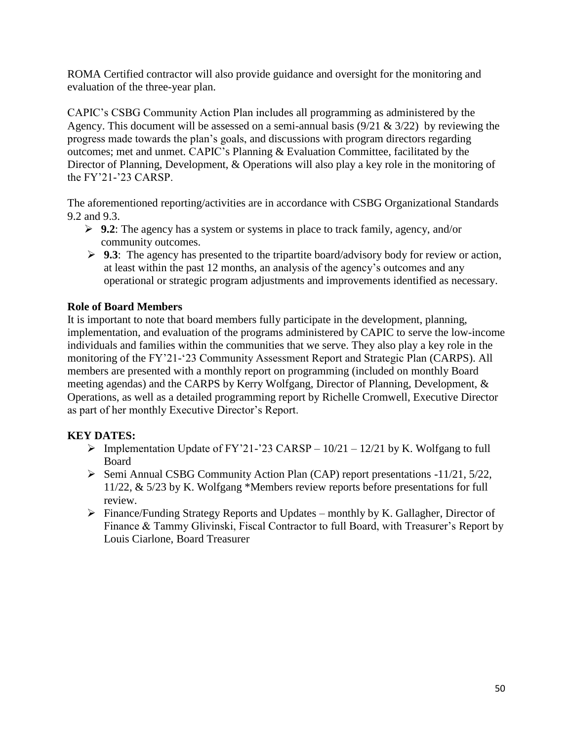ROMA Certified contractor will also provide guidance and oversight for the monitoring and evaluation of the three-year plan.

CAPIC's CSBG Community Action Plan includes all programming as administered by the Agency. This document will be assessed on a semi-annual basis (9/21 & 3/22) by reviewing the progress made towards the plan's goals, and discussions with program directors regarding outcomes; met and unmet. CAPIC's Planning & Evaluation Committee, facilitated by the Director of Planning, Development, & Operations will also play a key role in the monitoring of the FY'21-'23 CARSP.

The aforementioned reporting/activities are in accordance with CSBG Organizational Standards 9.2 and 9.3.

- **9.2**: The agency has a system or systems in place to track family, agency, and/or community outcomes.
- **9.3**: The agency has presented to the tripartite board/advisory body for review or action, at least within the past 12 months, an analysis of the agency's outcomes and any operational or strategic program adjustments and improvements identified as necessary.

**Role of Board Members**

It is important to note that board members fully participate in the development, planning, implementation, and evaluation of the programs administered by CAPIC to serve the low-income individuals and families within the communities that we serve. They also play a key role in the monitoring of the FY'21-'23 Community Assessment Report and Strategic Plan (CARPS). All members are presented with a monthly report on programming (included on monthly Board meeting agendas) and the CARPS by Kerry Wolfgang, Director of Planning, Development, & Operations, as well as a detailed programming report by Richelle Cromwell, Executive Director as part of her monthly Executive Director's Report.

**KEY DATES:**

- Implementation Update of FY'21-'23 CARSP – 10/21 – 12/21 by K. Wolfgang to full Board
- Semi Annual CSBG Community Action Plan (CAP) report presentations -11/21, 5/22, 11/22, & 5/23 by K. Wolfgang *Members review reports before presentations for full review.
- Finance/Funding Strategy Reports and Updates – monthly by K. Gallagher, Director of Finance & Tammy Glivinski, Fiscal Contractor to full Board, with Treasurer's Report by Louis Ciarlone, Board Treasurer